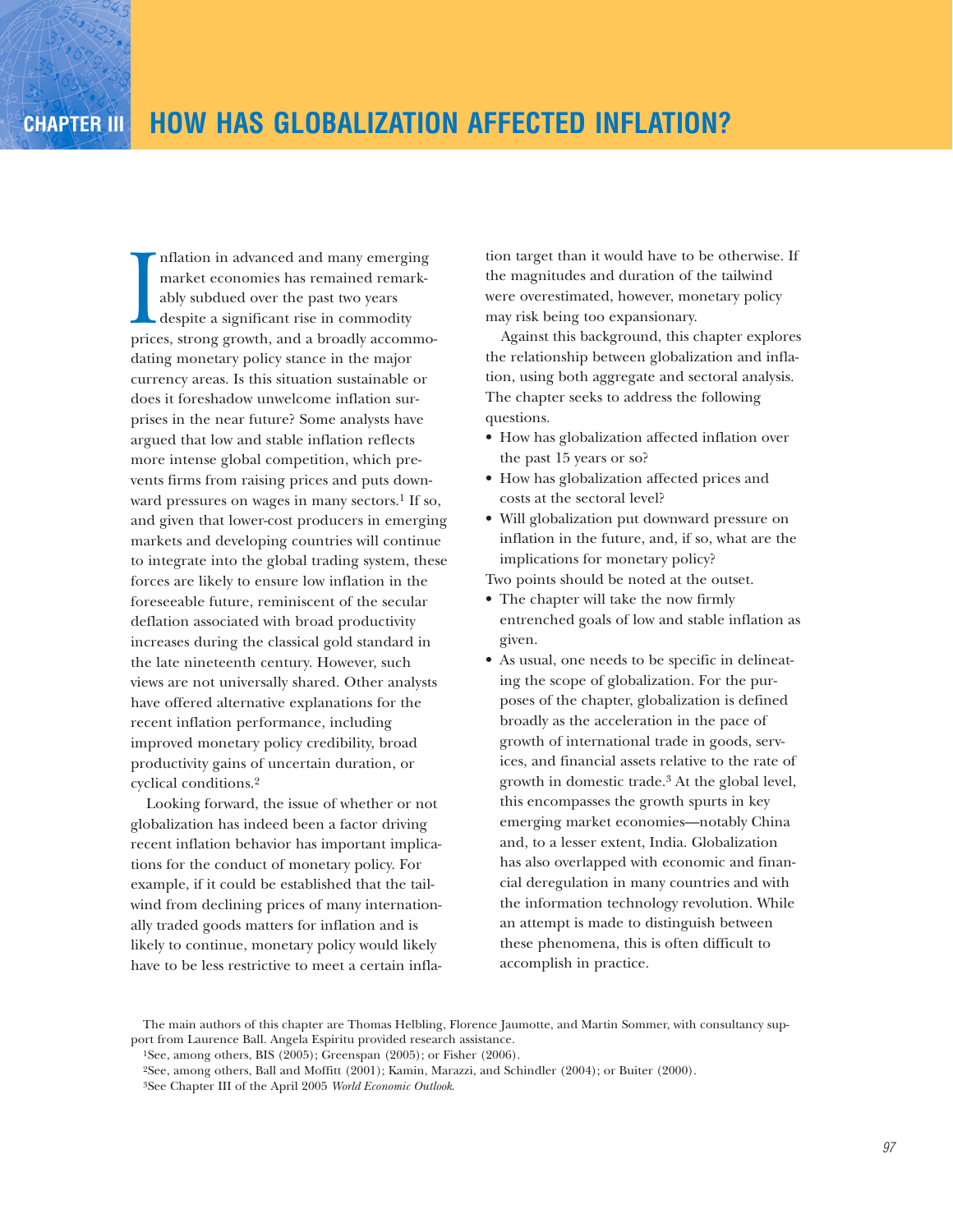# CHAPTER III HOW HAS GLOBALIZATION AFFECTED INFLATION?

Inflation in advanced and many emerging market economies has remained remarkably subdued over the past two years despite a significant rise in commodity prices, strong growth, and a broadly accommodating monetary policy stance in the major currency areas. Is this situation sustainable or does it foreshadow unwelcome inflation surprises in the near future? Some analysts have argued that low and stable inflation reflects more intense global competition, which prevents firms from raising prices and puts downward pressures on wages in many sectors.[1] If so, and given that lower-cost producers in emerging markets and developing countries will continue to integrate into the global trading system, these forces are likely to ensure low inflation in the foreseeable future, reminiscent of the secular deflation associated with broad productivity increases during the classical gold standard in the late nineteenth century. However, such views are not universally shared. Other analysts have offered alternative explanations for the recent inflation performance, including improved monetary policy credibility, broad productivity gains of uncertain duration, or cyclical conditions.[2]

Looking forward, the issue of whether or not globalization has indeed been a factor driving recent inflation behavior has important implications for the conduct of monetary policy. For example, if it could be established that the tailwind from declining prices of many internationally traded goods matters for inflation and is likely to continue, monetary policy would likely have to be less restrictive to meet a certain inflation target than it would have to be otherwise. If the magnitudes and duration of the tailwind were overestimated, however, monetary policy may risk being too expansionary.

Against this background, this chapter explores the relationship between globalization and inflation, using both aggregate and sectoral analysis. The chapter seeks to address the following questions.

- How has globalization affected inflation over the past 15 years or so?
- How has globalization affected prices and costs at the sectoral level?
- Will globalization put downward pressure on inflation in the future, and, if so, what are the implications for monetary policy?

Two points should be noted at the outset.

- The chapter will take the now firmly entrenched goals of low and stable inflation as given.
- As usual, one needs to be specific in delineating the scope of globalization. For the purposes of the chapter, globalization is defined broadly as the acceleration in the pace of growth of international trade in goods, services, and financial assets relative to the rate of growth in domestic trade.[3] At the global level, this encompasses the growth spurts in key emerging market economies—notably China and, to a lesser extent, India. Globalization has also overlapped with economic and financial deregulation in many countries and with the information technology revolution. While an attempt is made to distinguish between these phenomena, this is often difficult to accomplish in practice.

The main authors of this chapter are Thomas Helbling, Florence Jaumotte, and Martin Sommer, with consultancy support from Laurence Ball. Angela Espiritu provided research assistance.

[1] See, among others, BIS (2005); Greenspan (2005); or Fisher (2006).

[2] See, among others, Ball and Moffitt (2001); Kamin, Marazzi, and Schindler (2004); or Buiter (2000).

[3] See Chapter III of the April 2005 *World Economic Outlook*.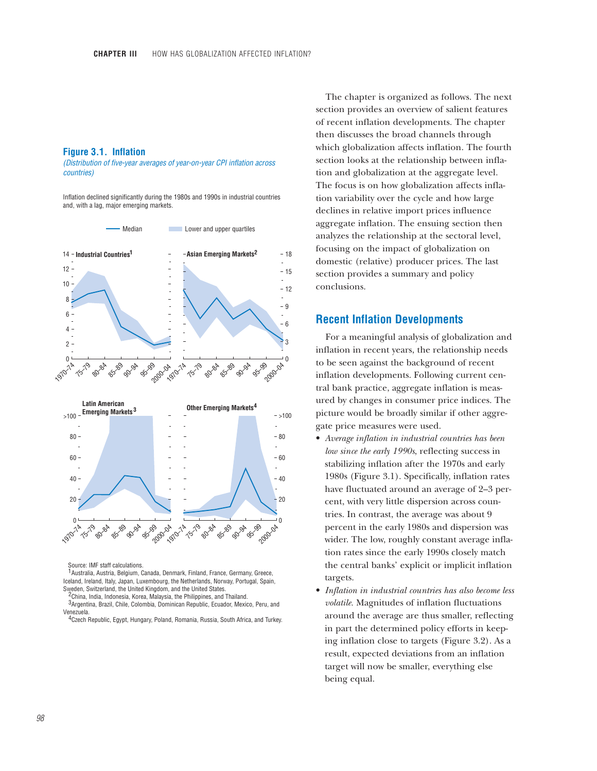**Figure 3.1. Inflation**

*(Distribution of five-year averages of year-on-year CPI inflation across countries)*

Inflation declined significantly during the 1980s and 1990s in industrial countries and, with a lag, major emerging markets.

Source: IMF staff calculations.
[1]Australia, Austria, Belgium, Canada, Denmark, Finland, France, Germany, Greece, Iceland, Ireland, Italy, Japan, Luxembourg, the Netherlands, Norway, Portugal, Spain, Sweden, Switzerland, the United Kingdom, and the United States.
[2]China, India, Indonesia, Korea, Malaysia, the Philippines, and Thailand.
[3]Argentina, Brazil, Chile, Colombia, Dominican Republic, Ecuador, Mexico, Peru, and Venezuela.
[4]Czech Republic, Egypt, Hungary, Poland, Romania, Russia, South Africa, and Turkey.

The chapter is organized as follows. The next section provides an overview of salient features of recent inflation developments. The chapter then discusses the broad channels through which globalization affects inflation. The fourth section looks at the relationship between inflation and globalization at the aggregate level. The focus is on how globalization affects inflation variability over the cycle and how large declines in relative import prices influence aggregate inflation. The ensuing section then analyzes the relationship at the sectoral level, focusing on the impact of globalization on domestic (relative) producer prices. The last section provides a summary and policy conclusions.

## Recent Inflation Developments

For a meaningful analysis of globalization and inflation in recent years, the relationship needs to be seen against the background of recent inflation developments. Following current central bank practice, aggregate inflation is measured by changes in consumer price indices. The picture would be broadly similar if other aggregate price measures were used.

- *Average inflation in industrial countries has been low since the early 1990s*, reflecting success in stabilizing inflation after the 1970s and early 1980s (Figure 3.1). Specifically, inflation rates have fluctuated around an average of 2–3 percent, with very little dispersion across countries. In contrast, the average was about 9 percent in the early 1980s and dispersion was wider. The low, roughly constant average inflation rates since the early 1990s closely match the central banks' explicit or implicit inflation targets.
- *Inflation in industrial countries has also become less volatile.* Magnitudes of inflation fluctuations around the average are thus smaller, reflecting in part the determined policy efforts in keeping inflation close to targets (Figure 3.2). As a result, expected deviations from an inflation target will now be smaller, everything else being equal.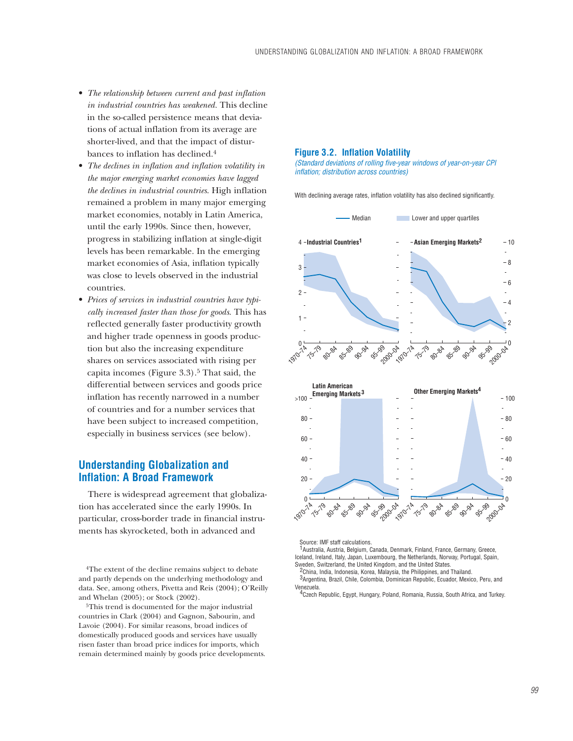- *The relationship between current and past inflation in industrial countries has weakened.* This decline in the so-called persistence means that deviations of actual inflation from its average are shorter-lived, and that the impact of disturbances to inflation has declined.[4]
- *The declines in inflation and inflation volatility in the major emerging market economies have lagged the declines in industrial countries.* High inflation remained a problem in many major emerging market economies, notably in Latin America, until the early 1990s. Since then, however, progress in stabilizing inflation at single-digit levels has been remarkable. In the emerging market economies of Asia, inflation typically was close to levels observed in the industrial countries.
- *Prices of services in industrial countries have typically increased faster than those for goods.* This has reflected generally faster productivity growth and higher trade openness in goods production but also the increasing expenditure shares on services associated with rising per capita incomes (Figure 3.3).[5] That said, the differential between services and goods price inflation has recently narrowed in a number of countries and for a number services that have been subject to increased competition, especially in business services (see below).

## Understanding Globalization and Inflation: A Broad Framework

There is widespread agreement that globalization has accelerated since the early 1990s. In particular, cross-border trade in financial instruments has skyrocketed, both in advanced and

**Figure 3.2. Inflation Volatility**

*(Standard deviations of rolling five-year windows of year-on-year CPI inflation; distribution across countries)*

With declining average rates, inflation volatility has also declined significantly.

Source: IMF staff calculations.
[1]Australia, Austria, Belgium, Canada, Denmark, Finland, France, Germany, Greece, Iceland, Ireland, Italy, Japan, Luxembourg, the Netherlands, Norway, Portugal, Spain, Sweden, Switzerland, the United Kingdom, and the United States.
[2]China, India, Indonesia, Korea, Malaysia, the Philippines, and Thailand.
[3]Argentina, Brazil, Chile, Colombia, Dominican Republic, Ecuador, Mexico, Peru, and Venezuela.
[4]Czech Republic, Egypt, Hungary, Poland, Romania, Russia, South Africa, and Turkey.

[4]The extent of the decline remains subject to debate and partly depends on the underlying methodology and data. See, among others, Pivetta and Reis (2004); O'Reilly and Whelan (2005); or Stock (2002).

[5]This trend is documented for the major industrial countries in Clark (2004) and Gagnon, Sabourin, and Lavoie (2004). For similar reasons, broad indices of domestically produced goods and services have usually risen faster than broad price indices for imports, which remain determined mainly by goods price developments.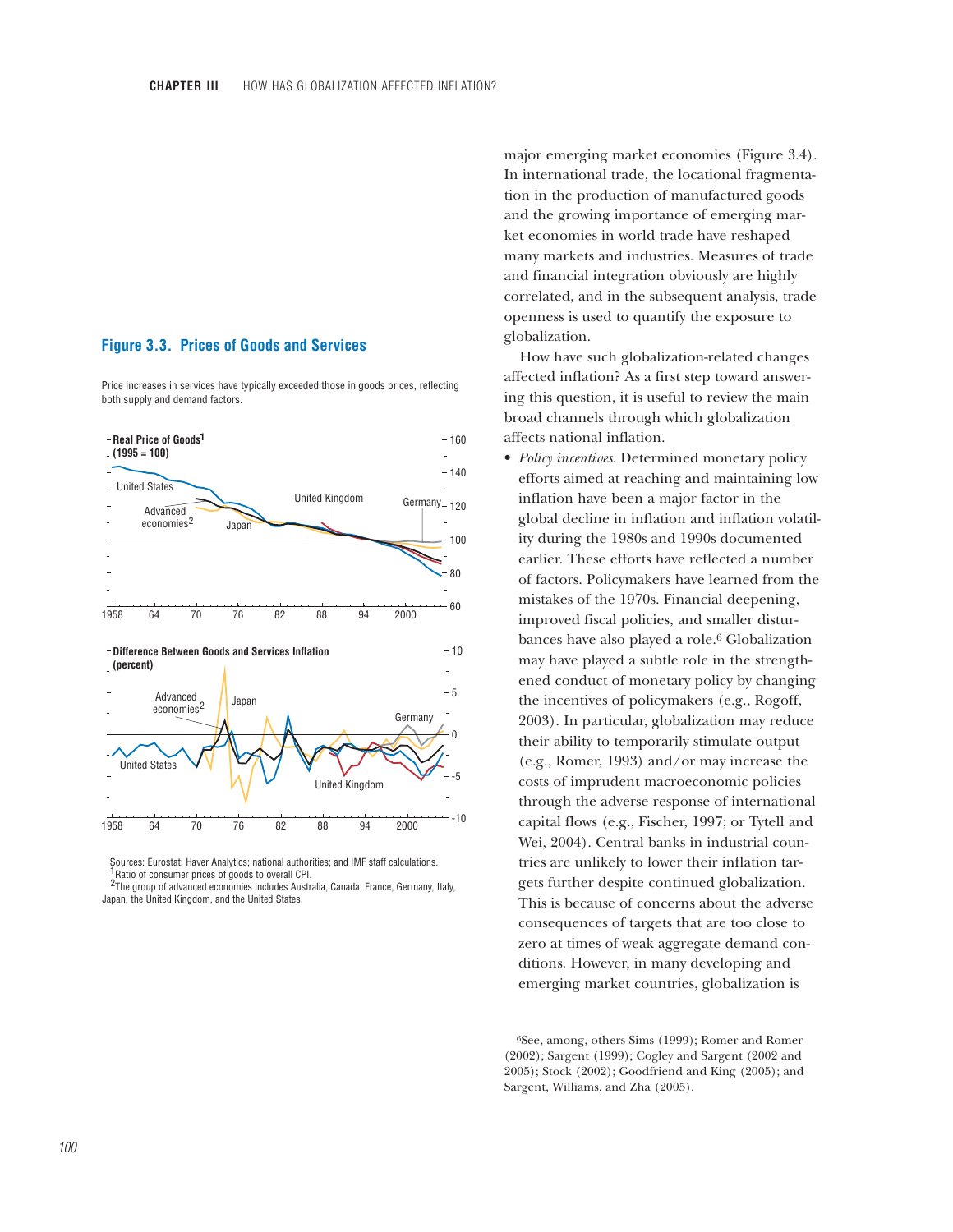### Figure 3.3. Prices of Goods and Services

Price increases in services have typically exceeded those in goods prices, reflecting both supply and demand factors.

Sources: Eurostat; Haver Analytics; national authorities; and IMF staff calculations.
[1]Ratio of consumer prices of goods to overall CPI.
[2]The group of advanced economies includes Australia, Canada, France, Germany, Italy, Japan, the United Kingdom, and the United States.

major emerging market economies (Figure 3.4). In international trade, the locational fragmentation in the production of manufactured goods and the growing importance of emerging market economies in world trade have reshaped many markets and industries. Measures of trade and financial integration obviously are highly correlated, and in the subsequent analysis, trade openness is used to quantify the exposure to globalization.

How have such globalization-related changes affected inflation? As a first step toward answering this question, it is useful to review the main broad channels through which globalization affects national inflation.

- *Policy incentives*. Determined monetary policy efforts aimed at reaching and maintaining low inflation have been a major factor in the global decline in inflation and inflation volatility during the 1980s and 1990s documented earlier. These efforts have reflected a number of factors. Policymakers have learned from the mistakes of the 1970s. Financial deepening, improved fiscal policies, and smaller disturbances have also played a role.[6] Globalization may have played a subtle role in the strengthened conduct of monetary policy by changing the incentives of policymakers (e.g., Rogoff, 2003). In particular, globalization may reduce their ability to temporarily stimulate output (e.g., Romer, 1993) and/or may increase the costs of imprudent macroeconomic policies through the adverse response of international capital flows (e.g., Fischer, 1997; or Tytell and Wei, 2004). Central banks in industrial countries are unlikely to lower their inflation targets further despite continued globalization. This is because of concerns about the adverse consequences of targets that are too close to zero at times of weak aggregate demand conditions. However, in many developing and emerging market countries, globalization is

[6]See, among, others Sims (1999); Romer and Romer (2002); Sargent (1999); Cogley and Sargent (2002 and 2005); Stock (2002); Goodfriend and King (2005); and Sargent, Williams, and Zha (2005).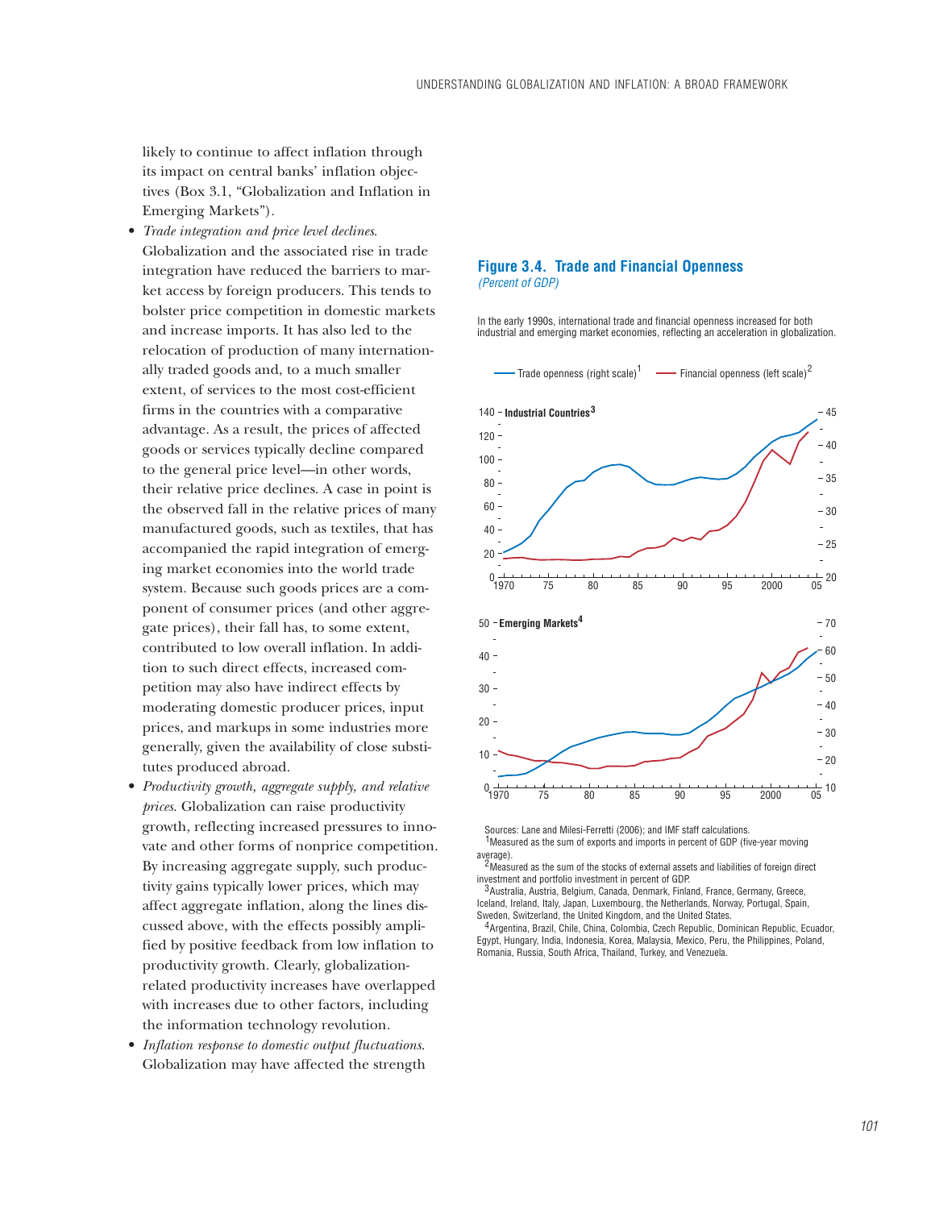likely to continue to affect inflation through its impact on central banks' inflation objectives (Box 3.1, "Globalization and Inflation in Emerging Markets").

- *Trade integration and price level declines*. Globalization and the associated rise in trade integration have reduced the barriers to market access by foreign producers. This tends to bolster price competition in domestic markets and increase imports. It has also led to the relocation of production of many internationally traded goods and, to a much smaller extent, of services to the most cost-efficient firms in the countries with a comparative advantage. As a result, the prices of affected goods or services typically decline compared to the general price level—in other words, their relative price declines. A case in point is the observed fall in the relative prices of many manufactured goods, such as textiles, that has accompanied the rapid integration of emerging market economies into the world trade system. Because such goods prices are a component of consumer prices (and other aggregate prices), their fall has, to some extent, contributed to low overall inflation. In addition to such direct effects, increased competition may also have indirect effects by moderating domestic producer prices, input prices, and markups in some industries more generally, given the availability of close substitutes produced abroad.
- *Productivity growth, aggregate supply, and relative prices*. Globalization can raise productivity growth, reflecting increased pressures to innovate and other forms of nonprice competition. By increasing aggregate supply, such productivity gains typically lower prices, which may affect aggregate inflation, along the lines discussed above, with the effects possibly amplified by positive feedback from low inflation to productivity growth. Clearly, globalization-related productivity increases have overlapped with increases due to other factors, including the information technology revolution.
- *Inflation response to domestic output fluctuations*. Globalization may have affected the strength

**Figure 3.4. Trade and Financial Openness**
*(Percent of GDP)*

In the early 1990s, international trade and financial openness increased for both industrial and emerging market economies, reflecting an acceleration in globalization.

Sources: Lane and Milesi-Ferretti (2006); and IMF staff calculations.
[1]Measured as the sum of exports and imports in percent of GDP (five-year moving average).
[2]Measured as the sum of the stocks of external assets and liabilities of foreign direct investment and portfolio investment in percent of GDP.
[3]Australia, Austria, Belgium, Canada, Denmark, Finland, France, Germany, Greece, Iceland, Ireland, Italy, Japan, Luxembourg, the Netherlands, Norway, Portugal, Spain, Sweden, Switzerland, the United Kingdom, and the United States.
[4]Argentina, Brazil, Chile, China, Colombia, Czech Republic, Dominican Republic, Ecuador, Egypt, Hungary, India, Indonesia, Korea, Malaysia, Mexico, Peru, the Philippines, Poland, Romania, Russia, South Africa, Thailand, Turkey, and Venezuela.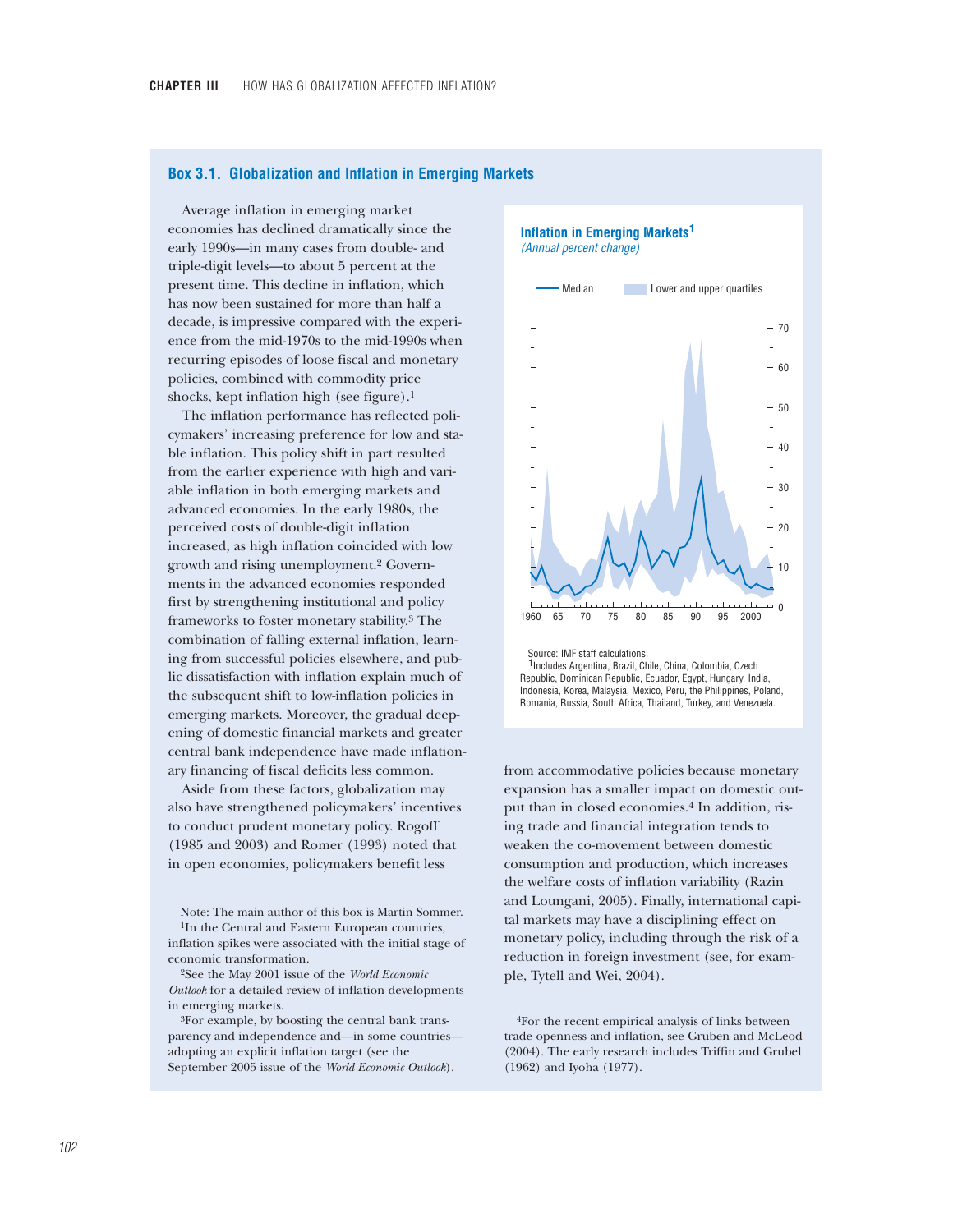## Box 3.1. Globalization and Inflation in Emerging Markets

Average inflation in emerging market economies has declined dramatically since the early 1990s—in many cases from double- and triple-digit levels—to about 5 percent at the present time. This decline in inflation, which has now been sustained for more than half a decade, is impressive compared with the experience from the mid-1970s to the mid-1990s when recurring episodes of loose fiscal and monetary policies, combined with commodity price shocks, kept inflation high (see figure).[1]

The inflation performance has reflected policymakers' increasing preference for low and stable inflation. This policy shift in part resulted from the earlier experience with high and variable inflation in both emerging markets and advanced economies. In the early 1980s, the perceived costs of double-digit inflation increased, as high inflation coincided with low growth and rising unemployment.[2] Governments in the advanced economies responded first by strengthening institutional and policy frameworks to foster monetary stability.[3] The combination of falling external inflation, learning from successful policies elsewhere, and public dissatisfaction with inflation explain much of the subsequent shift to low-inflation policies in emerging markets. Moreover, the gradual deepening of domestic financial markets and greater central bank independence have made inflationary financing of fiscal deficits less common.

Aside from these factors, globalization may also have strengthened policymakers' incentives to conduct prudent monetary policy. Rogoff (1985 and 2003) and Romer (1993) noted that in open economies, policymakers benefit less from accommodative policies because monetary expansion has a smaller impact on domestic output than in closed economies.[4] In addition, rising trade and financial integration tends to weaken the co-movement between domestic consumption and production, which increases the welfare costs of inflation variability (Razin and Loungani, 2005). Finally, international capital markets may have a disciplining effect on monetary policy, including through the risk of a reduction in foreign investment (see, for example, Tytell and Wei, 2004).

**Inflation in Emerging Markets**[1]
*(Annual percent change)*

Median — Lower and upper quartiles

Source: IMF staff calculations.
[1]Includes Argentina, Brazil, Chile, China, Colombia, Czech Republic, Dominican Republic, Ecuador, Egypt, Hungary, India, Indonesia, Korea, Malaysia, Mexico, Peru, the Philippines, Poland, Romania, Russia, South Africa, Thailand, Turkey, and Venezuela.

Note: The main author of this box is Martin Sommer.

[1]In the Central and Eastern European countries, inflation spikes were associated with the initial stage of economic transformation.

[2]See the May 2001 issue of the *World Economic Outlook* for a detailed review of inflation developments in emerging markets.

[3]For example, by boosting the central bank transparency and independence and—in some countries—adopting an explicit inflation target (see the September 2005 issue of the *World Economic Outlook*).

[4]For the recent empirical analysis of links between trade openness and inflation, see Gruben and McLeod (2004). The early research includes Triffin and Grubel (1962) and Iyoha (1977).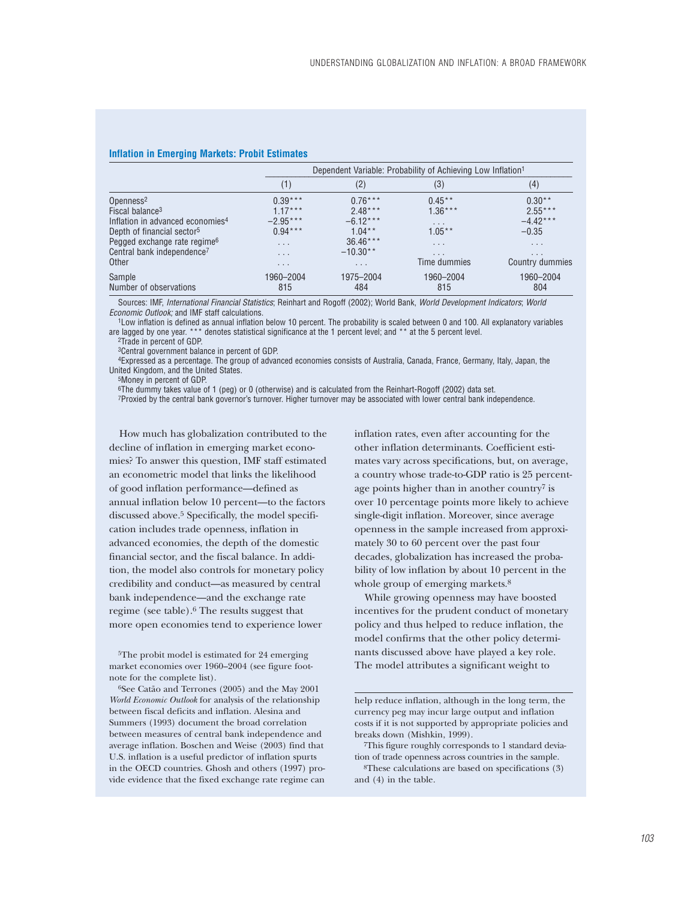### Inflation in Emerging Markets: Probit Estimates

| | Dependent Variable: Probability of Achieving Low Inflation[1] | | | |
|---|---|---|---|---|
| | (1) | (2) | (3) | (4) |
| Openness[2] | 0.39*** | 0.76*** | 0.45** | 0.30** |
| Fiscal balance[3] | 1.17*** | 2.48*** | 1.36*** | 2.55*** |
| Inflation in advanced economies[4] | −2.95*** | −6.12*** | . . . | −4.42*** |
| Depth of financial sector[5] | 0.94*** | 1.04** | 1.05** | −0.35 |
| Pegged exchange rate regime[6] | . . . | 36.46*** | . . . | . . . |
| Central bank independence[7] | . . . | −10.30** | . . . | . . . |
| Other | . . . | . . . | Time dummies | Country dummies |
| Sample | 1960–2004 | 1975–2004 | 1960–2004 | 1960–2004 |
| Number of observations | 815 | 484 | 815 | 804 |

Sources: IMF, *International Financial Statistics*; Reinhart and Rogoff (2002); World Bank, *World Development Indicators*; *World Economic Outlook;* and IMF staff calculations.

[1]Low inflation is defined as annual inflation below 10 percent. The probability is scaled between 0 and 100. All explanatory variables are lagged by one year. *** denotes statistical significance at the 1 percent level; and ** at the 5 percent level.

[2]Trade in percent of GDP.

[3]Central government balance in percent of GDP.

[4]Expressed as a percentage. The group of advanced economies consists of Australia, Canada, France, Germany, Italy, Japan, the United Kingdom, and the United States.

[5]Money in percent of GDP.

[6]The dummy takes value of 1 (peg) or 0 (otherwise) and is calculated from the Reinhart-Rogoff (2002) data set.

[7]Proxied by the central bank governor's turnover. Higher turnover may be associated with lower central bank independence.

How much has globalization contributed to the decline of inflation in emerging market economies? To answer this question, IMF staff estimated an econometric model that links the likelihood of good inflation performance—defined as annual inflation below 10 percent—to the factors discussed above.[5] Specifically, the model specification includes trade openness, inflation in advanced economies, the depth of the domestic financial sector, and the fiscal balance. In addition, the model also controls for monetary policy credibility and conduct—as measured by central bank independence—and the exchange rate regime (see table).[6] The results suggest that more open economies tend to experience lower inflation rates, even after accounting for the other inflation determinants. Coefficient estimates vary across specifications, but, on average, a country whose trade-to-GDP ratio is 25 percentage points higher than in another country[7] is over 10 percentage points more likely to achieve single-digit inflation. Moreover, since average openness in the sample increased from approximately 30 to 60 percent over the past four decades, globalization has increased the probability of low inflation by about 10 percent in the whole group of emerging markets.[8]

While growing openness may have boosted incentives for the prudent conduct of monetary policy and thus helped to reduce inflation, the model confirms that the other policy determinants discussed above have played a key role. The model attributes a significant weight to

[5]The probit model is estimated for 24 emerging market economies over 1960–2004 (see figure footnote for the complete list).

[6]See Catão and Terrones (2005) and the May 2001 *World Economic Outlook* for analysis of the relationship between fiscal deficits and inflation. Alesina and Summers (1993) document the broad correlation between measures of central bank independence and average inflation. Boschen and Weise (2003) find that U.S. inflation is a useful predictor of inflation spurts in the OECD countries. Ghosh and others (1997) provide evidence that the fixed exchange rate regime can help reduce inflation, although in the long term, the currency peg may incur large output and inflation costs if it is not supported by appropriate policies and breaks down (Mishkin, 1999).

[7]This figure roughly corresponds to 1 standard deviation of trade openness across countries in the sample.

[8]These calculations are based on specifications (3) and (4) in the table.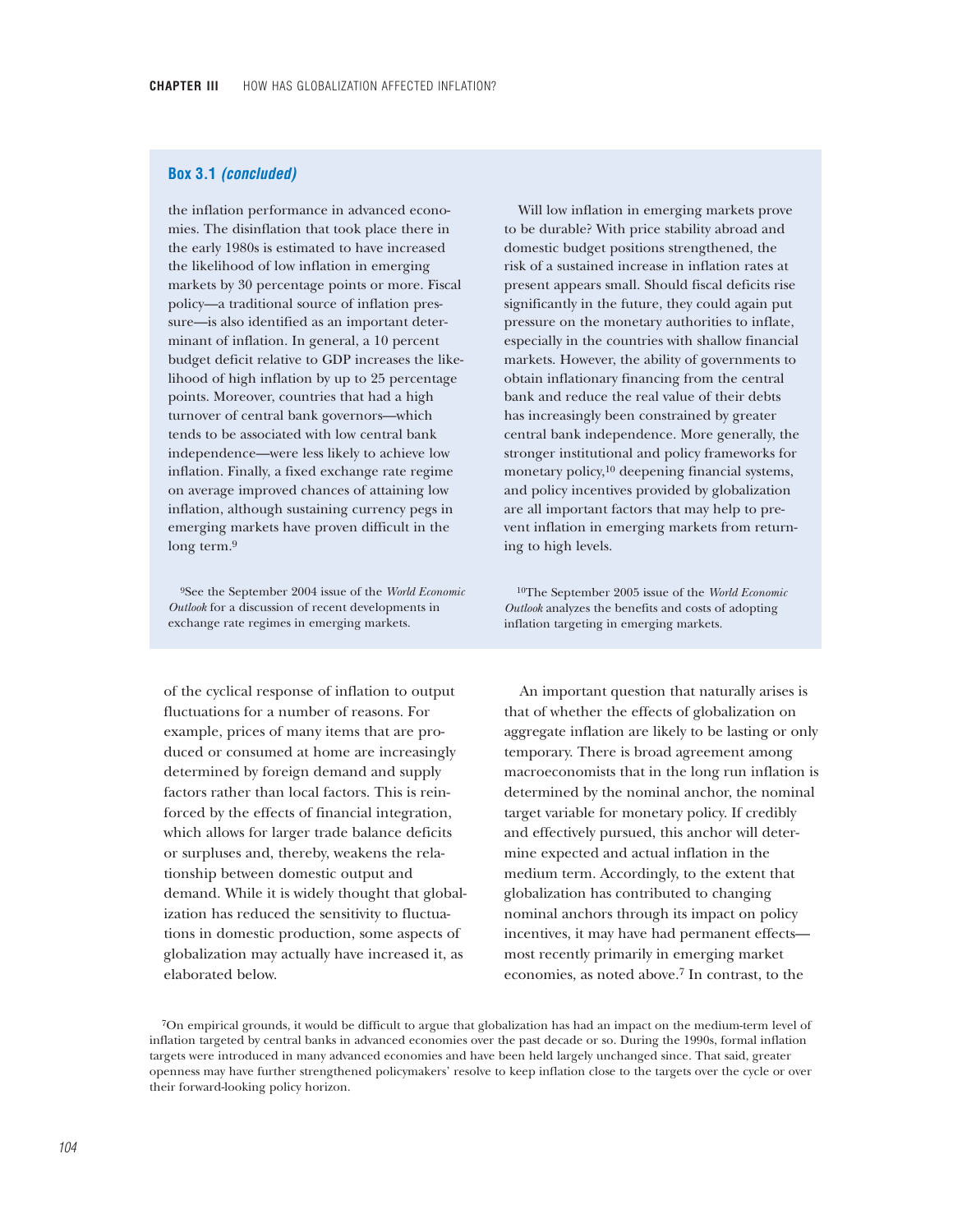**Box 3.1** ***(concluded)***

the inflation performance in advanced economies. The disinflation that took place there in the early 1980s is estimated to have increased the likelihood of low inflation in emerging markets by 30 percentage points or more. Fiscal policy—a traditional source of inflation pressure—is also identified as an important determinant of inflation. In general, a 10 percent budget deficit relative to GDP increases the likelihood of high inflation by up to 25 percentage points. Moreover, countries that had a high turnover of central bank governors—which tends to be associated with low central bank independence—were less likely to achieve low inflation. Finally, a fixed exchange rate regime on average improved chances of attaining low inflation, although sustaining currency pegs in emerging markets have proven difficult in the long term.[9]

Will low inflation in emerging markets prove to be durable? With price stability abroad and domestic budget positions strengthened, the risk of a sustained increase in inflation rates at present appears small. Should fiscal deficits rise significantly in the future, they could again put pressure on the monetary authorities to inflate, especially in the countries with shallow financial markets. However, the ability of governments to obtain inflationary financing from the central bank and reduce the real value of their debts has increasingly been constrained by greater central bank independence. More generally, the stronger institutional and policy frameworks for monetary policy,[10] deepening financial systems, and policy incentives provided by globalization are all important factors that may help to prevent inflation in emerging markets from returning to high levels.

[9]See the September 2004 issue of the *World Economic Outlook* for a discussion of recent developments in exchange rate regimes in emerging markets.

[10]The September 2005 issue of the *World Economic Outlook* analyzes the benefits and costs of adopting inflation targeting in emerging markets.

of the cyclical response of inflation to output fluctuations for a number of reasons. For example, prices of many items that are produced or consumed at home are increasingly determined by foreign demand and supply factors rather than local factors. This is reinforced by the effects of financial integration, which allows for larger trade balance deficits or surpluses and, thereby, weakens the relationship between domestic output and demand. While it is widely thought that globalization has reduced the sensitivity to fluctuations in domestic production, some aspects of globalization may actually have increased it, as elaborated below.

An important question that naturally arises is that of whether the effects of globalization on aggregate inflation are likely to be lasting or only temporary. There is broad agreement among macroeconomists that in the long run inflation is determined by the nominal anchor, the nominal target variable for monetary policy. If credibly and effectively pursued, this anchor will determine expected and actual inflation in the medium term. Accordingly, to the extent that globalization has contributed to changing nominal anchors through its impact on policy incentives, it may have had permanent effects—most recently primarily in emerging market economies, as noted above.[7] In contrast, to the

[7]On empirical grounds, it would be difficult to argue that globalization has had an impact on the medium-term level of inflation targeted by central banks in advanced economies over the past decade or so. During the 1990s, formal inflation targets were introduced in many advanced economies and have been held largely unchanged since. That said, greater openness may have further strengthened policymakers' resolve to keep inflation close to the targets over the cycle or over their forward-looking policy horizon.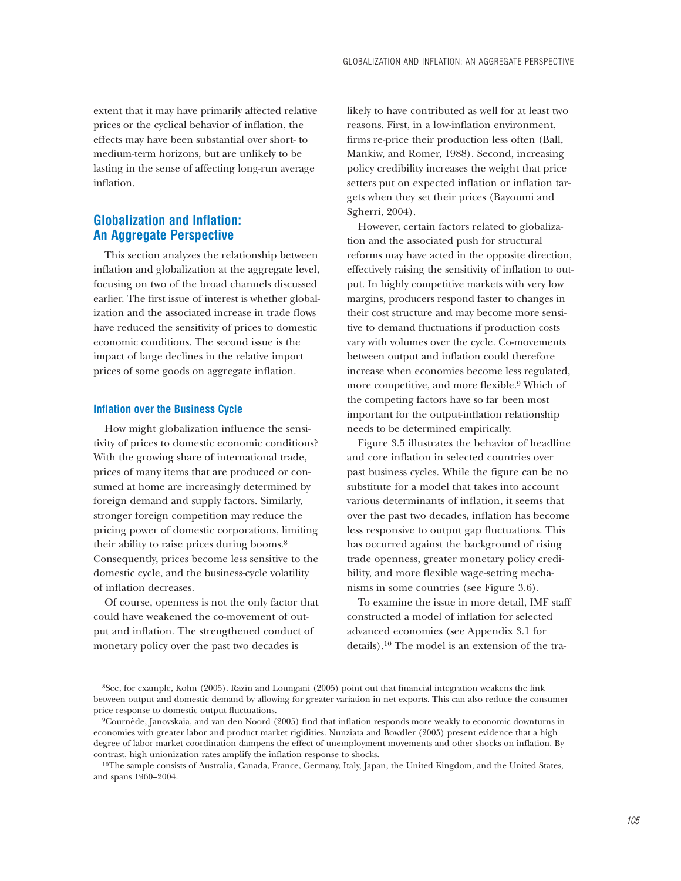extent that it may have primarily affected relative prices or the cyclical behavior of inflation, the effects may have been substantial over short- to medium-term horizons, but are unlikely to be lasting in the sense of affecting long-run average inflation.

## Globalization and Inflation: An Aggregate Perspective

This section analyzes the relationship between inflation and globalization at the aggregate level, focusing on two of the broad channels discussed earlier. The first issue of interest is whether globalization and the associated increase in trade flows have reduced the sensitivity of prices to domestic economic conditions. The second issue is the impact of large declines in the relative import prices of some goods on aggregate inflation.

### Inflation over the Business Cycle

How might globalization influence the sensitivity of prices to domestic economic conditions? With the growing share of international trade, prices of many items that are produced or consumed at home are increasingly determined by foreign demand and supply factors. Similarly, stronger foreign competition may reduce the pricing power of domestic corporations, limiting their ability to raise prices during booms.[8] Consequently, prices become less sensitive to the domestic cycle, and the business-cycle volatility of inflation decreases.

Of course, openness is not the only factor that could have weakened the co-movement of output and inflation. The strengthened conduct of monetary policy over the past two decades is likely to have contributed as well for at least two reasons. First, in a low-inflation environment, firms re-price their production less often (Ball, Mankiw, and Romer, 1988). Second, increasing policy credibility increases the weight that price setters put on expected inflation or inflation targets when they set their prices (Bayoumi and Sgherri, 2004).

However, certain factors related to globalization and the associated push for structural reforms may have acted in the opposite direction, effectively raising the sensitivity of inflation to output. In highly competitive markets with very low margins, producers respond faster to changes in their cost structure and may become more sensitive to demand fluctuations if production costs vary with volumes over the cycle. Co-movements between output and inflation could therefore increase when economies become less regulated, more competitive, and more flexible.[9] Which of the competing factors have so far been most important for the output-inflation relationship needs to be determined empirically.

Figure 3.5 illustrates the behavior of headline and core inflation in selected countries over past business cycles. While the figure can be no substitute for a model that takes into account various determinants of inflation, it seems that over the past two decades, inflation has become less responsive to output gap fluctuations. This has occurred against the background of rising trade openness, greater monetary policy credibility, and more flexible wage-setting mechanisms in some countries (see Figure 3.6).

To examine the issue in more detail, IMF staff constructed a model of inflation for selected advanced economies (see Appendix 3.1 for details).[10] The model is an extension of the tra-

[8] See, for example, Kohn (2005). Razin and Loungani (2005) point out that financial integration weakens the link between output and domestic demand by allowing for greater variation in net exports. This can also reduce the consumer price response to domestic output fluctuations.

[9] Cournède, Janovskaia, and van den Noord (2005) find that inflation responds more weakly to economic downturns in economies with greater labor and product market rigidities. Nunziata and Bowdler (2005) present evidence that a high degree of labor market coordination dampens the effect of unemployment movements and other shocks on inflation. By contrast, high unionization rates amplify the inflation response to shocks.

[10] The sample consists of Australia, Canada, France, Germany, Italy, Japan, the United Kingdom, and the United States, and spans 1960–2004.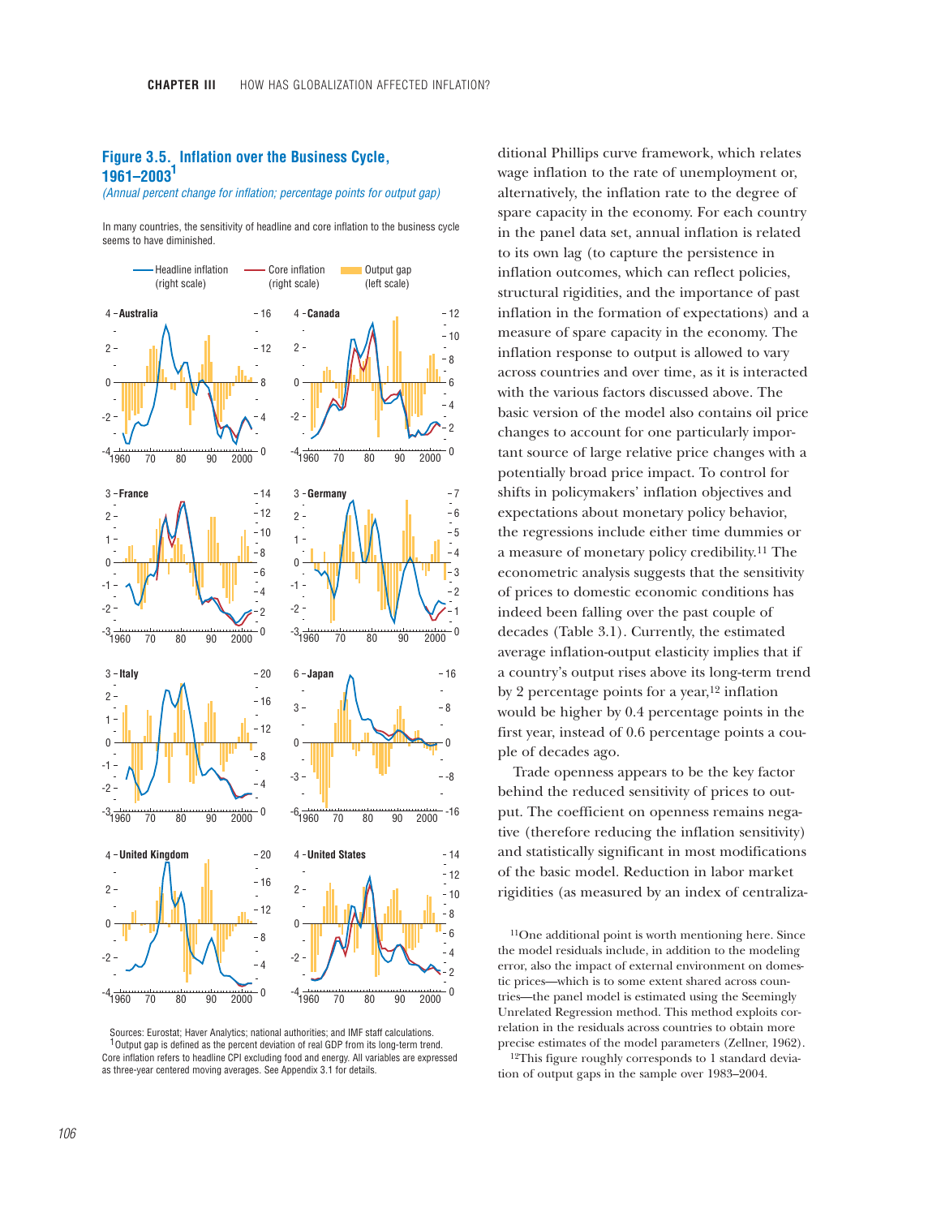### Figure 3.5. Inflation over the Business Cycle, 1961–2003[1]

*(Annual percent change for inflation; percentage points for output gap)*

In many countries, the sensitivity of headline and core inflation to the business cycle seems to have diminished.

Sources: Eurostat; Haver Analytics; national authorities; and IMF staff calculations.

[1]Output gap is defined as the percent deviation of real GDP from its long-term trend. Core inflation refers to headline CPI excluding food and energy. All variables are expressed as three-year centered moving averages. See Appendix 3.1 for details.

ditional Phillips curve framework, which relates wage inflation to the rate of unemployment or, alternatively, the inflation rate to the degree of spare capacity in the economy. For each country in the panel data set, annual inflation is related to its own lag (to capture the persistence in inflation outcomes, which can reflect policies, structural rigidities, and the importance of past inflation in the formation of expectations) and a measure of spare capacity in the economy. The inflation response to output is allowed to vary across countries and over time, as it is interacted with the various factors discussed above. The basic version of the model also contains oil price changes to account for one particularly important source of large relative price changes with a potentially broad price impact. To control for shifts in policymakers' inflation objectives and expectations about monetary policy behavior, the regressions include either time dummies or a measure of monetary policy credibility.[11] The econometric analysis suggests that the sensitivity of prices to domestic economic conditions has indeed been falling over the past couple of decades (Table 3.1). Currently, the estimated average inflation-output elasticity implies that if a country's output rises above its long-term trend by 2 percentage points for a year,[12] inflation would be higher by 0.4 percentage points in the first year, instead of 0.6 percentage points a couple of decades ago.

Trade openness appears to be the key factor behind the reduced sensitivity of prices to output. The coefficient on openness remains negative (therefore reducing the inflation sensitivity) and statistically significant in most modifications of the basic model. Reduction in labor market rigidities (as measured by an index of centraliza-

[11]One additional point is worth mentioning here. Since the model residuals include, in addition to the modeling error, also the impact of external environment on domestic prices—which is to some extent shared across countries—the panel model is estimated using the Seemingly Unrelated Regression method. This method exploits correlation in the residuals across countries to obtain more precise estimates of the model parameters (Zellner, 1962).

[12]This figure roughly corresponds to 1 standard deviation of output gaps in the sample over 1983–2004.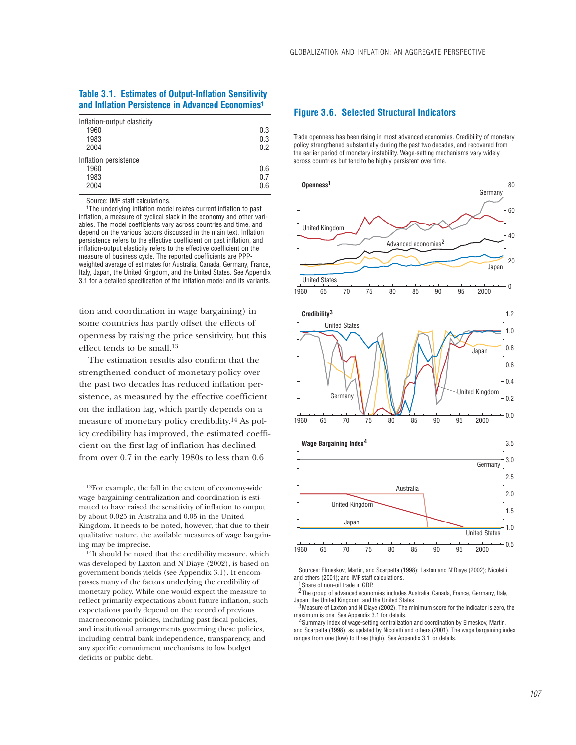**Table 3.1. Estimates of Output-Inflation Sensitivity and Inflation Persistence in Advanced Economies[1]**

| | |
|---|---|
| Inflation-output elasticity | |
| 1960 | 0.3 |
| 1983 | 0.3 |
| 2004 | 0.2 |
| Inflation persistence | |
| 1960 | 0.6 |
| 1983 | 0.7 |
| 2004 | 0.6 |

Source: IMF staff calculations.

[1]The underlying inflation model relates current inflation to past inflation, a measure of cyclical slack in the economy and other variables. The model coefficients vary across countries and time, and depend on the various factors discussed in the main text. Inflation persistence refers to the effective coefficient on past inflation, and inflation-output elasticity refers to the effective coefficient on the measure of business cycle. The reported coefficients are PPP-weighted average of estimates for Australia, Canada, Germany, France, Italy, Japan, the United Kingdom, and the United States. See Appendix 3.1 for a detailed specification of the inflation model and its variants.

tion and coordination in wage bargaining) in some countries has partly offset the effects of openness by raising the price sensitivity, but this effect tends to be small.[13]

The estimation results also confirm that the strengthened conduct of monetary policy over the past two decades has reduced inflation persistence, as measured by the effective coefficient on the inflation lag, which partly depends on a measure of monetary policy credibility.[14] As policy credibility has improved, the estimated coefficient on the first lag of inflation has declined from over 0.7 in the early 1980s to less than 0.6

[13]For example, the fall in the extent of economy-wide wage bargaining centralization and coordination is estimated to have raised the sensitivity of inflation to output by about 0.025 in Australia and 0.05 in the United Kingdom. It needs to be noted, however, that due to their qualitative nature, the available measures of wage bargaining may be imprecise.

[14]It should be noted that the credibility measure, which was developed by Laxton and N'Diaye (2002), is based on government bonds yields (see Appendix 3.1). It encompasses many of the factors underlying the credibility of monetary policy. While one would expect the measure to reflect primarily expectations about future inflation, such expectations partly depend on the record of previous macroeconomic policies, including past fiscal policies, and institutional arrangements governing these policies, including central bank independence, transparency, and any specific commitment mechanisms to low budget deficits or public debt.

**Figure 3.6. Selected Structural Indicators**

Trade openness has been rising in most advanced economies. Credibility of monetary policy strengthened substantially during the past two decades, and recovered from the earlier period of monetary instability. Wage-setting mechanisms vary widely across countries but tend to be highly persistent over time.

Sources: Elmeskov, Martin, and Scarpetta (1998); Laxton and N'Diaye (2002); Nicoletti and others (2001); and IMF staff calculations.

[1]Share of non-oil trade in GDP.

[2]The group of advanced economies includes Australia, Canada, France, Germany, Italy, Japan, the United Kingdom, and the United States.

[3]Measure of Laxton and N'Diaye (2002). The minimum score for the indicator is zero, the maximum is one. See Appendix 3.1 for details.

[4]Summary index of wage-setting centralization and coordination by Elmeskov, Martin, and Scarpetta (1998), as updated by Nicoletti and others (2001). The wage bargaining index ranges from one (low) to three (high). See Appendix 3.1 for details.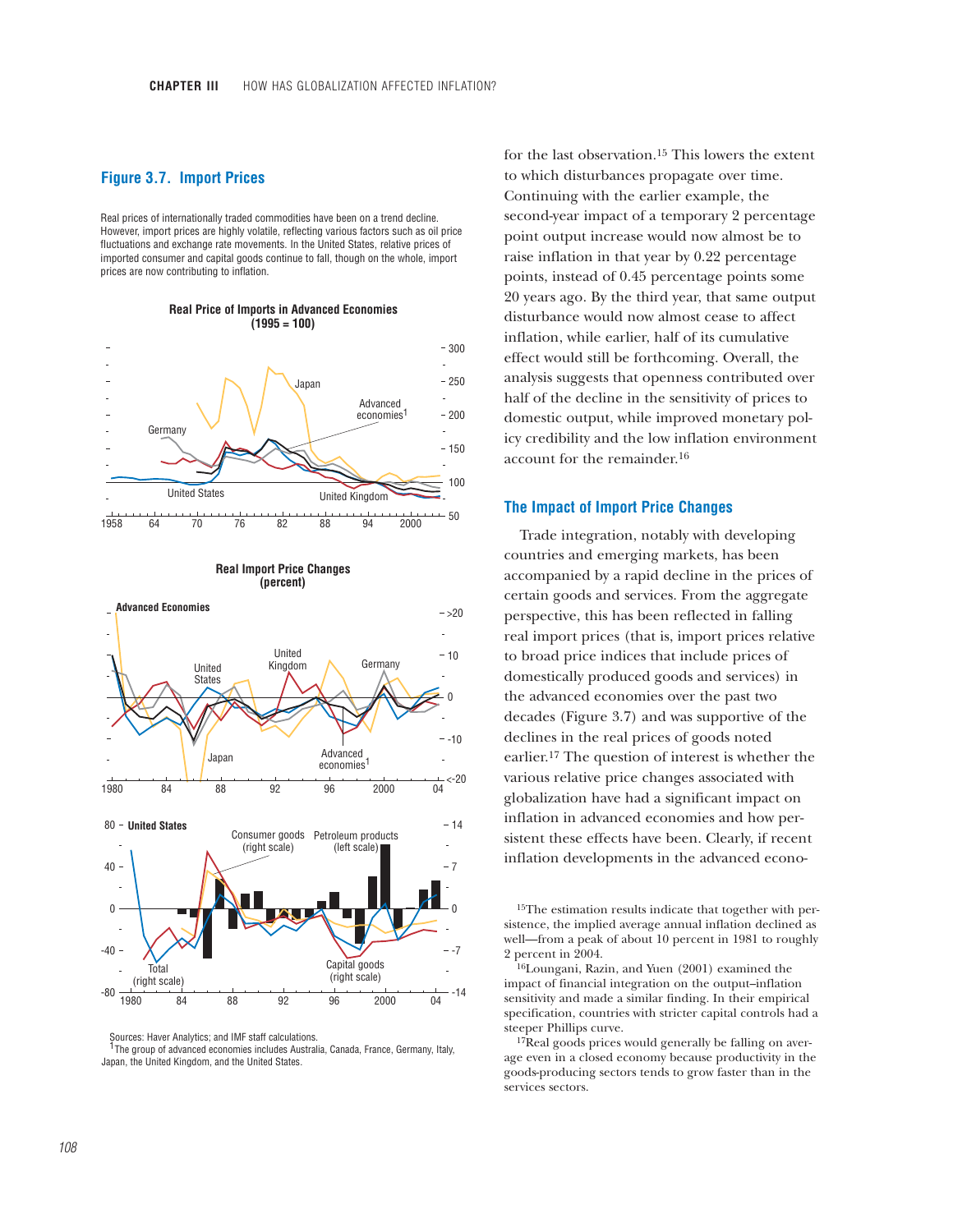## Figure 3.7. Import Prices

Real prices of internationally traded commodities have been on a trend decline. However, import prices are highly volatile, reflecting various factors such as oil price fluctuations and exchange rate movements. In the United States, relative prices of imported consumer and capital goods continue to fall, though on the whole, import prices are now contributing to inflation.

Sources: Haver Analytics; and IMF staff calculations.
[1]The group of advanced economies includes Australia, Canada, France, Germany, Italy, Japan, the United Kingdom, and the United States.

for the last observation.[15] This lowers the extent to which disturbances propagate over time. Continuing with the earlier example, the second-year impact of a temporary 2 percentage point output increase would now almost be to raise inflation in that year by 0.22 percentage points, instead of 0.45 percentage points some 20 years ago. By the third year, that same output disturbance would now almost cease to affect inflation, while earlier, half of its cumulative effect would still be forthcoming. Overall, the analysis suggests that openness contributed over half of the decline in the sensitivity of prices to domestic output, while improved monetary policy credibility and the low inflation environment account for the remainder.[16]

### The Impact of Import Price Changes

Trade integration, notably with developing countries and emerging markets, has been accompanied by a rapid decline in the prices of certain goods and services. From the aggregate perspective, this has been reflected in falling real import prices (that is, import prices relative to broad price indices that include prices of domestically produced goods and services) in the advanced economies over the past two decades (Figure 3.7) and was supportive of the declines in the real prices of goods noted earlier.[17] The question of interest is whether the various relative price changes associated with globalization have had a significant impact on inflation in advanced economies and how persistent these effects have been. Clearly, if recent inflation developments in the advanced econo-

[15]The estimation results indicate that together with persistence, the implied average annual inflation declined as well—from a peak of about 10 percent in 1981 to roughly 2 percent in 2004.

[16]Loungani, Razin, and Yuen (2001) examined the impact of financial integration on the output–inflation sensitivity and made a similar finding. In their empirical specification, countries with stricter capital controls had a steeper Phillips curve.

[17]Real goods prices would generally be falling on average even in a closed economy because productivity in the goods-producing sectors tends to grow faster than in the services sectors.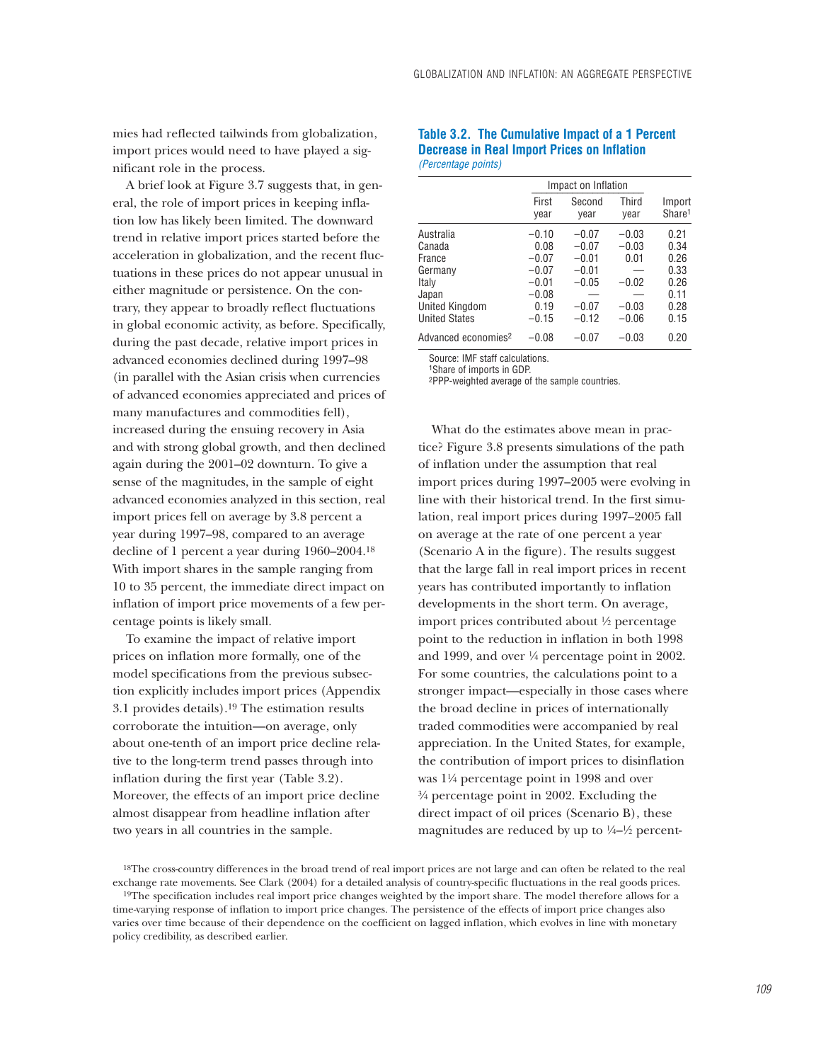mies had reflected tailwinds from globalization, import prices would need to have played a significant role in the process.

A brief look at Figure 3.7 suggests that, in general, the role of import prices in keeping inflation low has likely been limited. The downward trend in relative import prices started before the acceleration in globalization, and the recent fluctuations in these prices do not appear unusual in either magnitude or persistence. On the contrary, they appear to broadly reflect fluctuations in global economic activity, as before. Specifically, during the past decade, relative import prices in advanced economies declined during 1997–98 (in parallel with the Asian crisis when currencies of advanced economies appreciated and prices of many manufactures and commodities fell), increased during the ensuing recovery in Asia and with strong global growth, and then declined again during the 2001–02 downturn. To give a sense of the magnitudes, in the sample of eight advanced economies analyzed in this section, real import prices fell on average by 3.8 percent a year during 1997–98, compared to an average decline of 1 percent a year during 1960–2004.[18] With import shares in the sample ranging from 10 to 35 percent, the immediate direct impact on inflation of import price movements of a few percentage points is likely small.

To examine the impact of relative import prices on inflation more formally, one of the model specifications from the previous subsection explicitly includes import prices (Appendix 3.1 provides details).[19] The estimation results corroborate the intuition—on average, only about one-tenth of an import price decline relative to the long-term trend passes through into inflation during the first year (Table 3.2). Moreover, the effects of an import price decline almost disappear from headline inflation after two years in all countries in the sample.

**Table 3.2. The Cumulative Impact of a 1 Percent Decrease in Real Import Prices on Inflation**
*(Percentage points)*

| | Impact on Inflation | | | |
|---|---|---|---|---|
| | First year | Second year | Third year | Import Share[1] |
| Australia | −0.10 | −0.07 | −0.03 | 0.21 |
| Canada | 0.08 | −0.07 | −0.03 | 0.34 |
| France | −0.07 | −0.01 | 0.01 | 0.26 |
| Germany | −0.07 | −0.01 | — | 0.33 |
| Italy | −0.01 | −0.05 | −0.02 | 0.26 |
| Japan | −0.08 | — | — | 0.11 |
| United Kingdom | 0.19 | −0.07 | −0.03 | 0.28 |
| United States | −0.15 | −0.12 | −0.06 | 0.15 |
| Advanced economies[2] | −0.08 | −0.07 | −0.03 | 0.20 |

Source: IMF staff calculations.
[1]Share of imports in GDP.
[2]PPP-weighted average of the sample countries.

What do the estimates above mean in practice? Figure 3.8 presents simulations of the path of inflation under the assumption that real import prices during 1997–2005 were evolving in line with their historical trend. In the first simulation, real import prices during 1997–2005 fall on average at the rate of one percent a year (Scenario A in the figure). The results suggest that the large fall in real import prices in recent years has contributed importantly to inflation developments in the short term. On average, import prices contributed about ½ percentage point to the reduction in inflation in both 1998 and 1999, and over ¼ percentage point in 2002. For some countries, the calculations point to a stronger impact—especially in those cases where the broad decline in prices of internationally traded commodities were accompanied by real appreciation. In the United States, for example, the contribution of import prices to disinflation was 1¼ percentage point in 1998 and over ¾ percentage point in 2002. Excluding the direct impact of oil prices (Scenario B), these magnitudes are reduced by up to ¼–½ percent-

[18]The cross-country differences in the broad trend of real import prices are not large and can often be related to the real exchange rate movements. See Clark (2004) for a detailed analysis of country-specific fluctuations in the real goods prices.

[19]The specification includes real import price changes weighted by the import share. The model therefore allows for a time-varying response of inflation to import price changes. The persistence of the effects of import price changes also varies over time because of their dependence on the coefficient on lagged inflation, which evolves in line with monetary policy credibility, as described earlier.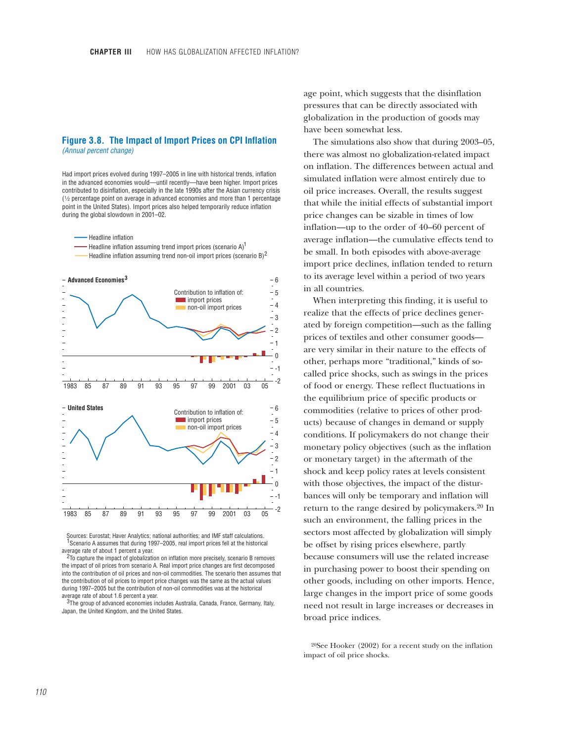## Figure 3.8. The Impact of Import Prices on CPI Inflation

*(Annual percent change)*

Had import prices evolved during 1997–2005 in line with historical trends, inflation in the advanced economies would—until recently—have been higher. Import prices contributed to disinflation, especially in the late 1990s after the Asian currency crisis (½ percentage point on average in advanced economies and more than 1 percentage point in the United States). Import prices also helped temporarily reduce inflation during the global slowdown in 2001–02.

Sources: Eurostat; Haver Analytics; national authorities; and IMF staff calculations.

[1]Scenario A assumes that during 1997–2005, real import prices fell at the historical average rate of about 1 percent a year.

[2]To capture the impact of globalization on inflation more precisely, scenario B removes the impact of oil prices from scenario A. Real import price changes are first decomposed into the contribution of oil prices and non-oil commodities. The scenario then assumes that the contribution of oil prices to import price changes was the same as the actual values during 1997–2005 but the contribution of non-oil commodities was at the historical average rate of about 1.6 percent a year.

[3]The group of advanced economies includes Australia, Canada, France, Germany, Italy, Japan, the United Kingdom, and the United States.

age point, which suggests that the disinflation pressures that can be directly associated with globalization in the production of goods may have been somewhat less.

The simulations also show that during 2003–05, there was almost no globalization-related impact on inflation. The differences between actual and simulated inflation were almost entirely due to oil price increases. Overall, the results suggest that while the initial effects of substantial import price changes can be sizable in times of low inflation—up to the order of 40–60 percent of average inflation—the cumulative effects tend to be small. In both episodes with above-average import price declines, inflation tended to return to its average level within a period of two years in all countries.

When interpreting this finding, it is useful to realize that the effects of price declines generated by foreign competition—such as the falling prices of textiles and other consumer goods—are very similar in their nature to the effects of other, perhaps more "traditional," kinds of so-called price shocks, such as swings in the prices of food or energy. These reflect fluctuations in the equilibrium price of specific products or commodities (relative to prices of other products) because of changes in demand or supply conditions. If policymakers do not change their monetary policy objectives (such as the inflation or monetary target) in the aftermath of the shock and keep policy rates at levels consistent with those objectives, the impact of the disturbances will only be temporary and inflation will return to the range desired by policymakers.[20] In such an environment, the falling prices in the sectors most affected by globalization will simply be offset by rising prices elsewhere, partly because consumers will use the related increase in purchasing power to boost their spending on other goods, including on other imports. Hence, large changes in the import price of some goods need not result in large increases or decreases in broad price indices.

[20]See Hooker (2002) for a recent study on the inflation impact of oil price shocks.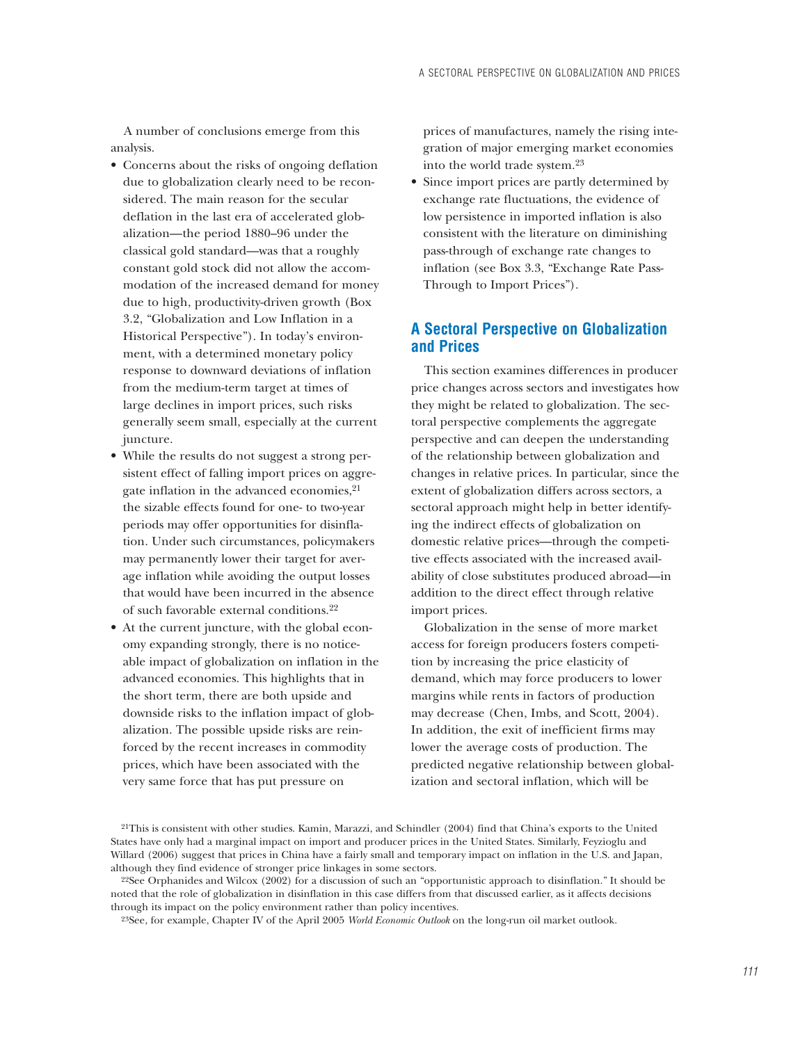A number of conclusions emerge from this analysis.

- Concerns about the risks of ongoing deflation due to globalization clearly need to be reconsidered. The main reason for the secular deflation in the last era of accelerated globalization—the period 1880–96 under the classical gold standard—was that a roughly constant gold stock did not allow the accommodation of the increased demand for money due to high, productivity-driven growth (Box 3.2, "Globalization and Low Inflation in a Historical Perspective"). In today's environment, with a determined monetary policy response to downward deviations of inflation from the medium-term target at times of large declines in import prices, such risks generally seem small, especially at the current juncture.
- While the results do not suggest a strong persistent effect of falling import prices on aggregate inflation in the advanced economies,[21] the sizable effects found for one- to two-year periods may offer opportunities for disinflation. Under such circumstances, policymakers may permanently lower their target for average inflation while avoiding the output losses that would have been incurred in the absence of such favorable external conditions.[22]
- At the current juncture, with the global economy expanding strongly, there is no noticeable impact of globalization on inflation in the advanced economies. This highlights that in the short term, there are both upside and downside risks to the inflation impact of globalization. The possible upside risks are reinforced by the recent increases in commodity prices, which have been associated with the very same force that has put pressure on prices of manufactures, namely the rising integration of major emerging market economies into the world trade system.[23]
- Since import prices are partly determined by exchange rate fluctuations, the evidence of low persistence in imported inflation is also consistent with the literature on diminishing pass-through of exchange rate changes to inflation (see Box 3.3, "Exchange Rate Pass-Through to Import Prices").

## A Sectoral Perspective on Globalization and Prices

This section examines differences in producer price changes across sectors and investigates how they might be related to globalization. The sectoral perspective complements the aggregate perspective and can deepen the understanding of the relationship between globalization and changes in relative prices. In particular, since the extent of globalization differs across sectors, a sectoral approach might help in better identifying the indirect effects of globalization on domestic relative prices—through the competitive effects associated with the increased availability of close substitutes produced abroad—in addition to the direct effect through relative import prices.

Globalization in the sense of more market access for foreign producers fosters competition by increasing the price elasticity of demand, which may force producers to lower margins while rents in factors of production may decrease (Chen, Imbs, and Scott, 2004). In addition, the exit of inefficient firms may lower the average costs of production. The predicted negative relationship between globalization and sectoral inflation, which will be

[21] This is consistent with other studies. Kamin, Marazzi, and Schindler (2004) find that China's exports to the United States have only had a marginal impact on import and producer prices in the United States. Similarly, Feyzioglu and Willard (2006) suggest that prices in China have a fairly small and temporary impact on inflation in the U.S. and Japan, although they find evidence of stronger price linkages in some sectors.

[22] See Orphanides and Wilcox (2002) for a discussion of such an "opportunistic approach to disinflation." It should be noted that the role of globalization in disinflation in this case differs from that discussed earlier, as it affects decisions through its impact on the policy environment rather than policy incentives.

[23] See, for example, Chapter IV of the April 2005 *World Economic Outlook* on the long-run oil market outlook.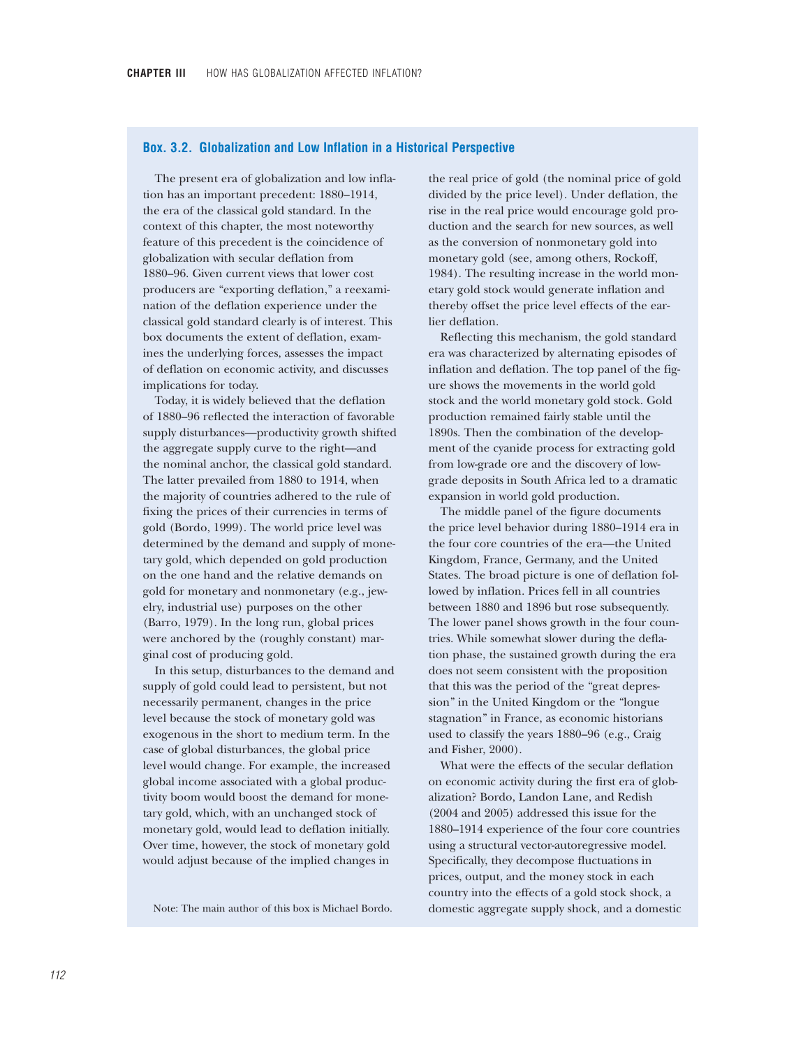## Box. 3.2. Globalization and Low Inflation in a Historical Perspective

The present era of globalization and low inflation has an important precedent: 1880–1914, the era of the classical gold standard. In the context of this chapter, the most noteworthy feature of this precedent is the coincidence of globalization with secular deflation from 1880–96. Given current views that lower cost producers are "exporting deflation," a reexamination of the deflation experience under the classical gold standard clearly is of interest. This box documents the extent of deflation, examines the underlying forces, assesses the impact of deflation on economic activity, and discusses implications for today.

Today, it is widely believed that the deflation of 1880–96 reflected the interaction of favorable supply disturbances—productivity growth shifted the aggregate supply curve to the right—and the nominal anchor, the classical gold standard. The latter prevailed from 1880 to 1914, when the majority of countries adhered to the rule of fixing the prices of their currencies in terms of gold (Bordo, 1999). The world price level was determined by the demand and supply of monetary gold, which depended on gold production on the one hand and the relative demands on gold for monetary and nonmonetary (e.g., jewelry, industrial use) purposes on the other (Barro, 1979). In the long run, global prices were anchored by the (roughly constant) marginal cost of producing gold.

In this setup, disturbances to the demand and supply of gold could lead to persistent, but not necessarily permanent, changes in the price level because the stock of monetary gold was exogenous in the short to medium term. In the case of global disturbances, the global price level would change. For example, the increased global income associated with a global productivity boom would boost the demand for monetary gold, which, with an unchanged stock of monetary gold, would lead to deflation initially. Over time, however, the stock of monetary gold would adjust because of the implied changes in the real price of gold (the nominal price of gold divided by the price level). Under deflation, the rise in the real price would encourage gold production and the search for new sources, as well as the conversion of nonmonetary gold into monetary gold (see, among others, Rockoff, 1984). The resulting increase in the world monetary gold stock would generate inflation and thereby offset the price level effects of the earlier deflation.

Reflecting this mechanism, the gold standard era was characterized by alternating episodes of inflation and deflation. The top panel of the figure shows the movements in the world gold stock and the world monetary gold stock. Gold production remained fairly stable until the 1890s. Then the combination of the development of the cyanide process for extracting gold from low-grade ore and the discovery of low-grade deposits in South Africa led to a dramatic expansion in world gold production.

The middle panel of the figure documents the price level behavior during 1880–1914 era in the four core countries of the era—the United Kingdom, France, Germany, and the United States. The broad picture is one of deflation followed by inflation. Prices fell in all countries between 1880 and 1896 but rose subsequently. The lower panel shows growth in the four countries. While somewhat slower during the deflation phase, the sustained growth during the era does not seem consistent with the proposition that this was the period of the "great depression" in the United Kingdom or the "longue stagnation" in France, as economic historians used to classify the years 1880–96 (e.g., Craig and Fisher, 2000).

What were the effects of the secular deflation on economic activity during the first era of globalization? Bordo, Landon Lane, and Redish (2004 and 2005) addressed this issue for the 1880–1914 experience of the four core countries using a structural vector-autoregressive model. Specifically, they decompose fluctuations in prices, output, and the money stock in each country into the effects of a gold stock shock, a domestic aggregate supply shock, and a domestic

Note: The main author of this box is Michael Bordo.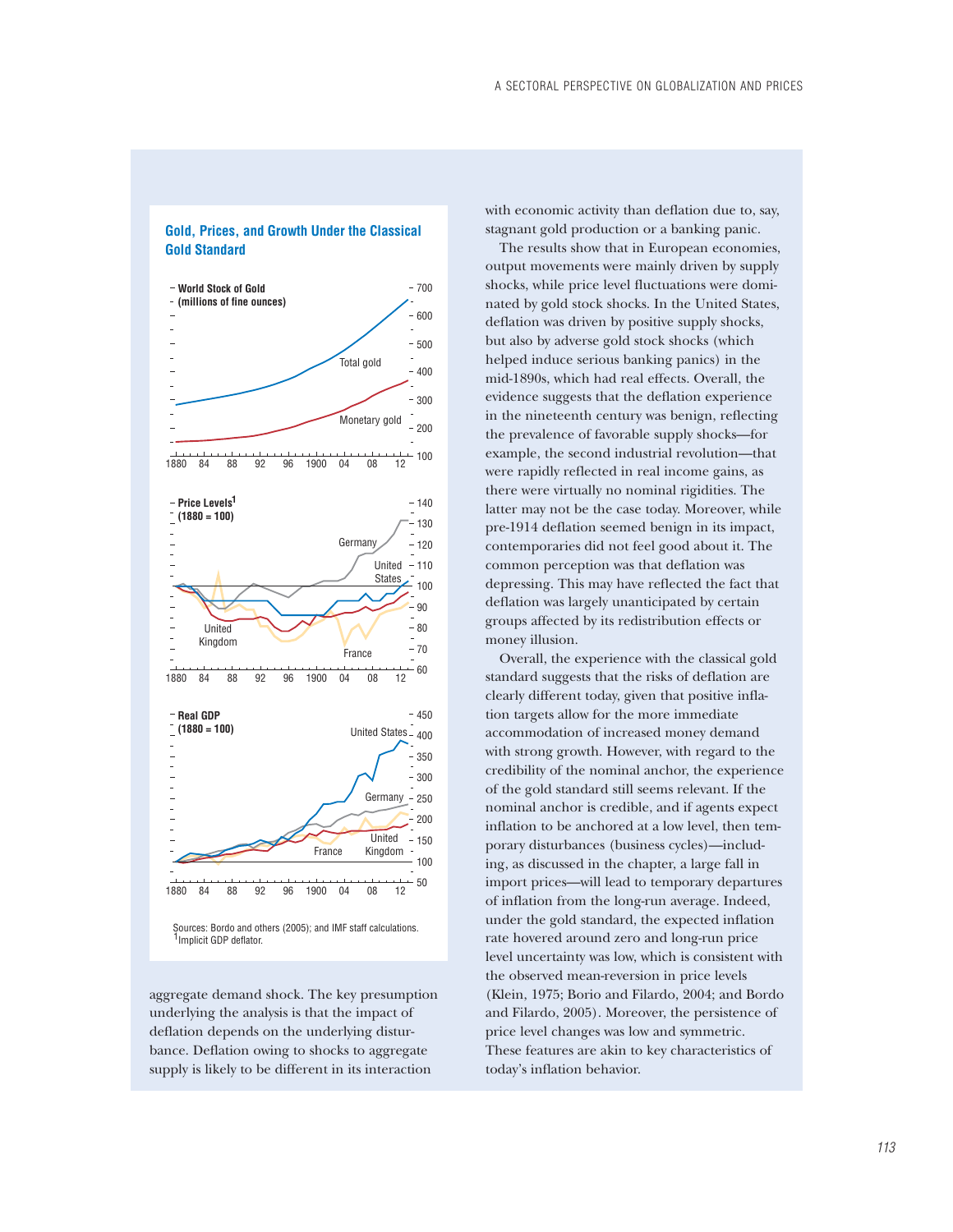### Gold, Prices, and Growth Under the Classical Gold Standard

World Stock of Gold (millions of fine ounces)

Price Levels[1] (1880 = 100)

Real GDP (1880 = 100)

Sources: Bordo and others (2005); and IMF staff calculations.
[1]Implicit GDP deflator.

aggregate demand shock. The key presumption underlying the analysis is that the impact of deflation depends on the underlying disturbance. Deflation owing to shocks to aggregate supply is likely to be different in its interaction with economic activity than deflation due to, say, stagnant gold production or a banking panic.

The results show that in European economies, output movements were mainly driven by supply shocks, while price level fluctuations were dominated by gold stock shocks. In the United States, deflation was driven by positive supply shocks, but also by adverse gold stock shocks (which helped induce serious banking panics) in the mid-1890s, which had real effects. Overall, the evidence suggests that the deflation experience in the nineteenth century was benign, reflecting the prevalence of favorable supply shocks—for example, the second industrial revolution—that were rapidly reflected in real income gains, as there were virtually no nominal rigidities. The latter may not be the case today. Moreover, while pre-1914 deflation seemed benign in its impact, contemporaries did not feel good about it. The common perception was that deflation was depressing. This may have reflected the fact that deflation was largely unanticipated by certain groups affected by its redistribution effects or money illusion.

Overall, the experience with the classical gold standard suggests that the risks of deflation are clearly different today, given that positive inflation targets allow for the more immediate accommodation of increased money demand with strong growth. However, with regard to the credibility of the nominal anchor, the experience of the gold standard still seems relevant. If the nominal anchor is credible, and if agents expect inflation to be anchored at a low level, then temporary disturbances (business cycles)—including, as discussed in the chapter, a large fall in import prices—will lead to temporary departures of inflation from the long-run average. Indeed, under the gold standard, the expected inflation rate hovered around zero and long-run price level uncertainty was low, which is consistent with the observed mean-reversion in price levels (Klein, 1975; Borio and Filardo, 2004; and Bordo and Filardo, 2005). Moreover, the persistence of price level changes was low and symmetric. These features are akin to key characteristics of today's inflation behavior.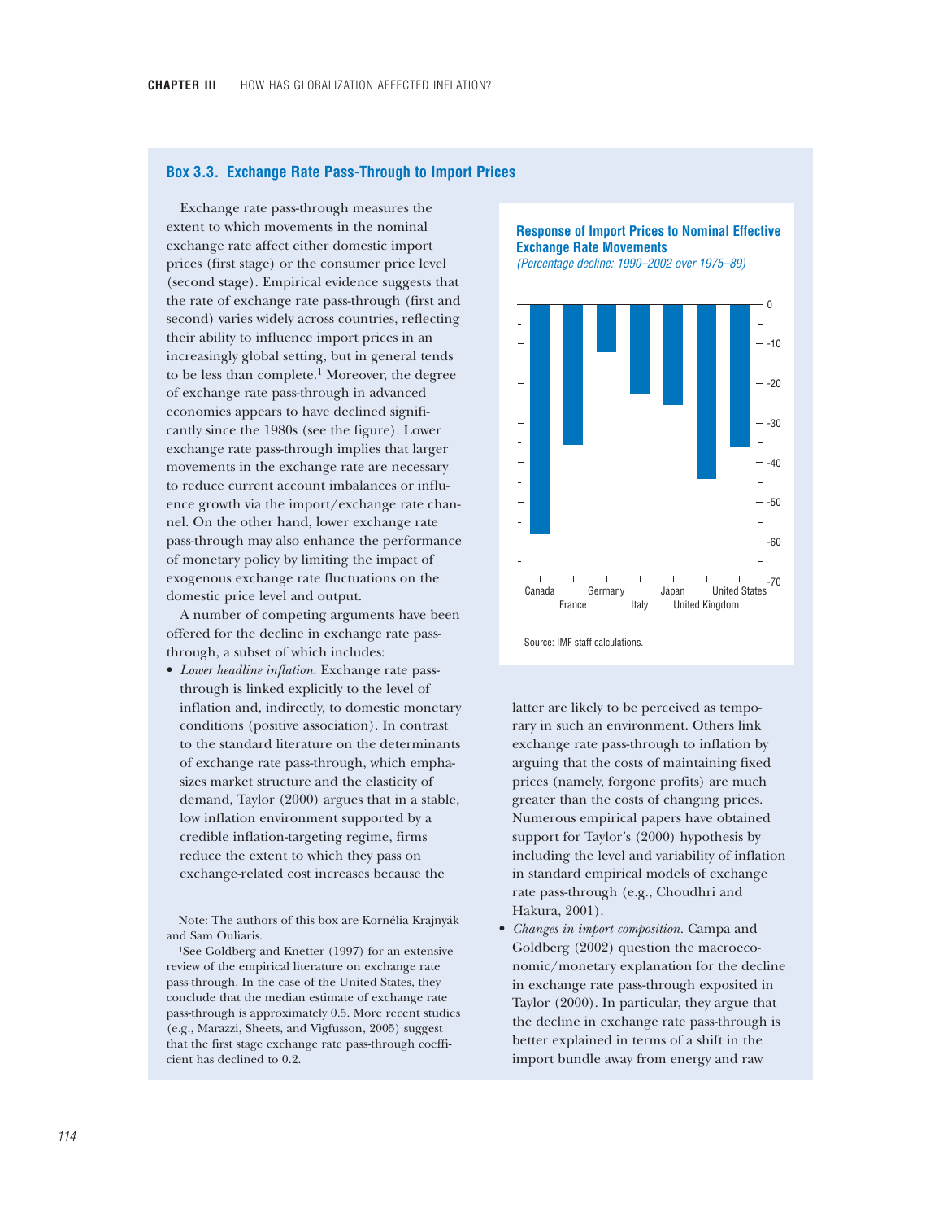## Box 3.3. Exchange Rate Pass-Through to Import Prices

Exchange rate pass-through measures the extent to which movements in the nominal exchange rate affect either domestic import prices (first stage) or the consumer price level (second stage). Empirical evidence suggests that the rate of exchange rate pass-through (first and second) varies widely across countries, reflecting their ability to influence import prices in an increasingly global setting, but in general tends to be less than complete.[1] Moreover, the degree of exchange rate pass-through in advanced economies appears to have declined significantly since the 1980s (see the figure). Lower exchange rate pass-through implies that larger movements in the exchange rate are necessary to reduce current account imbalances or influence growth via the import/exchange rate channel. On the other hand, lower exchange rate pass-through may also enhance the performance of monetary policy by limiting the impact of exogenous exchange rate fluctuations on the domestic price level and output.

A number of competing arguments have been offered for the decline in exchange rate pass-through, a subset of which includes:

- *Lower headline inflation.* Exchange rate pass-through is linked explicitly to the level of inflation and, indirectly, to domestic monetary conditions (positive association). In contrast to the standard literature on the determinants of exchange rate pass-through, which emphasizes market structure and the elasticity of demand, Taylor (2000) argues that in a stable, low inflation environment supported by a credible inflation-targeting regime, firms reduce the extent to which they pass on exchange-related cost increases because the latter are likely to be perceived as temporary in such an environment. Others link exchange rate pass-through to inflation by arguing that the costs of maintaining fixed prices (namely, forgone profits) are much greater than the costs of changing prices. Numerous empirical papers have obtained support for Taylor's (2000) hypothesis by including the level and variability of inflation in standard empirical models of exchange rate pass-through (e.g., Choudhri and Hakura, 2001).
- *Changes in import composition.* Campa and Goldberg (2002) question the macroeconomic/monetary explanation for the decline in exchange rate pass-through exposited in Taylor (2000). In particular, they argue that the decline in exchange rate pass-through is better explained in terms of a shift in the import bundle away from energy and raw

**Response of Import Prices to Nominal Effective Exchange Rate Movements**
*(Percentage decline: 1990–2002 over 1975–89)*

Source: IMF staff calculations.

Note: The authors of this box are Kornélia Krajnyák and Sam Ouliaris.

[1] See Goldberg and Knetter (1997) for an extensive review of the empirical literature on exchange rate pass-through. In the case of the United States, they conclude that the median estimate of exchange rate pass-through is approximately 0.5. More recent studies (e.g., Marazzi, Sheets, and Vigfusson, 2005) suggest that the first stage exchange rate pass-through coefficient has declined to 0.2.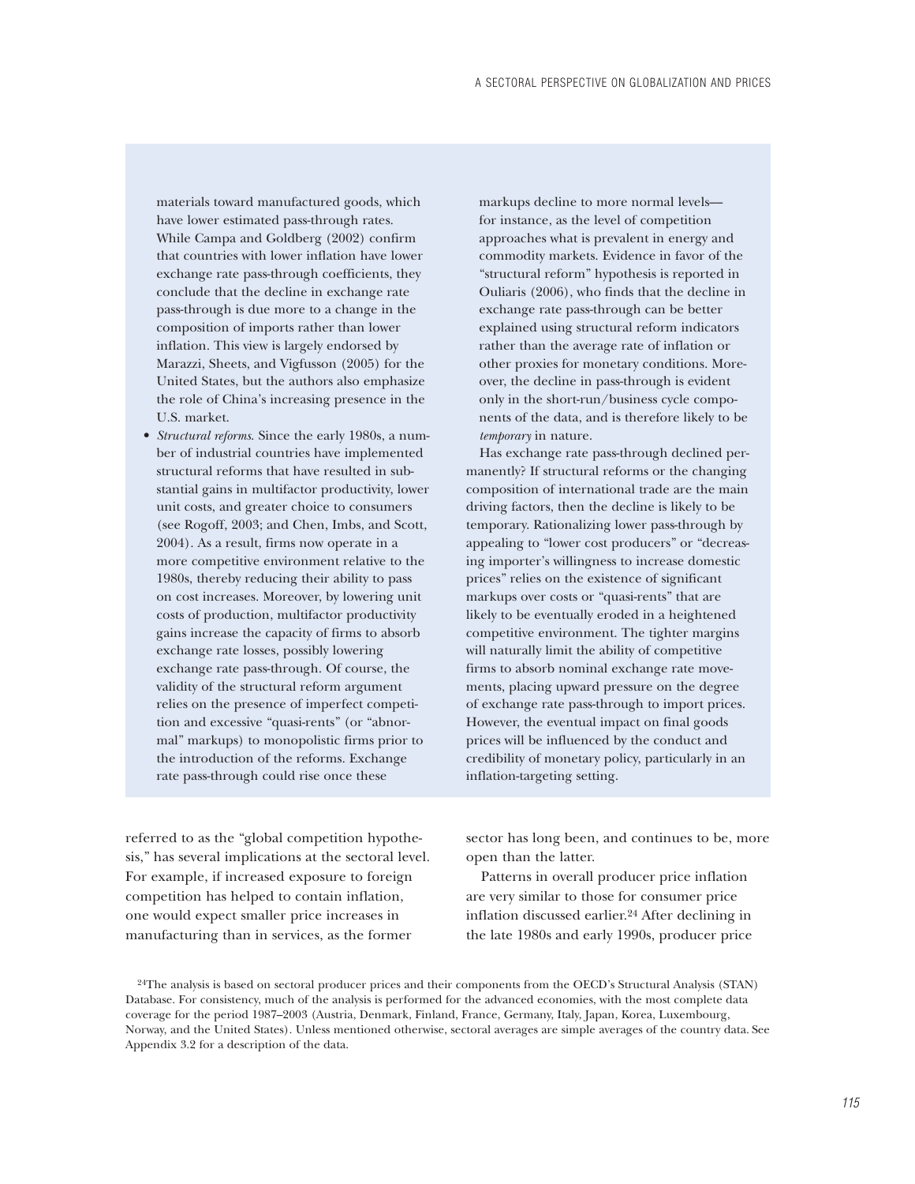materials toward manufactured goods, which have lower estimated pass-through rates. While Campa and Goldberg (2002) confirm that countries with lower inflation have lower exchange rate pass-through coefficients, they conclude that the decline in exchange rate pass-through is due more to a change in the composition of imports rather than lower inflation. This view is largely endorsed by Marazzi, Sheets, and Vigfusson (2005) for the United States, but the authors also emphasize the role of China's increasing presence in the U.S. market.

- *Structural reforms.* Since the early 1980s, a number of industrial countries have implemented structural reforms that have resulted in substantial gains in multifactor productivity, lower unit costs, and greater choice to consumers (see Rogoff, 2003; and Chen, Imbs, and Scott, 2004). As a result, firms now operate in a more competitive environment relative to the 1980s, thereby reducing their ability to pass on cost increases. Moreover, by lowering unit costs of production, multifactor productivity gains increase the capacity of firms to absorb exchange rate losses, possibly lowering exchange rate pass-through. Of course, the validity of the structural reform argument relies on the presence of imperfect competition and excessive "quasi-rents" (or "abnormal" markups) to monopolistic firms prior to the introduction of the reforms. Exchange rate pass-through could rise once these markups decline to more normal levels—for instance, as the level of competition approaches what is prevalent in energy and commodity markets. Evidence in favor of the "structural reform" hypothesis is reported in Ouliaris (2006), who finds that the decline in exchange rate pass-through can be better explained using structural reform indicators rather than the average rate of inflation or other proxies for monetary conditions. Moreover, the decline in pass-through is evident only in the short-run/business cycle components of the data, and is therefore likely to be *temporary* in nature.

Has exchange rate pass-through declined permanently? If structural reforms or the changing composition of international trade are the main driving factors, then the decline is likely to be temporary. Rationalizing lower pass-through by appealing to "lower cost producers" or "decreasing importer's willingness to increase domestic prices" relies on the existence of significant markups over costs or "quasi-rents" that are likely to be eventually eroded in a heightened competitive environment. The tighter margins will naturally limit the ability of competitive firms to absorb nominal exchange rate movements, placing upward pressure on the degree of exchange rate pass-through to import prices. However, the eventual impact on final goods prices will be influenced by the conduct and credibility of monetary policy, particularly in an inflation-targeting setting.

referred to as the "global competition hypothesis," has several implications at the sectoral level. For example, if increased exposure to foreign competition has helped to contain inflation, one would expect smaller price increases in manufacturing than in services, as the former sector has long been, and continues to be, more open than the latter.

Patterns in overall producer price inflation are very similar to those for consumer price inflation discussed earlier.[24] After declining in the late 1980s and early 1990s, producer price

[24]The analysis is based on sectoral producer prices and their components from the OECD's Structural Analysis (STAN) Database. For consistency, much of the analysis is performed for the advanced economies, with the most complete data coverage for the period 1987–2003 (Austria, Denmark, Finland, France, Germany, Italy, Japan, Korea, Luxembourg, Norway, and the United States). Unless mentioned otherwise, sectoral averages are simple averages of the country data. See Appendix 3.2 for a description of the data.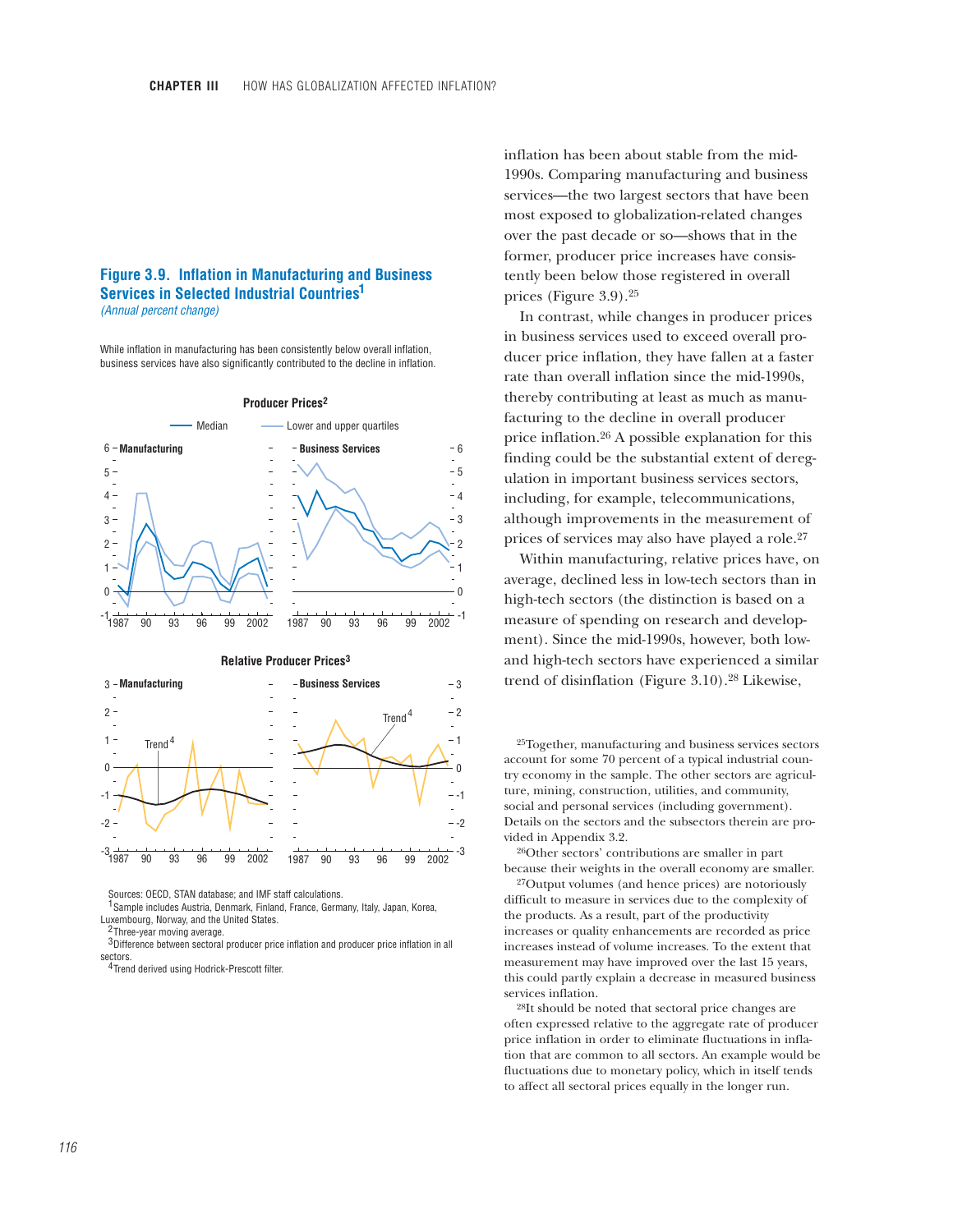### Figure 3.9. Inflation in Manufacturing and Business Services in Selected Industrial Countries[1]

*(Annual percent change)*

While inflation in manufacturing has been consistently below overall inflation, business services have also significantly contributed to the decline in inflation.

**Producer Prices[2]**

Median — Lower and upper quartiles

Manufacturing | Business Services

**Relative Producer Prices[3]**

Manufacturing | Business Services

Trend[4]

Sources: OECD, STAN database; and IMF staff calculations.

[1]Sample includes Austria, Denmark, Finland, France, Germany, Italy, Japan, Korea, Luxembourg, Norway, and the United States.

[2]Three-year moving average.

[3]Difference between sectoral producer price inflation and producer price inflation in all sectors.

[4]Trend derived using Hodrick-Prescott filter.

inflation has been about stable from the mid-1990s. Comparing manufacturing and business services—the two largest sectors that have been most exposed to globalization-related changes over the past decade or so—shows that in the former, producer price increases have consistently been below those registered in overall prices (Figure 3.9).[25]

In contrast, while changes in producer prices in business services used to exceed overall producer price inflation, they have fallen at a faster rate than overall inflation since the mid-1990s, thereby contributing at least as much as manufacturing to the decline in overall producer price inflation.[26] A possible explanation for this finding could be the substantial extent of deregulation in important business services sectors, including, for example, telecommunications, although improvements in the measurement of prices of services may also have played a role.[27]

Within manufacturing, relative prices have, on average, declined less in low-tech sectors than in high-tech sectors (the distinction is based on a measure of spending on research and development). Since the mid-1990s, however, both low- and high-tech sectors have experienced a similar trend of disinflation (Figure 3.10).[28] Likewise,

[25]Together, manufacturing and business services sectors account for some 70 percent of a typical industrial country economy in the sample. The other sectors are agriculture, mining, construction, utilities, and community, social and personal services (including government). Details on the sectors and the subsectors therein are provided in Appendix 3.2.

[26]Other sectors' contributions are smaller in part because their weights in the overall economy are smaller.

[27]Output volumes (and hence prices) are notoriously difficult to measure in services due to the complexity of the products. As a result, part of the productivity increases or quality enhancements are recorded as price increases instead of volume increases. To the extent that measurement may have improved over the last 15 years, this could partly explain a decrease in measured business services inflation.

[28]It should be noted that sectoral price changes are often expressed relative to the aggregate rate of producer price inflation in order to eliminate fluctuations in inflation that are common to all sectors. An example would be fluctuations due to monetary policy, which in itself tends to affect all sectoral prices equally in the longer run.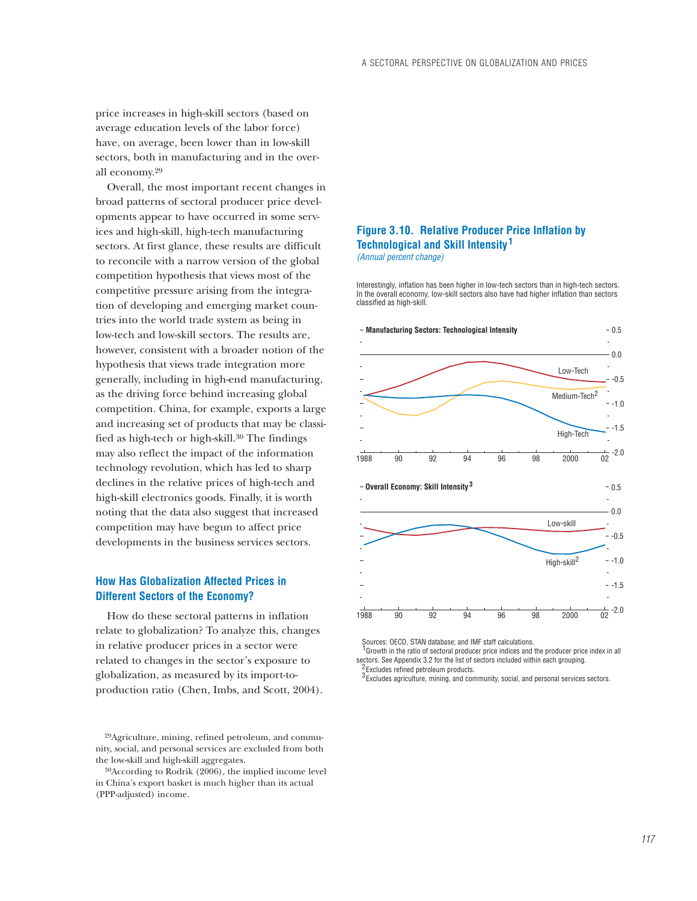price increases in high-skill sectors (based on average education levels of the labor force) have, on average, been lower than in low-skill sectors, both in manufacturing and in the overall economy.[29]

Overall, the most important recent changes in broad patterns of sectoral producer price developments appear to have occurred in some services and high-skill, high-tech manufacturing sectors. At first glance, these results are difficult to reconcile with a narrow version of the global competition hypothesis that views most of the competitive pressure arising from the integration of developing and emerging market countries into the world trade system as being in low-tech and low-skill sectors. The results are, however, consistent with a broader notion of the hypothesis that views trade integration more generally, including in high-end manufacturing, as the driving force behind increasing global competition. China, for example, exports a large and increasing set of products that may be classified as high-tech or high-skill.[30] The findings may also reflect the impact of the information technology revolution, which has led to sharp declines in the relative prices of high-tech and high-skill electronics goods. Finally, it is worth noting that the data also suggest that increased competition may have begun to affect price developments in the business services sectors.

## How Has Globalization Affected Prices in Different Sectors of the Economy?

How do these sectoral patterns in inflation relate to globalization? To analyze this, changes in relative producer prices in a sector were related to changes in the sector's exposure to globalization, as measured by its import-to-production ratio (Chen, Imbs, and Scott, 2004).

**Figure 3.10. Relative Producer Price Inflation by Technological and Skill Intensity[1]**
*(Annual percent change)*

Interestingly, inflation has been higher in low-tech sectors than in high-tech sectors. In the overall economy, low-skill sectors also have had higher inflation than sectors classified as high-skill.

Sources: OECD, STAN database; and IMF staff calculations.
[1]Growth in the ratio of sectoral producer price indices and the producer price index in all sectors. See Appendix 3.2 for the list of sectors included within each grouping.
[2]Excludes refined petroleum products.
[3]Excludes agriculture, mining, and community, social, and personal services sectors.

[29]Agriculture, mining, refined petroleum, and community, social, and personal services are excluded from both the low-skill and high-skill aggregates.

[30]According to Rodrik (2006), the implied income level in China's export basket is much higher than its actual (PPP-adjusted) income.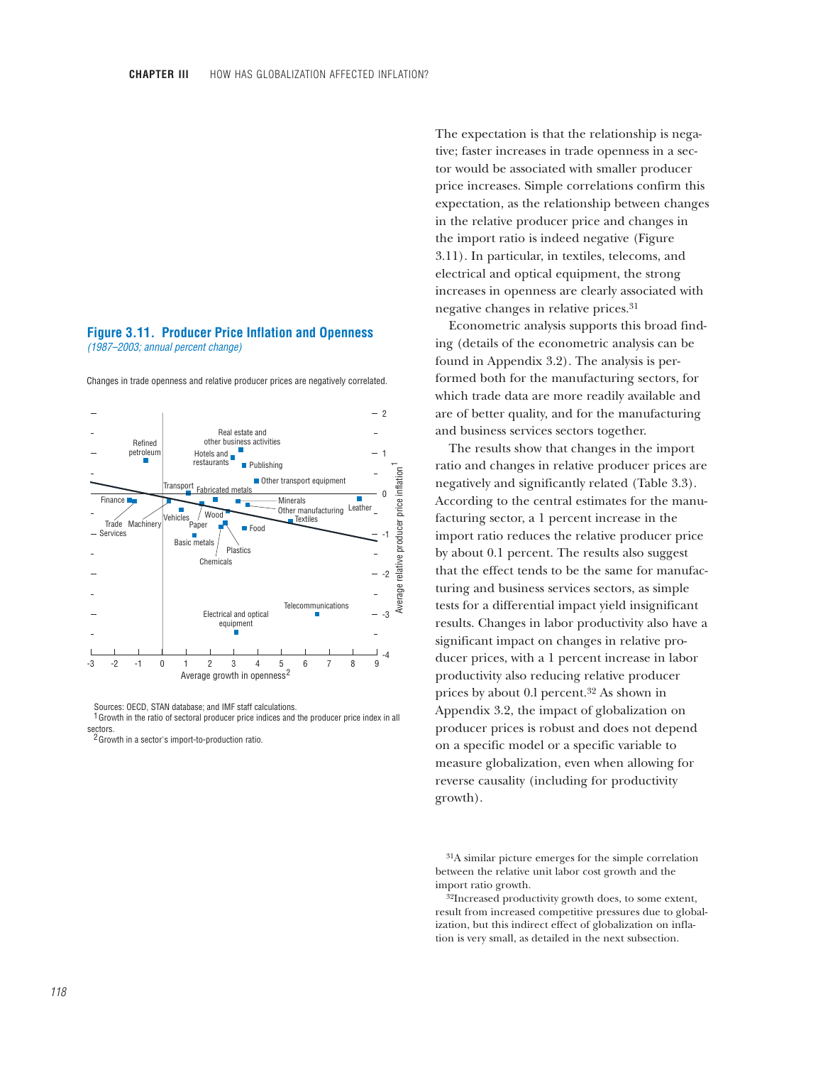### Figure 3.11. Producer Price Inflation and Openness

*(1987–2003; annual percent change)*

Changes in trade openness and relative producer prices are negatively correlated.

Sources: OECD, STAN database; and IMF staff calculations.

[1] Growth in the ratio of sectoral producer price indices and the producer price index in all sectors.

[2] Growth in a sector's import-to-production ratio.

The expectation is that the relationship is negative; faster increases in trade openness in a sector would be associated with smaller producer price increases. Simple correlations confirm this expectation, as the relationship between changes in the relative producer price and changes in the import ratio is indeed negative (Figure 3.11). In particular, in textiles, telecoms, and electrical and optical equipment, the strong increases in openness are clearly associated with negative changes in relative prices.[31]

Econometric analysis supports this broad finding (details of the econometric analysis can be found in Appendix 3.2). The analysis is performed both for the manufacturing sectors, for which trade data are more readily available and are of better quality, and for the manufacturing and business services sectors together.

The results show that changes in the import ratio and changes in relative producer prices are negatively and significantly related (Table 3.3). According to the central estimates for the manufacturing sector, a 1 percent increase in the import ratio reduces the relative producer price by about 0.1 percent. The results also suggest that the effect tends to be the same for manufacturing and business services sectors, as simple tests for a differential impact yield insignificant results. Changes in labor productivity also have a significant impact on changes in relative producer prices, with a 1 percent increase in labor productivity also reducing relative producer prices by about 0.l percent.[32] As shown in Appendix 3.2, the impact of globalization on producer prices is robust and does not depend on a specific model or a specific variable to measure globalization, even when allowing for reverse causality (including for productivity growth).

[31] A similar picture emerges for the simple correlation between the relative unit labor cost growth and the import ratio growth.

[32] Increased productivity growth does, to some extent, result from increased competitive pressures due to globalization, but this indirect effect of globalization on inflation is very small, as detailed in the next subsection.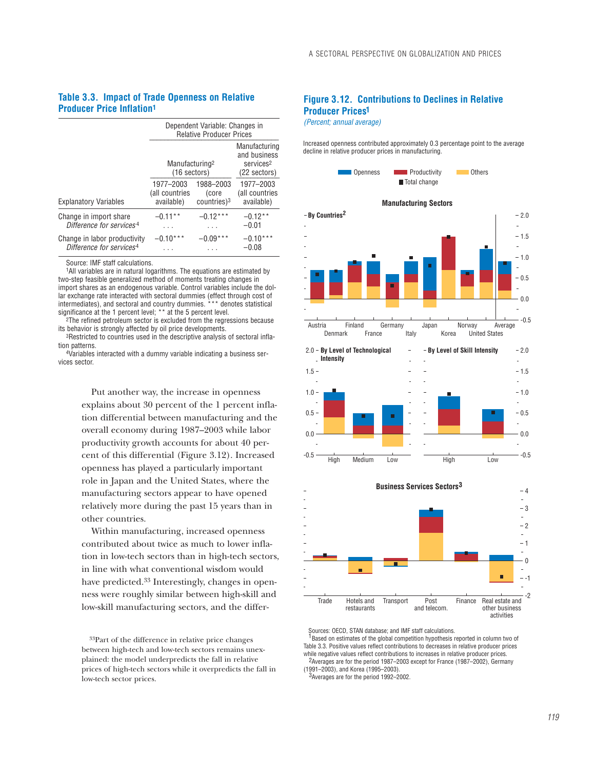### Table 3.3. Impact of Trade Openness on Relative Producer Price Inflation[1]

| | Dependent Variable: Changes in Relative Producer Prices | | |
|---|---|---|---|
| | Manufacturing[2] (16 sectors) | | Manufacturing and business services[2] (22 sectors) |
| Explanatory Variables | 1977–2003 (all countries available) | 1988–2003 (core countries)[3] | 1977–2003 (all countries available) |
| Change in import share | –0.11** | –0.12*** | –0.12** |
| *Difference for services*[4] | . . . | . . . | –0.01 |
| Change in labor productivity | –0.10*** | –0.09*** | –0.10*** |
| *Difference for services*[4] | . . . | . . . | –0.08 |

Source: IMF staff calculations.

[1]All variables are in natural logarithms. The equations are estimated by two-step feasible generalized method of moments treating changes in import shares as an endogenous variable. Control variables include the dollar exchange rate interacted with sectoral dummies (effect through cost of intermediates), and sectoral and country dummies. *** denotes statistical significance at the 1 percent level; ** at the 5 percent level.

[2]The refined petroleum sector is excluded from the regressions because its behavior is strongly affected by oil price developments.

[3]Restricted to countries used in the descriptive analysis of sectoral inflation patterns.

[4]Variables interacted with a dummy variable indicating a business services sector.

Put another way, the increase in openness explains about 30 percent of the 1 percent inflation differential between manufacturing and the overall economy during 1987–2003 while labor productivity growth accounts for about 40 percent of this differential (Figure 3.12). Increased openness has played a particularly important role in Japan and the United States, where the manufacturing sectors appear to have opened relatively more during the past 15 years than in other countries.

Within manufacturing, increased openness contributed about twice as much to lower inflation in low-tech sectors than in high-tech sectors, in line with what conventional wisdom would have predicted.[33] Interestingly, changes in openness were roughly similar between high-skill and low-skill manufacturing sectors, and the differ-

[33]Part of the difference in relative price changes between high-tech and low-tech sectors remains unexplained: the model underpredicts the fall in relative prices of high-tech sectors while it overpredicts the fall in low-tech sector prices.

### Figure 3.12. Contributions to Declines in Relative Producer Prices[1]

*(Percent; annual average)*

Increased openness contributed approximately 0.3 percentage point to the average decline in relative producer prices in manufacturing.

Sources: OECD, STAN database; and IMF staff calculations.

[1]Based on estimates of the global competition hypothesis reported in column two of Table 3.3. Positive values reflect contributions to decreases in relative producer prices while negative values reflect contributions to increases in relative producer prices.

[2]Averages are for the period 1987–2003 except for France (1987–2002), Germany (1991–2003), and Korea (1995–2003).

[3]Averages are for the period 1992–2002.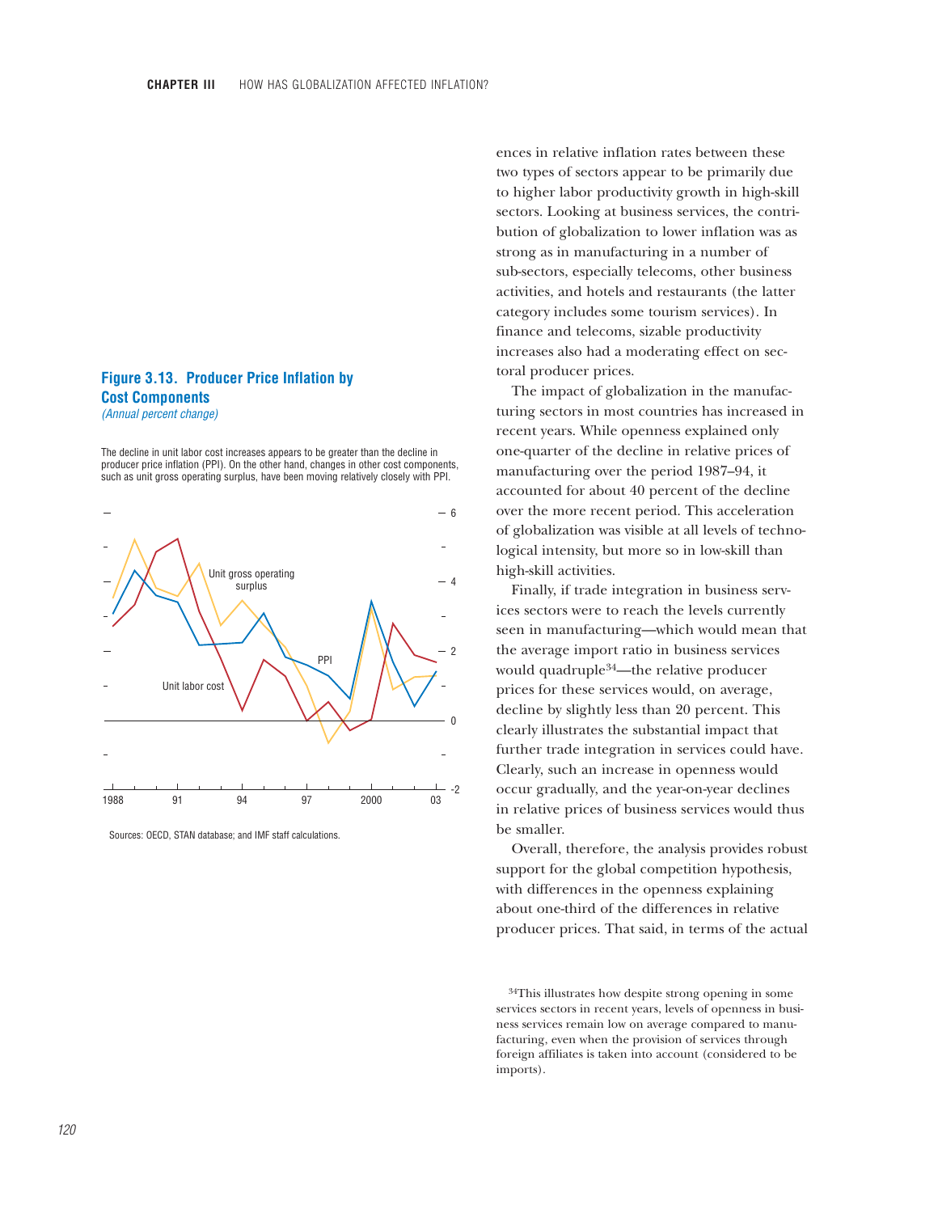### Figure 3.13. Producer Price Inflation by Cost Components

*(Annual percent change)*

The decline in unit labor cost increases appears to be greater than the decline in producer price inflation (PPI). On the other hand, changes in other cost components, such as unit gross operating surplus, have been moving relatively closely with PPI.

Sources: OECD, STAN database; and IMF staff calculations.

ences in relative inflation rates between these two types of sectors appear to be primarily due to higher labor productivity growth in high-skill sectors. Looking at business services, the contribution of globalization to lower inflation was as strong as in manufacturing in a number of sub-sectors, especially telecoms, other business activities, and hotels and restaurants (the latter category includes some tourism services). In finance and telecoms, sizable productivity increases also had a moderating effect on sectoral producer prices.

The impact of globalization in the manufacturing sectors in most countries has increased in recent years. While openness explained only one-quarter of the decline in relative prices of manufacturing over the period 1987–94, it accounted for about 40 percent of the decline over the more recent period. This acceleration of globalization was visible at all levels of technological intensity, but more so in low-skill than high-skill activities.

Finally, if trade integration in business services sectors were to reach the levels currently seen in manufacturing—which would mean that the average import ratio in business services would quadruple[34]—the relative producer prices for these services would, on average, decline by slightly less than 20 percent. This clearly illustrates the substantial impact that further trade integration in services could have. Clearly, such an increase in openness would occur gradually, and the year-on-year declines in relative prices of business services would thus be smaller.

Overall, therefore, the analysis provides robust support for the global competition hypothesis, with differences in the openness explaining about one-third of the differences in relative producer prices. That said, in terms of the actual

[34]This illustrates how despite strong opening in some services sectors in recent years, levels of openness in business services remain low on average compared to manufacturing, even when the provision of services through foreign affiliates is taken into account (considered to be imports).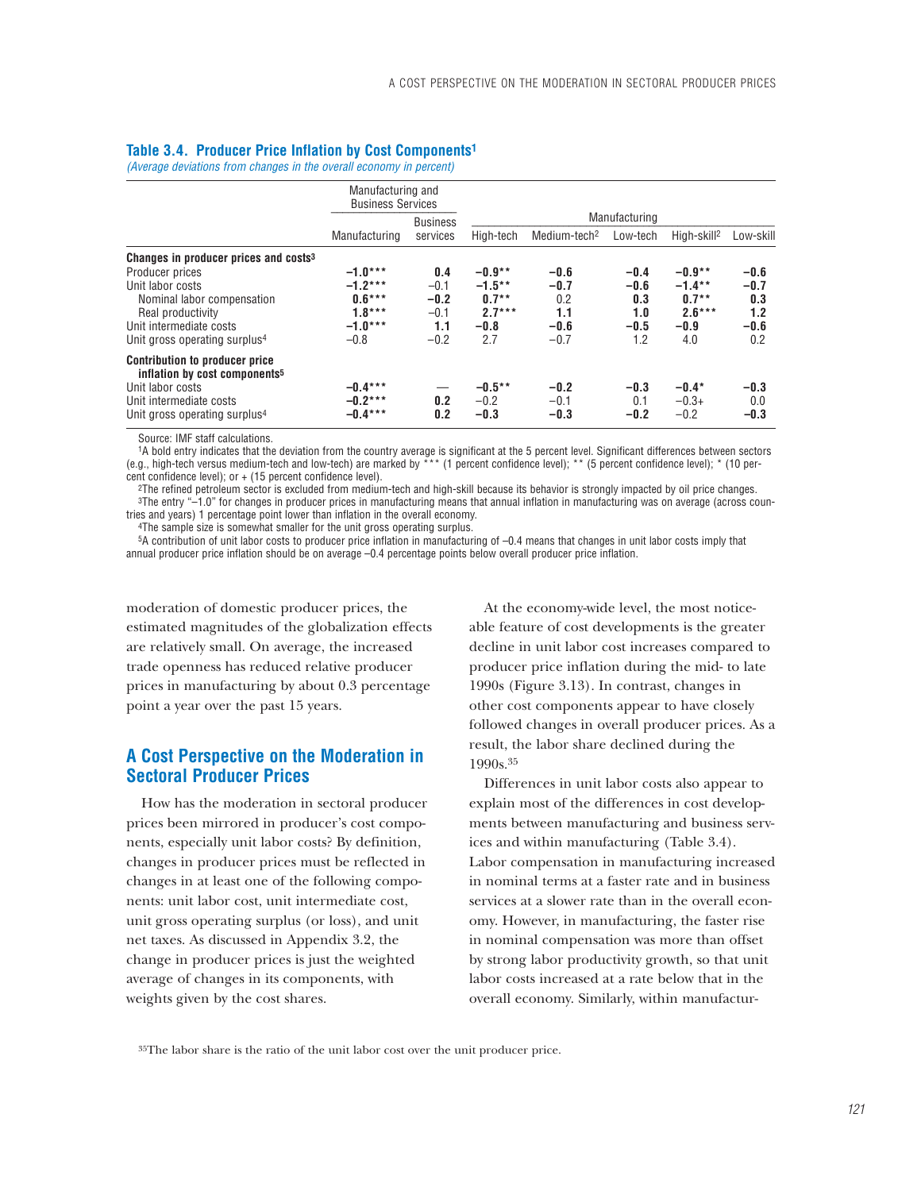**Table 3.4. Producer Price Inflation by Cost Components[1]**

*(Average deviations from changes in the overall economy in percent)*

| | Manufacturing and Business Services | | Manufacturing | | | | |
|---|---|---|---|---|---|---|---|
| | Manufacturing | Business services | High-tech | Medium-tech[2] | Low-tech | High-skill[2] | Low-skill |
| **Changes in producer prices and costs[3]** | | | | | | | |
| Producer prices | **–1.0*** ** | **0.4** | **–0.9** ** | **–0.6** | **–0.4** | **–0.9** ** | **–0.6** |
| Unit labor costs | **–1.2*** ** | –0.1 | **–1.5** ** | **–0.7** | **–0.6** | **–1.4** ** | **–0.7** |
| Nominal labor compensation | **0.6*** ** | **–0.2** | **0.7** ** | 0.2 | **0.3** | **0.7** ** | **0.3** |
| Real productivity | **1.8*** ** | –0.1 | **2.7*** ** | **1.1** | **1.0** | **2.6*** ** | **1.2** |
| Unit intermediate costs | **–1.0*** ** | **1.1** | **–0.8** | **–0.6** | **–0.5** | **–0.9** | **–0.6** |
| Unit gross operating surplus[4] | –0.8 | –0.2 | 2.7 | –0.7 | 1.2 | 4.0 | 0.2 |
| **Contribution to producer price inflation by cost components[5]** | | | | | | | |
| Unit labor costs | **–0.4*** ** | — | **–0.5** ** | **–0.2** | **–0.3** | **–0.4*** | **–0.3** |
| Unit intermediate costs | **–0.2*** ** | **0.2** | –0.2 | –0.1 | 0.1 | –0.3+ | 0.0 |
| Unit gross operating surplus[4] | **–0.4*** ** | **0.2** | **–0.3** | **–0.3** | **–0.2** | –0.2 | **–0.3** |

Source: IMF staff calculations.

[1]A bold entry indicates that the deviation from the country average is significant at the 5 percent level. Significant differences between sectors (e.g., high-tech versus medium-tech and low-tech) are marked by *** (1 percent confidence level); ** (5 percent confidence level); * (10 percent confidence level); or + (15 percent confidence level).

[2]The refined petroleum sector is excluded from medium-tech and high-skill because its behavior is strongly impacted by oil price changes.

[3]The entry "–1.0" for changes in producer prices in manufacturing means that annual inflation in manufacturing was on average (across countries and years) 1 percentage point lower than inflation in the overall economy.

[4]The sample size is somewhat smaller for the unit gross operating surplus.

[5]A contribution of unit labor costs to producer price inflation in manufacturing of –0.4 means that changes in unit labor costs imply that annual producer price inflation should be on average –0.4 percentage points below overall producer price inflation.

moderation of domestic producer prices, the estimated magnitudes of the globalization effects are relatively small. On average, the increased trade openness has reduced relative producer prices in manufacturing by about 0.3 percentage point a year over the past 15 years.

## A Cost Perspective on the Moderation in Sectoral Producer Prices

How has the moderation in sectoral producer prices been mirrored in producer's cost components, especially unit labor costs? By definition, changes in producer prices must be reflected in changes in at least one of the following components: unit labor cost, unit intermediate cost, unit gross operating surplus (or loss), and unit net taxes. As discussed in Appendix 3.2, the change in producer prices is just the weighted average of changes in its components, with weights given by the cost shares.

At the economy-wide level, the most noticeable feature of cost developments is the greater decline in unit labor cost increases compared to producer price inflation during the mid- to late 1990s (Figure 3.13). In contrast, changes in other cost components appear to have closely followed changes in overall producer prices. As a result, the labor share declined during the 1990s.[35]

Differences in unit labor costs also appear to explain most of the differences in cost developments between manufacturing and business services and within manufacturing (Table 3.4). Labor compensation in manufacturing increased in nominal terms at a faster rate and in business services at a slower rate than in the overall economy. However, in manufacturing, the faster rise in nominal compensation was more than offset by strong labor productivity growth, so that unit labor costs increased at a rate below that in the overall economy. Similarly, within manufactur-

[35]The labor share is the ratio of the unit labor cost over the unit producer price.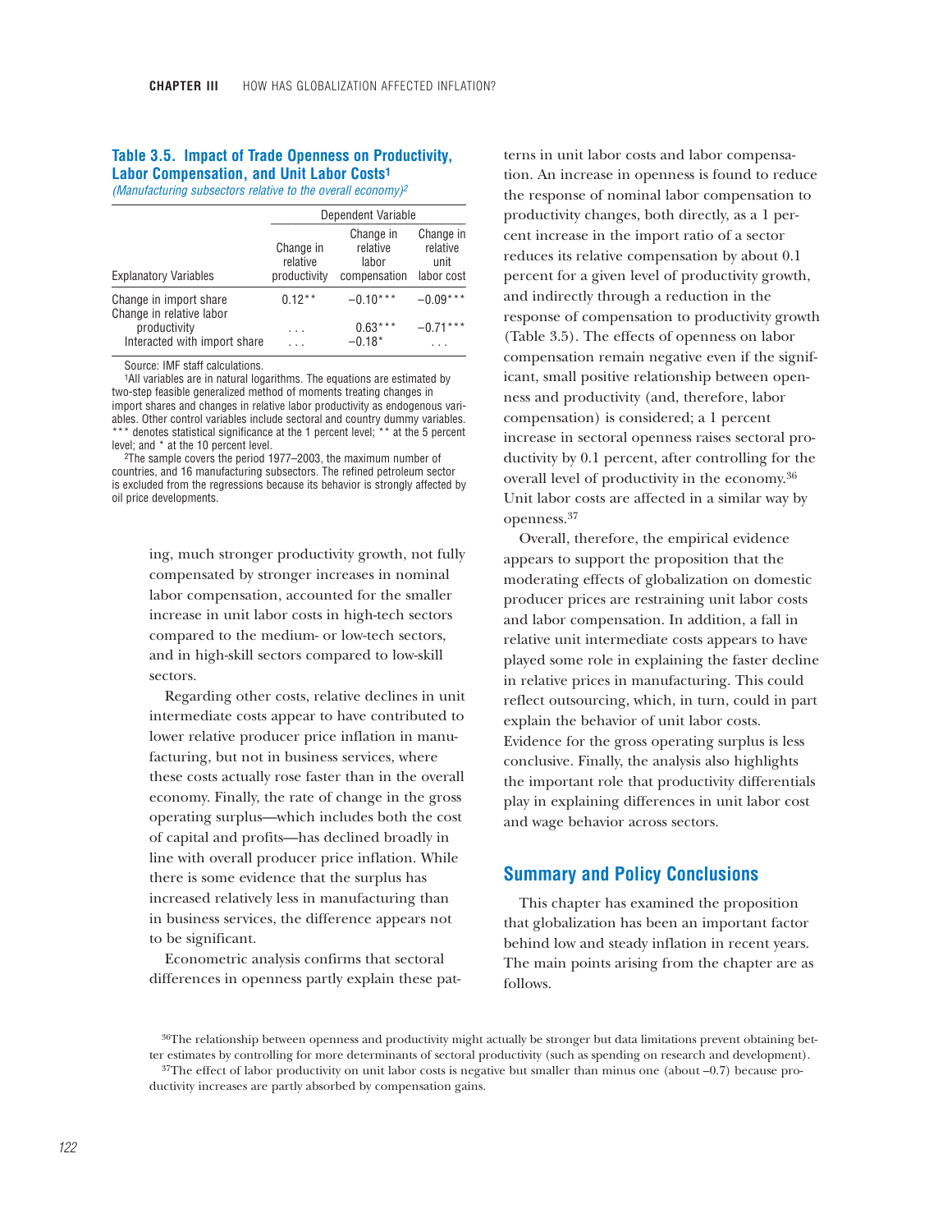**Table 3.5. Impact of Trade Openness on Productivity, Labor Compensation, and Unit Labor Costs[1]**

*(Manufacturing subsectors relative to the overall economy)[2]*

| | Dependent Variable | | |
|---|---|---|---|
| Explanatory Variables | Change in relative productivity | Change in relative labor compensation | Change in relative unit labor cost |
| Change in import share | 0.12** | –0.10*** | –0.09*** |
| Change in relative labor productivity | . . . | 0.63*** | –0.71*** |
| Interacted with import share | . . . | –0.18* | . . . |

Source: IMF staff calculations.

[1]All variables are in natural logarithms. The equations are estimated by two-step feasible generalized method of moments treating changes in import shares and changes in relative labor productivity as endogenous variables. Other control variables include sectoral and country dummy variables. *** denotes statistical significance at the 1 percent level; ** at the 5 percent level; and * at the 10 percent level.

[2]The sample covers the period 1977–2003, the maximum number of countries, and 16 manufacturing subsectors. The refined petroleum sector is excluded from the regressions because its behavior is strongly affected by oil price developments.

ing, much stronger productivity growth, not fully compensated by stronger increases in nominal labor compensation, accounted for the smaller increase in unit labor costs in high-tech sectors compared to the medium- or low-tech sectors, and in high-skill sectors compared to low-skill sectors.

Regarding other costs, relative declines in unit intermediate costs appear to have contributed to lower relative producer price inflation in manufacturing, but not in business services, where these costs actually rose faster than in the overall economy. Finally, the rate of change in the gross operating surplus—which includes both the cost of capital and profits—has declined broadly in line with overall producer price inflation. While there is some evidence that the surplus has increased relatively less in manufacturing than in business services, the difference appears not to be significant.

Econometric analysis confirms that sectoral differences in openness partly explain these patterns in unit labor costs and labor compensation. An increase in openness is found to reduce the response of nominal labor compensation to productivity changes, both directly, as a 1 percent increase in the import ratio of a sector reduces its relative compensation by about 0.1 percent for a given level of productivity growth, and indirectly through a reduction in the response of compensation to productivity growth (Table 3.5). The effects of openness on labor compensation remain negative even if the significant, small positive relationship between openness and productivity (and, therefore, labor compensation) is considered; a 1 percent increase in sectoral openness raises sectoral productivity by 0.1 percent, after controlling for the overall level of productivity in the economy.[36] Unit labor costs are affected in a similar way by openness.[37]

Overall, therefore, the empirical evidence appears to support the proposition that the moderating effects of globalization on domestic producer prices are restraining unit labor costs and labor compensation. In addition, a fall in relative unit intermediate costs appears to have played some role in explaining the faster decline in relative prices in manufacturing. This could reflect outsourcing, which, in turn, could in part explain the behavior of unit labor costs. Evidence for the gross operating surplus is less conclusive. Finally, the analysis also highlights the important role that productivity differentials play in explaining differences in unit labor cost and wage behavior across sectors.

## Summary and Policy Conclusions

This chapter has examined the proposition that globalization has been an important factor behind low and steady inflation in recent years. The main points arising from the chapter are as follows.

[36]The relationship between openness and productivity might actually be stronger but data limitations prevent obtaining better estimates by controlling for more determinants of sectoral productivity (such as spending on research and development).

[37]The effect of labor productivity on unit labor costs is negative but smaller than minus one (about –0.7) because productivity increases are partly absorbed by compensation gains.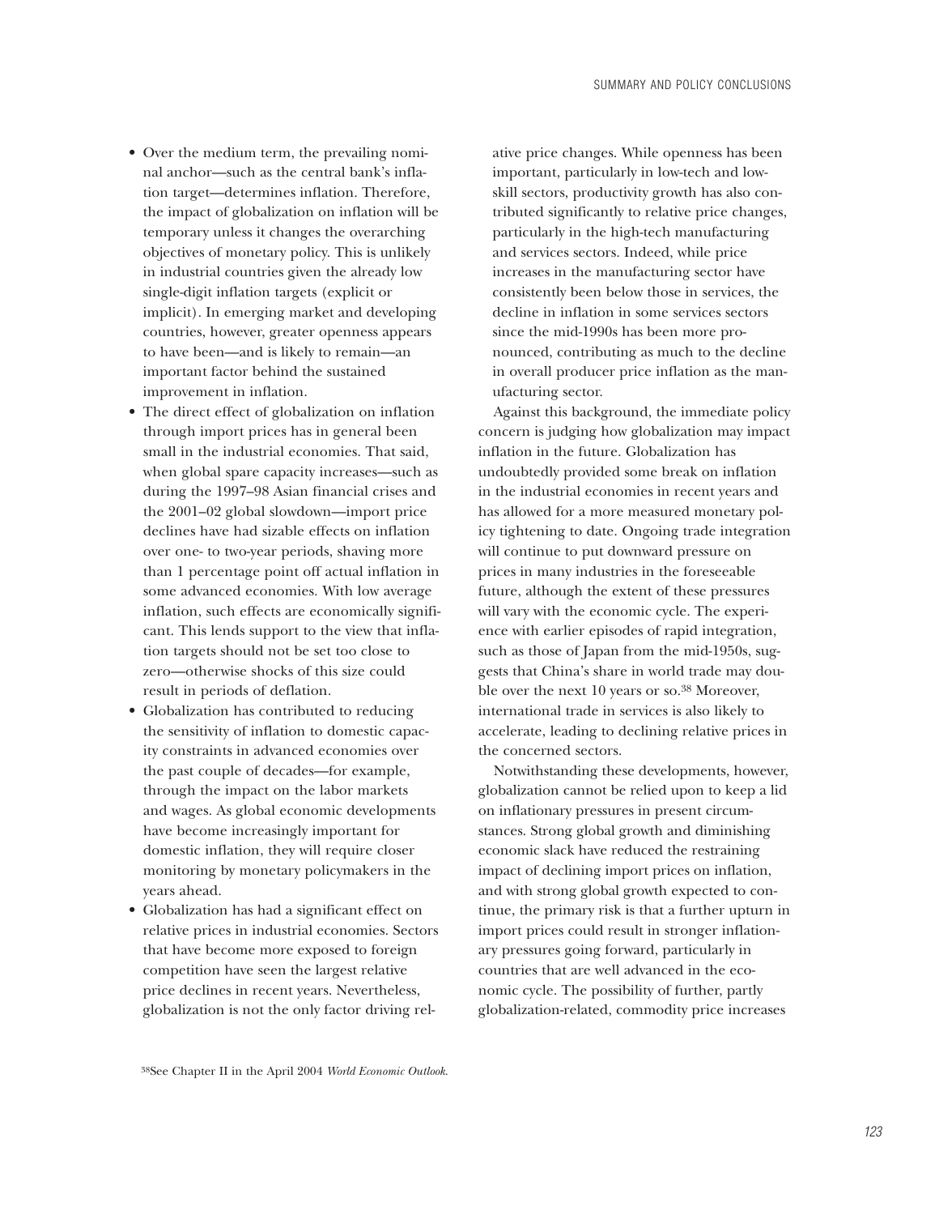- Over the medium term, the prevailing nominal anchor—such as the central bank's inflation target—determines inflation. Therefore, the impact of globalization on inflation will be temporary unless it changes the overarching objectives of monetary policy. This is unlikely in industrial countries given the already low single-digit inflation targets (explicit or implicit). In emerging market and developing countries, however, greater openness appears to have been—and is likely to remain—an important factor behind the sustained improvement in inflation.
- The direct effect of globalization on inflation through import prices has in general been small in the industrial economies. That said, when global spare capacity increases—such as during the 1997–98 Asian financial crises and the 2001–02 global slowdown—import price declines have had sizable effects on inflation over one- to two-year periods, shaving more than 1 percentage point off actual inflation in some advanced economies. With low average inflation, such effects are economically significant. This lends support to the view that inflation targets should not be set too close to zero—otherwise shocks of this size could result in periods of deflation.
- Globalization has contributed to reducing the sensitivity of inflation to domestic capacity constraints in advanced economies over the past couple of decades—for example, through the impact on the labor markets and wages. As global economic developments have become increasingly important for domestic inflation, they will require closer monitoring by monetary policymakers in the years ahead.
- Globalization has had a significant effect on relative prices in industrial economies. Sectors that have become more exposed to foreign competition have seen the largest relative price declines in recent years. Nevertheless, globalization is not the only factor driving relative price changes. While openness has been important, particularly in low-tech and low-skill sectors, productivity growth has also contributed significantly to relative price changes, particularly in the high-tech manufacturing and services sectors. Indeed, while price increases in the manufacturing sector have consistently been below those in services, the decline in inflation in some services sectors since the mid-1990s has been more pronounced, contributing as much to the decline in overall producer price inflation as the manufacturing sector.

Against this background, the immediate policy concern is judging how globalization may impact inflation in the future. Globalization has undoubtedly provided some break on inflation in the industrial economies in recent years and has allowed for a more measured monetary policy tightening to date. Ongoing trade integration will continue to put downward pressure on prices in many industries in the foreseeable future, although the extent of these pressures will vary with the economic cycle. The experience with earlier episodes of rapid integration, such as those of Japan from the mid-1950s, suggests that China's share in world trade may double over the next 10 years or so.[38] Moreover, international trade in services is also likely to accelerate, leading to declining relative prices in the concerned sectors.

Notwithstanding these developments, however, globalization cannot be relied upon to keep a lid on inflationary pressures in present circumstances. Strong global growth and diminishing economic slack have reduced the restraining impact of declining import prices on inflation, and with strong global growth expected to continue, the primary risk is that a further upturn in import prices could result in stronger inflationary pressures going forward, particularly in countries that are well advanced in the economic cycle. The possibility of further, partly globalization-related, commodity price increases

[38]See Chapter II in the April 2004 *World Economic Outlook*.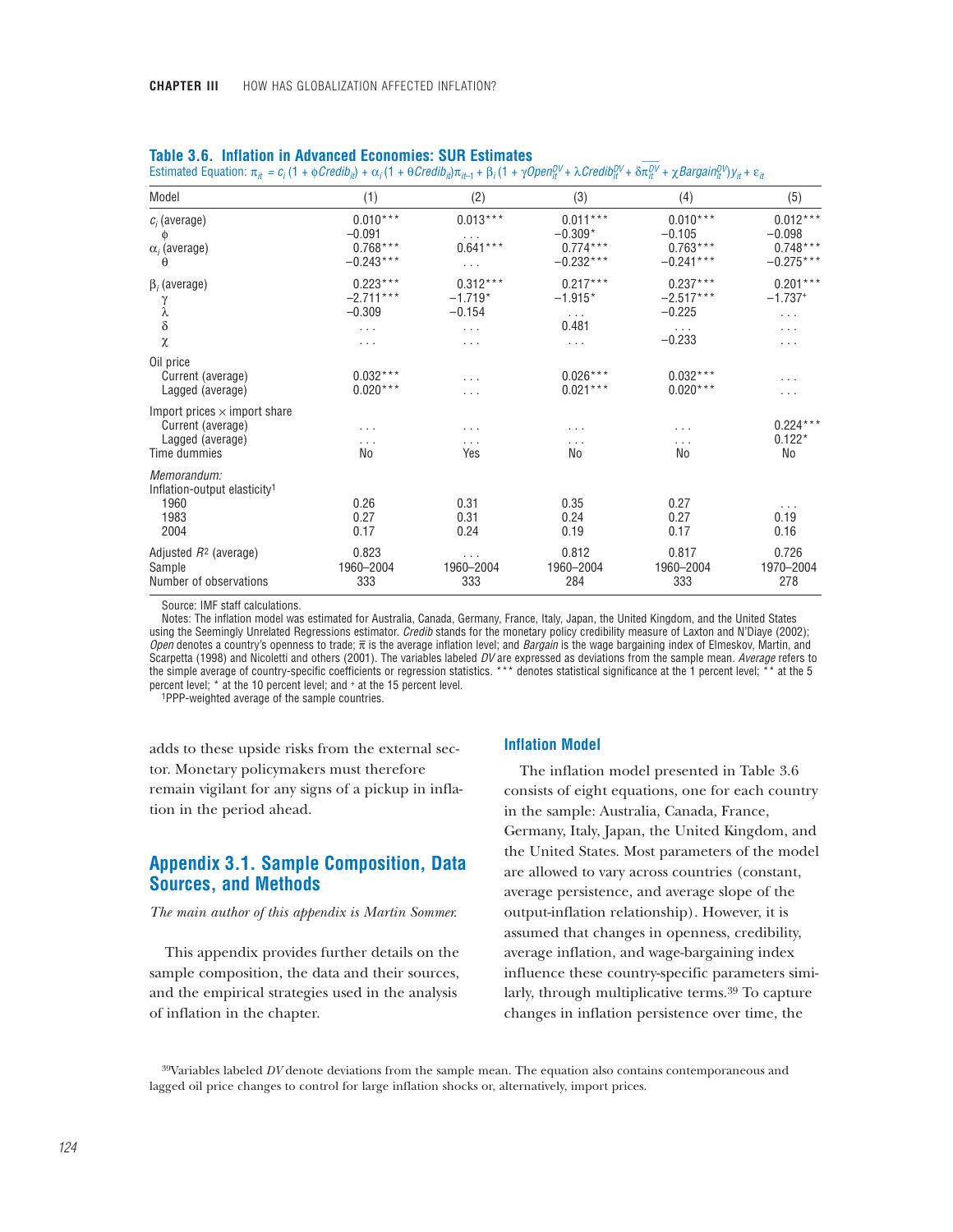**Table 3.6. Inflation in Advanced Economies: SUR Estimates**

Estimated Equation: $\pi_{it} = c_i(1 + \phi Credib_{it}) + \alpha_i(1 + \theta Credib_{it})\pi_{it-1} + \beta_i(1 + \gamma Open_{it}^{DV} + \lambda Credib_{it}^{DV} + \delta\overline{\pi_{it}^{DV}} + \chi Bargain_{it}^{DV})y_{it} + \varepsilon_{it}$

| Model | (1) | (2) | (3) | (4) | (5) |
|---|---|---|---|---|---|
| $c_i$ (average) | 0.010*** | 0.013*** | 0.011*** | 0.010*** | 0.012*** |
| $\phi$ | −0.091 | . . . | −0.309* | −0.105 | −0.098 |
| $\alpha_i$ (average) | 0.768*** | 0.641*** | 0.774*** | 0.763*** | 0.748*** |
| $\theta$ | −0.243*** | . . . | −0.232*** | −0.241*** | −0.275*** |
| $\beta_i$ (average) | 0.223*** | 0.312*** | 0.217*** | 0.237*** | 0.201*** |
| $\gamma$ | −2.711*** | −1.719* | −1.915* | −2.517*** | −1.737⁺ |
| $\lambda$ | −0.309 | −0.154 | . . . | −0.225 | . . . |
| $\delta$ | . . . | . . . | 0.481 | . . . | . . . |
| $\chi$ | . . . | . . . | . . . | −0.233 | . . . |
| Oil price | | | | | |
| Current (average) | 0.032*** | . . . | 0.026*** | 0.032*** | . . . |
| Lagged (average) | 0.020*** | . . . | 0.021*** | 0.020*** | . . . |
| Import prices × import share | | | | | |
| Current (average) | . . . | . . . | . . . | . . . | 0.224*** |
| Lagged (average) | . . . | . . . | . . . | . . . | 0.122* |
| Time dummies | No | Yes | No | No | No |
| *Memorandum:* | | | | | |
| Inflation-output elasticity[1] | | | | | |
| 1960 | 0.26 | 0.31 | 0.35 | 0.27 | . . . |
| 1983 | 0.27 | 0.31 | 0.24 | 0.27 | 0.19 |
| 2004 | 0.17 | 0.24 | 0.19 | 0.17 | 0.16 |
| Adjusted $R^2$ (average) | 0.823 | . . . | 0.812 | 0.817 | 0.726 |
| Sample | 1960–2004 | 1960–2004 | 1960–2004 | 1960–2004 | 1970–2004 |
| Number of observations | 333 | 333 | 284 | 333 | 278 |

Source: IMF staff calculations.

Notes: The inflation model was estimated for Australia, Canada, Germany, France, Italy, Japan, the United Kingdom, and the United States using the Seemingly Unrelated Regressions estimator. *Credib* stands for the monetary policy credibility measure of Laxton and N'Diaye (2002); *Open* denotes a country's openness to trade; $\overline{\pi}$ is the average inflation level; and *Bargain* is the wage bargaining index of Elmeskov, Martin, and Scarpetta (1998) and Nicoletti and others (2001). The variables labeled *DV* are expressed as deviations from the sample mean. *Average* refers to the simple average of country-specific coefficients or regression statistics. *** denotes statistical significance at the 1 percent level; ** at the 5 percent level; * at the 10 percent level; and ⁺ at the 15 percent level.

[1]PPP-weighted average of the sample countries.

adds to these upside risks from the external sector. Monetary policymakers must therefore remain vigilant for any signs of a pickup in inflation in the period ahead.

## Appendix 3.1. Sample Composition, Data Sources, and Methods

*The main author of this appendix is Martin Sommer.*

This appendix provides further details on the sample composition, the data and their sources, and the empirical strategies used in the analysis of inflation in the chapter.

### Inflation Model

The inflation model presented in Table 3.6 consists of eight equations, one for each country in the sample: Australia, Canada, France, Germany, Italy, Japan, the United Kingdom, and the United States. Most parameters of the model are allowed to vary across countries (constant, average persistence, and average slope of the output-inflation relationship). However, it is assumed that changes in openness, credibility, average inflation, and wage-bargaining index influence these country-specific parameters similarly, through multiplicative terms.[39] To capture changes in inflation persistence over time, the

[39]Variables labeled *DV* denote deviations from the sample mean. The equation also contains contemporaneous and lagged oil price changes to control for large inflation shocks or, alternatively, import prices.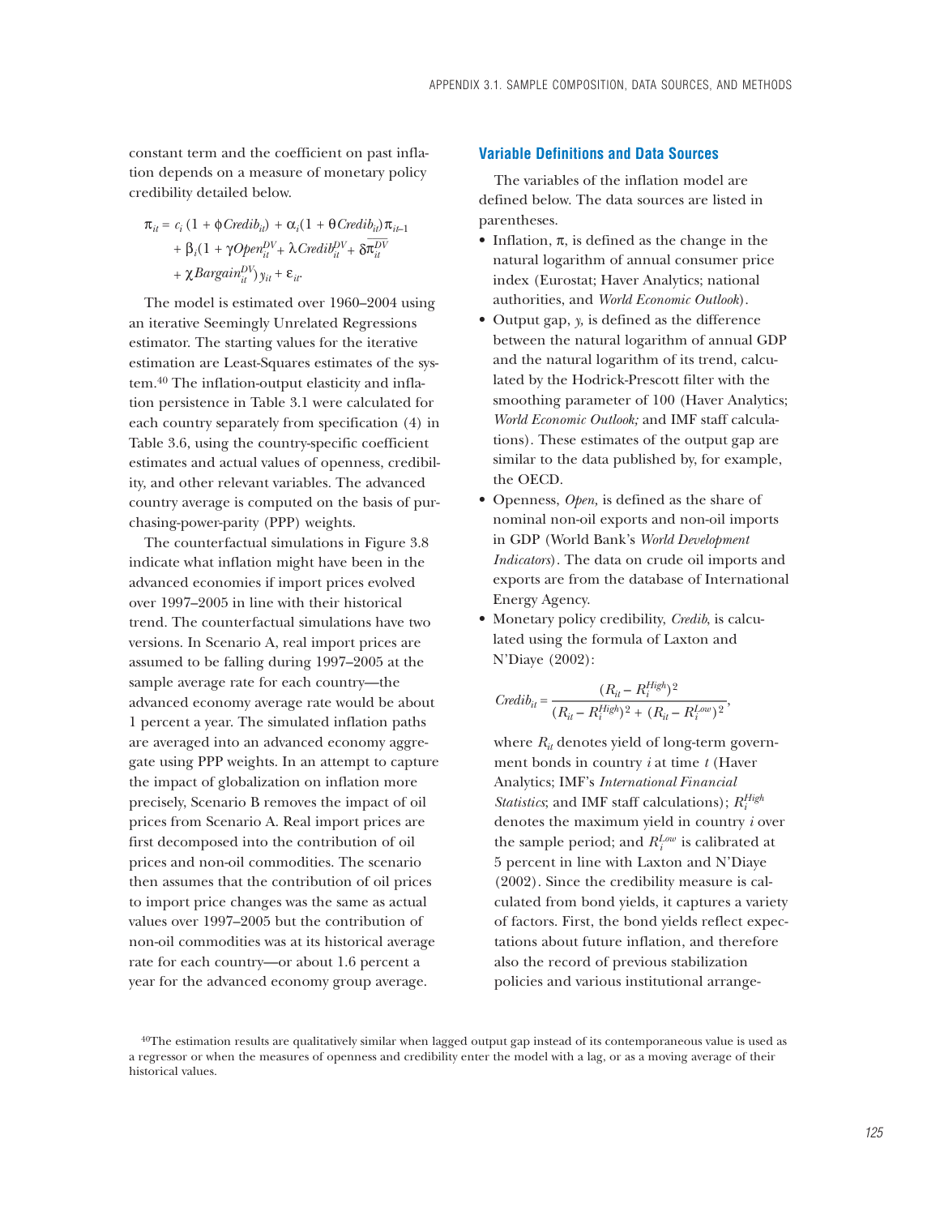constant term and the coefficient on past inflation depends on a measure of monetary policy credibility detailed below.

$$\pi_{it} = c_i\,(1 + \phi Credib_{it}) + \alpha_i(1 + \theta Credib_{it})\pi_{it-1} + \beta_i(1 + \gamma Open_{it}^{DV} + \lambda Credib_{it}^{DV} + \delta\overline{\pi_{it}^{DV}} + \chi Bargain_{it}^{DV})\,y_{it} + \varepsilon_{it}.$$

The model is estimated over 1960–2004 using an iterative Seemingly Unrelated Regressions estimator. The starting values for the iterative estimation are Least-Squares estimates of the system.[40] The inflation-output elasticity and inflation persistence in Table 3.1 were calculated for each country separately from specification (4) in Table 3.6, using the country-specific coefficient estimates and actual values of openness, credibility, and other relevant variables. The advanced country average is computed on the basis of purchasing-power-parity (PPP) weights.

The counterfactual simulations in Figure 3.8 indicate what inflation might have been in the advanced economies if import prices evolved over 1997–2005 in line with their historical trend. The counterfactual simulations have two versions. In Scenario A, real import prices are assumed to be falling during 1997–2005 at the sample average rate for each country—the advanced economy average rate would be about 1 percent a year. The simulated inflation paths are averaged into an advanced economy aggregate using PPP weights. In an attempt to capture the impact of globalization on inflation more precisely, Scenario B removes the impact of oil prices from Scenario A. Real import prices are first decomposed into the contribution of oil prices and non-oil commodities. The scenario then assumes that the contribution of oil prices to import price changes was the same as actual values over 1997–2005 but the contribution of non-oil commodities was at its historical average rate for each country—or about 1.6 percent a year for the advanced economy group average.

## Variable Definitions and Data Sources

The variables of the inflation model are defined below. The data sources are listed in parentheses.

- Inflation, $\pi$, is defined as the change in the natural logarithm of annual consumer price index (Eurostat; Haver Analytics; national authorities, and *World Economic Outlook*).
- Output gap, $y$, is defined as the difference between the natural logarithm of annual GDP and the natural logarithm of its trend, calculated by the Hodrick-Prescott filter with the smoothing parameter of 100 (Haver Analytics; *World Economic Outlook;* and IMF staff calculations). These estimates of the output gap are similar to the data published by, for example, the OECD.
- Openness, *Open,* is defined as the share of nominal non-oil exports and non-oil imports in GDP (World Bank's *World Development Indicators*). The data on crude oil imports and exports are from the database of International Energy Agency.
- Monetary policy credibility, *Credib*, is calculated using the formula of Laxton and N'Diaye (2002):

  $$Credib_{it} = \frac{(R_{it} - R_i^{High})^2}{(R_{it} - R_i^{High})^2 + (R_{it} - R_i^{Low})^2},$$

  where $R_{it}$ denotes yield of long-term government bonds in country $i$ at time $t$ (Haver Analytics; IMF's *International Financial Statistics*; and IMF staff calculations); $R_i^{High}$ denotes the maximum yield in country $i$ over the sample period; and $R_i^{Low}$ is calibrated at 5 percent in line with Laxton and N'Diaye (2002). Since the credibility measure is calculated from bond yields, it captures a variety of factors. First, the bond yields reflect expectations about future inflation, and therefore also the record of previous stabilization policies and various institutional arrange-

[40]The estimation results are qualitatively similar when lagged output gap instead of its contemporaneous value is used as a regressor or when the measures of openness and credibility enter the model with a lag, or as a moving average of their historical values.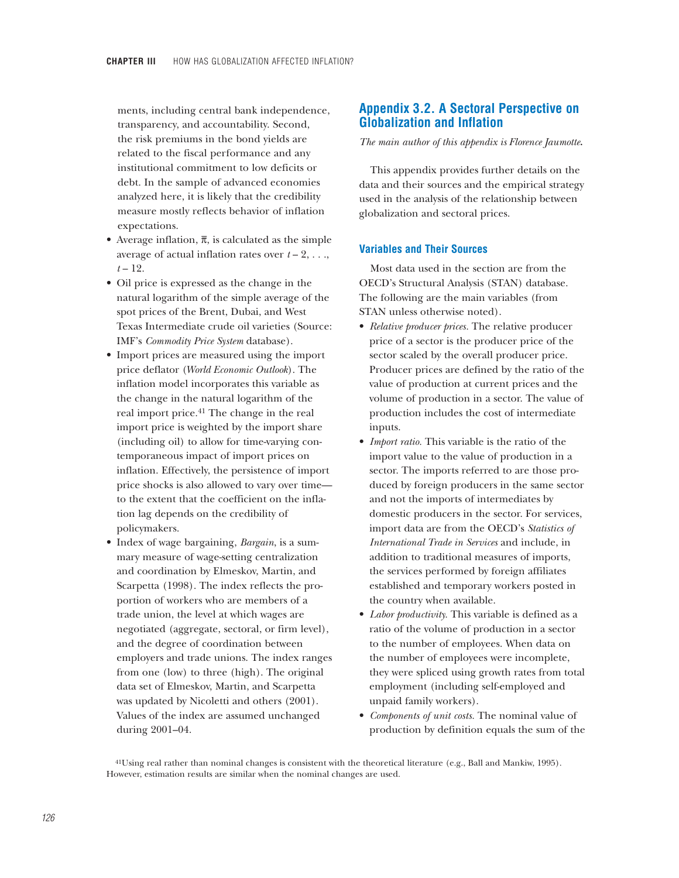ments, including central bank independence, transparency, and accountability. Second, the risk premiums in the bond yields are related to the fiscal performance and any institutional commitment to low deficits or debt. In the sample of advanced economies analyzed here, it is likely that the credibility measure mostly reflects behavior of inflation expectations.

- Average inflation, $\bar{\pi}$, is calculated as the simple average of actual inflation rates over $t-2, \ldots, t-12$.
- Oil price is expressed as the change in the natural logarithm of the simple average of the spot prices of the Brent, Dubai, and West Texas Intermediate crude oil varieties (Source: IMF's *Commodity Price System* database).
- Import prices are measured using the import price deflator (*World Economic Outlook*). The inflation model incorporates this variable as the change in the natural logarithm of the real import price.[41] The change in the real import price is weighted by the import share (including oil) to allow for time-varying contemporaneous impact of import prices on inflation. Effectively, the persistence of import price shocks is also allowed to vary over time—to the extent that the coefficient on the inflation lag depends on the credibility of policymakers.
- Index of wage bargaining, *Bargain*, is a summary measure of wage-setting centralization and coordination by Elmeskov, Martin, and Scarpetta (1998). The index reflects the proportion of workers who are members of a trade union, the level at which wages are negotiated (aggregate, sectoral, or firm level), and the degree of coordination between employers and trade unions. The index ranges from one (low) to three (high). The original data set of Elmeskov, Martin, and Scarpetta was updated by Nicoletti and others (2001). Values of the index are assumed unchanged during 2001–04.

## Appendix 3.2. A Sectoral Perspective on Globalization and Inflation

*The main author of this appendix is Florence Jaumotte.*

This appendix provides further details on the data and their sources and the empirical strategy used in the analysis of the relationship between globalization and sectoral prices.

### Variables and Their Sources

Most data used in the section are from the OECD's Structural Analysis (STAN) database. The following are the main variables (from STAN unless otherwise noted).

- *Relative producer prices.* The relative producer price of a sector is the producer price of the sector scaled by the overall producer price. Producer prices are defined by the ratio of the value of production at current prices and the volume of production in a sector. The value of production includes the cost of intermediate inputs.
- *Import ratio.* This variable is the ratio of the import value to the value of production in a sector. The imports referred to are those produced by foreign producers in the same sector and not the imports of intermediates by domestic producers in the sector. For services, import data are from the OECD's *Statistics of International Trade in Services* and include, in addition to traditional measures of imports, the services performed by foreign affiliates established and temporary workers posted in the country when available.
- *Labor productivity.* This variable is defined as a ratio of the volume of production in a sector to the number of employees. When data on the number of employees were incomplete, they were spliced using growth rates from total employment (including self-employed and unpaid family workers).
- *Components of unit costs.* The nominal value of production by definition equals the sum of the

[41] Using real rather than nominal changes is consistent with the theoretical literature (e.g., Ball and Mankiw, 1995). However, estimation results are similar when the nominal changes are used.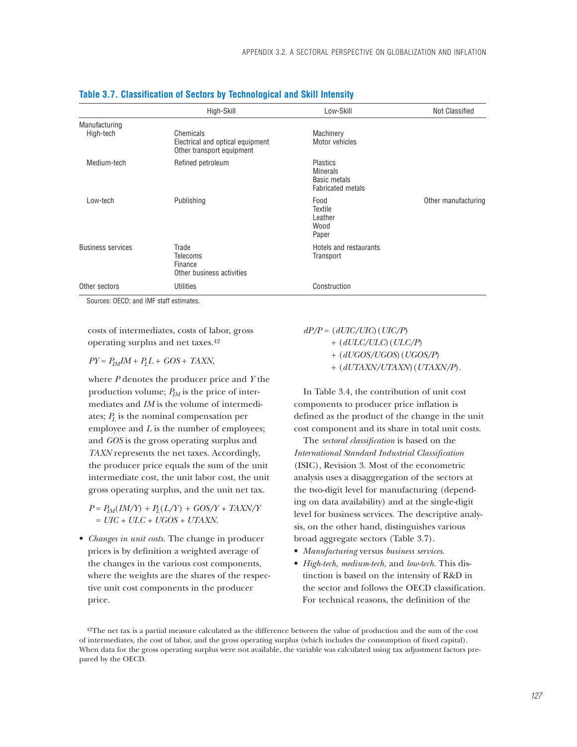**Table 3.7. Classification of Sectors by Technological and Skill Intensity**

| | High-Skill | Low-Skill | Not Classified |
|---|---|---|---|
| Manufacturing | | | |
| High-tech | Chemicals<br>Electrical and optical equipment<br>Other transport equipment | Machinery<br>Motor vehicles | |
| Medium-tech | Refined petroleum | Plastics<br>Minerals<br>Basic metals<br>Fabricated metals | |
| Low-tech | Publishing | Food<br>Textile<br>Leather<br>Wood<br>Paper | Other manufacturing |
| Business services | Trade<br>Telecoms<br>Finance<br>Other business activities | Hotels and restaurants<br>Transport | |
| Other sectors | Utilities | Construction | |

Sources: OECD; and IMF staff estimates.

costs of intermediates, costs of labor, gross operating surplus and net taxes.[42]

$$PY = P_{IM}IM + P_L L + GOS + TAXN,$$

where $P$ denotes the producer price and $Y$ the production volume; $P_{IM}$ is the price of intermediates and $IM$ is the volume of intermediates; $P_L$ is the nominal compensation per employee and $L$ is the number of employees; and $GOS$ is the gross operating surplus and $TAXN$ represents the net taxes. Accordingly, the producer price equals the sum of the unit intermediate cost, the unit labor cost, the unit gross operating surplus, and the unit net tax.

$$P = P_{IM}(IM/Y) + P_L(L/Y) + GOS/Y + TAXN/Y$$
$$= UIC + ULC + UGOS + UTAXN.$$

- *Changes in unit costs.* The change in producer prices is by definition a weighted average of the changes in the various cost components, where the weights are the shares of the respective unit cost components in the producer price.

$$dP/P = (dUIC/UIC)(UIC/P)$$
$$+ (dULC/ULC)(ULC/P)$$
$$+ (dUGOS/UGOS)(UGOS/P)$$
$$+ (dUTAXN/UTAXN)(UTAXN/P).$$

In Table 3.4, the contribution of unit cost components to producer price inflation is defined as the product of the change in the unit cost component and its share in total unit costs.

The *sectoral classification* is based on the *International Standard Industrial Classification* (ISIC), Revision 3. Most of the econometric analysis uses a disaggregation of the sectors at the two-digit level for manufacturing (depending on data availability) and at the single-digit level for business services. The descriptive analysis, on the other hand, distinguishes various broad aggregate sectors (Table 3.7).

- *Manufacturing* versus *business services*.
- *High-tech*, *medium-tech*, and *low-tech*. This distinction is based on the intensity of R&D in the sector and follows the OECD classification. For technical reasons, the definition of the

[42]The net tax is a partial measure calculated as the difference between the value of production and the sum of the cost of intermediates, the cost of labor, and the gross operating surplus (which includes the consumption of fixed capital). When data for the gross operating surplus were not available, the variable was calculated using tax adjustment factors prepared by the OECD.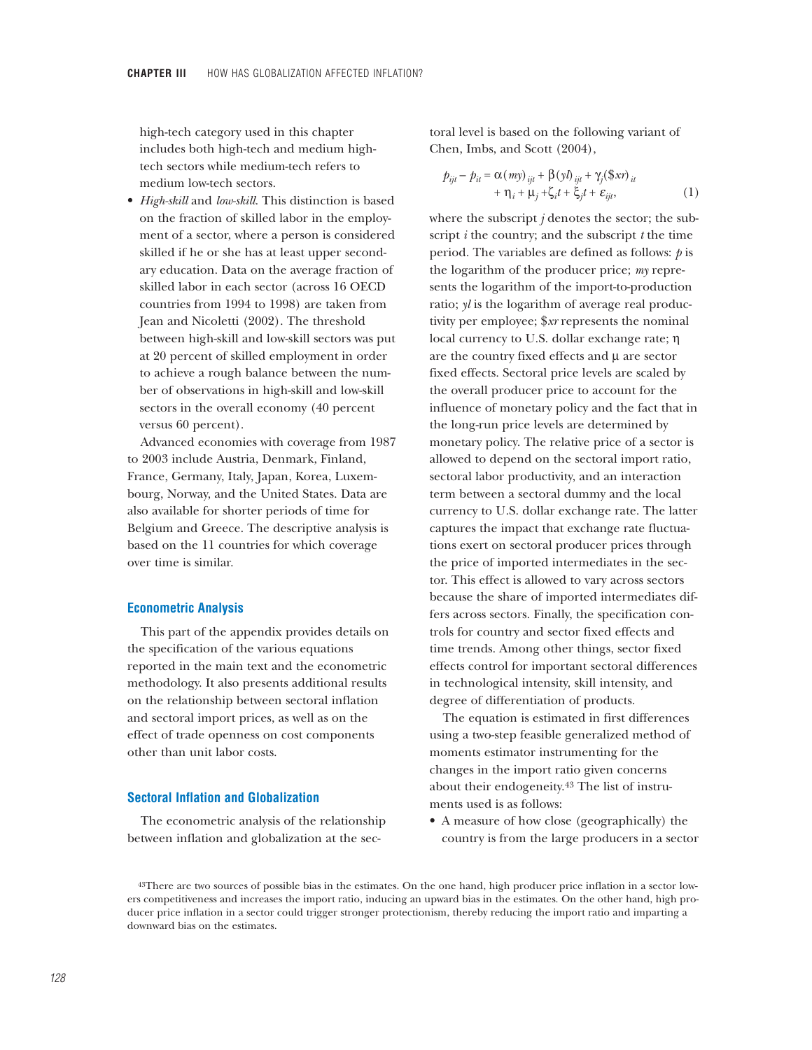high-tech category used in this chapter includes both high-tech and medium high-tech sectors while medium-tech refers to medium low-tech sectors.

- *High-skill* and *low-skill*. This distinction is based on the fraction of skilled labor in the employment of a sector, where a person is considered skilled if he or she has at least upper secondary education. Data on the average fraction of skilled labor in each sector (across 16 OECD countries from 1994 to 1998) are taken from Jean and Nicoletti (2002). The threshold between high-skill and low-skill sectors was put at 20 percent of skilled employment in order to achieve a rough balance between the number of observations in high-skill and low-skill sectors in the overall economy (40 percent versus 60 percent).

Advanced economies with coverage from 1987 to 2003 include Austria, Denmark, Finland, France, Germany, Italy, Japan, Korea, Luxembourg, Norway, and the United States. Data are also available for shorter periods of time for Belgium and Greece. The descriptive analysis is based on the 11 countries for which coverage over time is similar.

## Econometric Analysis

This part of the appendix provides details on the specification of the various equations reported in the main text and the econometric methodology. It also presents additional results on the relationship between sectoral inflation and sectoral import prices, as well as on the effect of trade openness on cost components other than unit labor costs.

### Sectoral Inflation and Globalization

The econometric analysis of the relationship between inflation and globalization at the sectoral level is based on the following variant of Chen, Imbs, and Scott (2004),

$$p_{ijt} - p_{it} = \alpha(my)_{ijt} + \beta(yl)_{ijt} + \gamma_j(\$xr)_{it} + \eta_i + \mu_j + \zeta_i t + \xi_j t + \varepsilon_{ijt}, \qquad (1)$$

where the subscript $j$ denotes the sector; the subscript $i$ the country; and the subscript $t$ the time period. The variables are defined as follows: $p$ is the logarithm of the producer price; $my$ represents the logarithm of the import-to-production ratio; $yl$ is the logarithm of average real productivity per employee; $\$xr$ represents the nominal local currency to U.S. dollar exchange rate; $\eta$ are the country fixed effects and $\mu$ are sector fixed effects. Sectoral price levels are scaled by the overall producer price to account for the influence of monetary policy and the fact that in the long-run price levels are determined by monetary policy. The relative price of a sector is allowed to depend on the sectoral import ratio, sectoral labor productivity, and an interaction term between a sectoral dummy and the local currency to U.S. dollar exchange rate. The latter captures the impact that exchange rate fluctuations exert on sectoral producer prices through the price of imported intermediates in the sector. This effect is allowed to vary across sectors because the share of imported intermediates differs across sectors. Finally, the specification controls for country and sector fixed effects and time trends. Among other things, sector fixed effects control for important sectoral differences in technological intensity, skill intensity, and degree of differentiation of products.

The equation is estimated in first differences using a two-step feasible generalized method of moments estimator instrumenting for the changes in the import ratio given concerns about their endogeneity.[43] The list of instruments used is as follows:

- A measure of how close (geographically) the country is from the large producers in a sector

[43] There are two sources of possible bias in the estimates. On the one hand, high producer price inflation in a sector lowers competitiveness and increases the import ratio, inducing an upward bias in the estimates. On the other hand, high producer price inflation in a sector could trigger stronger protectionism, thereby reducing the import ratio and imparting a downward bias on the estimates.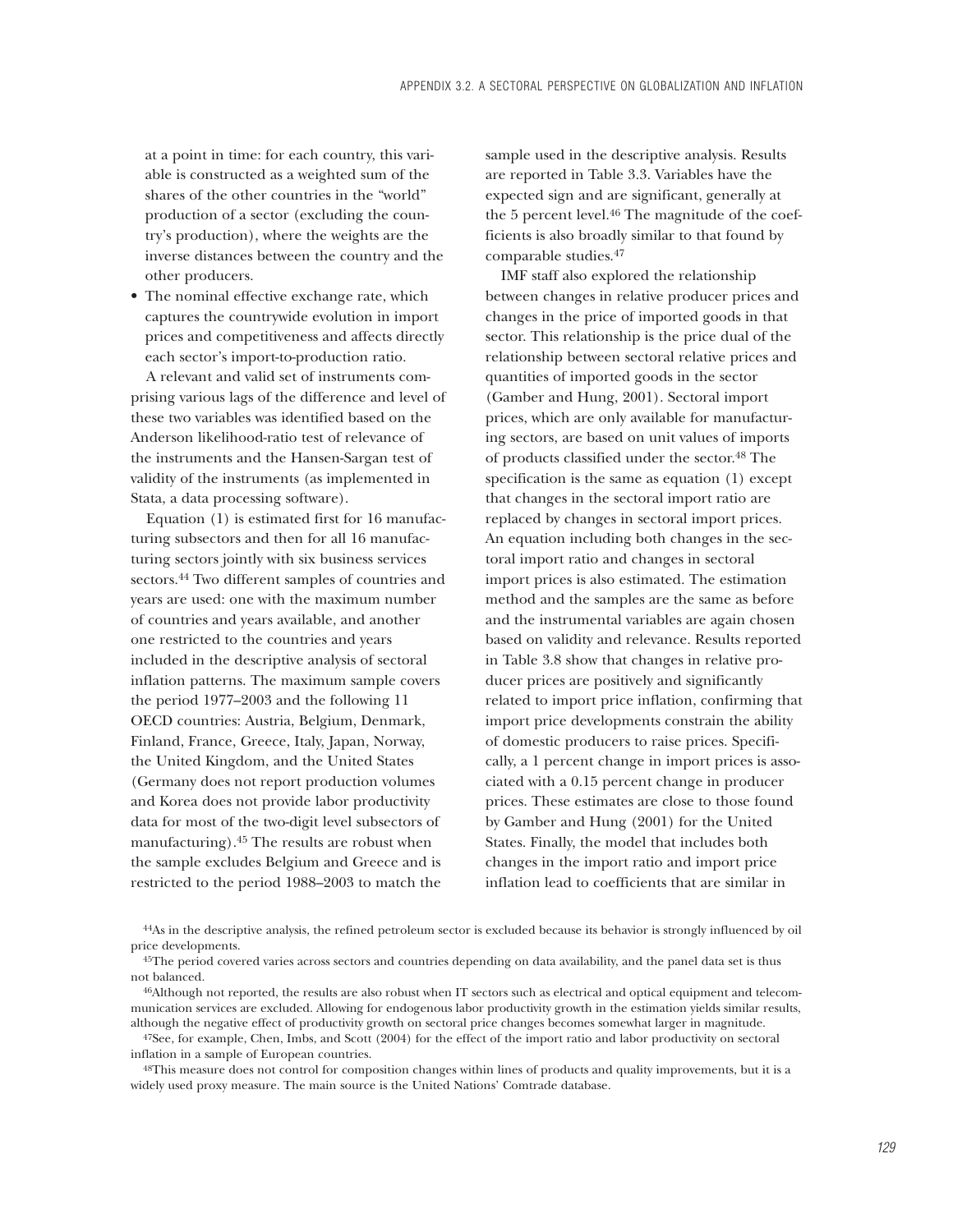at a point in time: for each country, this variable is constructed as a weighted sum of the shares of the other countries in the "world" production of a sector (excluding the country's production), where the weights are the inverse distances between the country and the other producers.

- The nominal effective exchange rate, which captures the countrywide evolution in import prices and competitiveness and affects directly each sector's import-to-production ratio.

A relevant and valid set of instruments comprising various lags of the difference and level of these two variables was identified based on the Anderson likelihood-ratio test of relevance of the instruments and the Hansen-Sargan test of validity of the instruments (as implemented in Stata, a data processing software).

Equation (1) is estimated first for 16 manufacturing subsectors and then for all 16 manufacturing sectors jointly with six business services sectors.[44] Two different samples of countries and years are used: one with the maximum number of countries and years available, and another one restricted to the countries and years included in the descriptive analysis of sectoral inflation patterns. The maximum sample covers the period 1977–2003 and the following 11 OECD countries: Austria, Belgium, Denmark, Finland, France, Greece, Italy, Japan, Norway, the United Kingdom, and the United States (Germany does not report production volumes and Korea does not provide labor productivity data for most of the two-digit level subsectors of manufacturing).[45] The results are robust when the sample excludes Belgium and Greece and is restricted to the period 1988–2003 to match the sample used in the descriptive analysis. Results are reported in Table 3.3. Variables have the expected sign and are significant, generally at the 5 percent level.[46] The magnitude of the coefficients is also broadly similar to that found by comparable studies.[47]

IMF staff also explored the relationship between changes in relative producer prices and changes in the price of imported goods in that sector. This relationship is the price dual of the relationship between sectoral relative prices and quantities of imported goods in the sector (Gamber and Hung, 2001). Sectoral import prices, which are only available for manufacturing sectors, are based on unit values of imports of products classified under the sector.[48] The specification is the same as equation (1) except that changes in the sectoral import ratio are replaced by changes in sectoral import prices. An equation including both changes in the sectoral import ratio and changes in sectoral import prices is also estimated. The estimation method and the samples are the same as before and the instrumental variables are again chosen based on validity and relevance. Results reported in Table 3.8 show that changes in relative producer prices are positively and significantly related to import price inflation, confirming that import price developments constrain the ability of domestic producers to raise prices. Specifically, a 1 percent change in import prices is associated with a 0.15 percent change in producer prices. These estimates are close to those found by Gamber and Hung (2001) for the United States. Finally, the model that includes both changes in the import ratio and import price inflation lead to coefficients that are similar in

[44] As in the descriptive analysis, the refined petroleum sector is excluded because its behavior is strongly influenced by oil price developments.

[45] The period covered varies across sectors and countries depending on data availability, and the panel data set is thus not balanced.

[46] Although not reported, the results are also robust when IT sectors such as electrical and optical equipment and telecommunication services are excluded. Allowing for endogenous labor productivity growth in the estimation yields similar results, although the negative effect of productivity growth on sectoral price changes becomes somewhat larger in magnitude.

[47] See, for example, Chen, Imbs, and Scott (2004) for the effect of the import ratio and labor productivity on sectoral inflation in a sample of European countries.

[48] This measure does not control for composition changes within lines of products and quality improvements, but it is a widely used proxy measure. The main source is the United Nations' Comtrade database.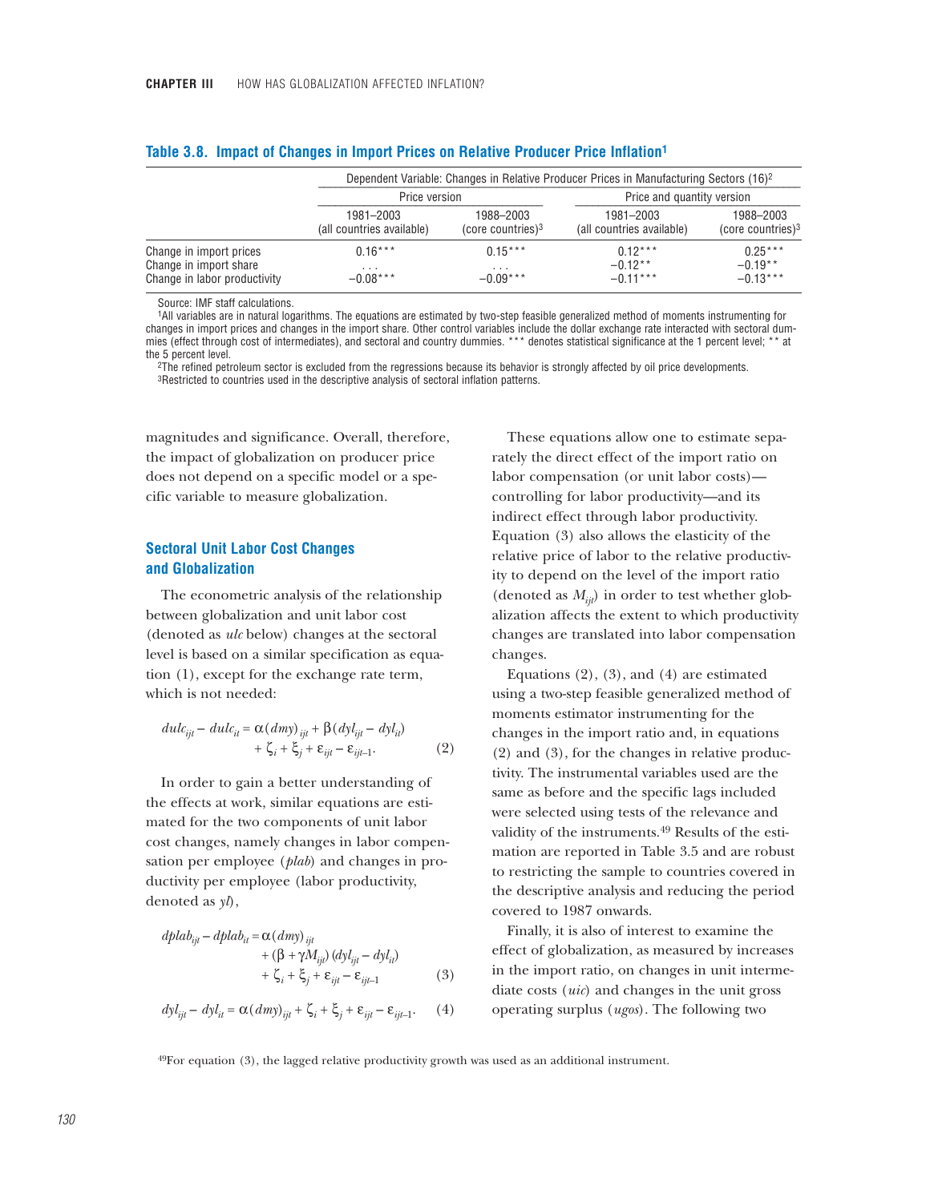**Table 3.8. Impact of Changes in Import Prices on Relative Producer Price Inflation[1]**

| | Dependent Variable: Changes in Relative Producer Prices in Manufacturing Sectors (16)[2] | | | |
|---|---|---|---|---|
| | Price version | | Price and quantity version | |
| | 1981–2003 (all countries available) | 1988–2003 (core countries)[3] | 1981–2003 (all countries available) | 1988–2003 (core countries)[3] |
| Change in import prices | 0.16*** | 0.15*** | 0.12*** | 0.25*** |
| Change in import share | . . . | . . . | −0.12** | −0.19** |
| Change in labor productivity | −0.08*** | −0.09*** | −0.11*** | −0.13*** |

Source: IMF staff calculations.

[1]All variables are in natural logarithms. The equations are estimated by two-step feasible generalized method of moments instrumenting for changes in import prices and changes in the import share. Other control variables include the dollar exchange rate interacted with sectoral dummies (effect through cost of intermediates), and sectoral and country dummies. *** denotes statistical significance at the 1 percent level; ** at the 5 percent level.

[2]The refined petroleum sector is excluded from the regressions because its behavior is strongly affected by oil price developments.

[3]Restricted to countries used in the descriptive analysis of sectoral inflation patterns.

magnitudes and significance. Overall, therefore, the impact of globalization on producer price does not depend on a specific model or a specific variable to measure globalization.

### Sectoral Unit Labor Cost Changes and Globalization

The econometric analysis of the relationship between globalization and unit labor cost (denoted as *ulc* below) changes at the sectoral level is based on a similar specification as equation (1), except for the exchange rate term, which is not needed:

$$dulc_{ijt} - dulc_{it} = \alpha(dmy)_{ijt} + \beta(dyl_{ijt} - dyl_{it}) + \zeta_i + \xi_j + \varepsilon_{ijt} - \varepsilon_{ijt-1}. \qquad (2)$$

In order to gain a better understanding of the effects at work, similar equations are estimated for the two components of unit labor cost changes, namely changes in labor compensation per employee (*plab*) and changes in productivity per employee (labor productivity, denoted as *yl*),

$$dplab_{ijt} - dplab_{it} = \alpha(dmy)_{ijt} + (\beta + \gamma M_{ijt})(dyl_{ijt} - dyl_{it}) + \zeta_i + \xi_j + \varepsilon_{ijt} - \varepsilon_{ijt-1} \qquad (3)$$

$$dyl_{ijt} - dyl_{it} = \alpha(dmy)_{ijt} + \zeta_i + \xi_j + \varepsilon_{ijt} - \varepsilon_{ijt-1}. \qquad (4)$$

These equations allow one to estimate separately the direct effect of the import ratio on labor compensation (or unit labor costs)—controlling for labor productivity—and its indirect effect through labor productivity. Equation (3) also allows the elasticity of the relative price of labor to the relative productivity to depend on the level of the import ratio (denoted as $M_{ijt}$) in order to test whether globalization affects the extent to which productivity changes are translated into labor compensation changes.

Equations (2), (3), and (4) are estimated using a two-step feasible generalized method of moments estimator instrumenting for the changes in the import ratio and, in equations (2) and (3), for the changes in relative productivity. The instrumental variables used are the same as before and the specific lags included were selected using tests of the relevance and validity of the instruments.[49] Results of the estimation are reported in Table 3.5 and are robust to restricting the sample to countries covered in the descriptive analysis and reducing the period covered to 1987 onwards.

Finally, it is also of interest to examine the effect of globalization, as measured by increases in the import ratio, on changes in unit intermediate costs (*uic*) and changes in the unit gross operating surplus (*ugos*). The following two

[49]For equation (3), the lagged relative productivity growth was used as an additional instrument.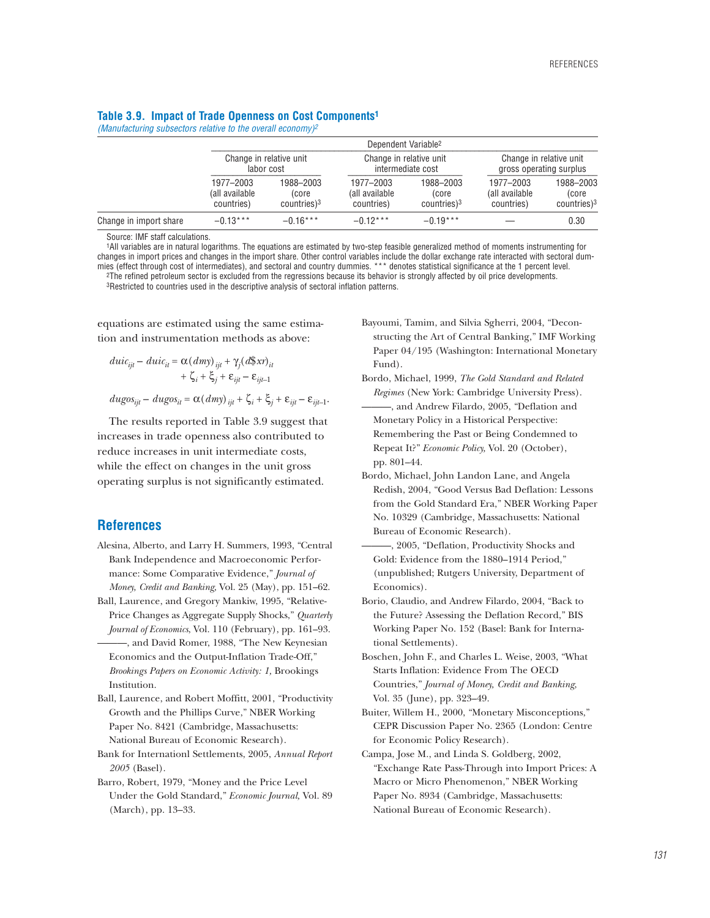**Table 3.9. Impact of Trade Openness on Cost Components[1]**

*(Manufacturing subsectors relative to the overall economy)[2]*

| | Dependent Variable[2] | | | | | |
|---|---|---|---|---|---|---|
| | Change in relative unit labor cost | | Change in relative unit intermediate cost | | Change in relative unit gross operating surplus | |
| | 1977–2003 (all available countries) | 1988–2003 (core countries)[3] | 1977–2003 (all available countries) | 1988–2003 (core countries)[3] | 1977–2003 (all available countries) | 1988–2003 (core countries)[3] |
| Change in import share | −0.13*** | −0.16*** | −0.12*** | −0.19*** | — | 0.30 |

Source: IMF staff calculations.

[1]All variables are in natural logarithms. The equations are estimated by two-step feasible generalized method of moments instrumenting for changes in import prices and changes in the import share. Other control variables include the dollar exchange rate interacted with sectoral dummies (effect through cost of intermediates), and sectoral and country dummies. *** denotes statistical significance at the 1 percent level.

[2]The refined petroleum sector is excluded from the regressions because its behavior is strongly affected by oil price developments.

[3]Restricted to countries used in the descriptive analysis of sectoral inflation patterns.

equations are estimated using the same estimation and instrumentation methods as above:

$$duic_{ijt} - duic_{it} = \alpha(dmy)_{ijt} + \gamma_j(d\$xr)_{it} + \zeta_i + \xi_j + \varepsilon_{ijt} - \varepsilon_{ijt-1}$$

$$dugos_{ijt} - dugos_{it} = \alpha(dmy)_{ijt} + \zeta_i + \xi_j + \varepsilon_{ijt} - \varepsilon_{ijt-1}.$$

The results reported in Table 3.9 suggest that increases in trade openness also contributed to reduce increases in unit intermediate costs, while the effect on changes in the unit gross operating surplus is not significantly estimated.

## References

Alesina, Alberto, and Larry H. Summers, 1993, "Central Bank Independence and Macroeconomic Performance: Some Comparative Evidence," *Journal of Money, Credit and Banking*, Vol. 25 (May), pp. 151–62.

Ball, Laurence, and Gregory Mankiw, 1995, "Relative-Price Changes as Aggregate Supply Shocks," *Quarterly Journal of Economics*, Vol. 110 (February), pp. 161–93.

———, and David Romer, 1988, "The New Keynesian Economics and the Output-Inflation Trade-Off," *Brookings Papers on Economic Activity: 1*, Brookings Institution.

Ball, Laurence, and Robert Moffitt, 2001, "Productivity Growth and the Phillips Curve," NBER Working Paper No. 8421 (Cambridge, Massachusetts: National Bureau of Economic Research).

Bank for Internationl Settlements, 2005, *Annual Report 2005* (Basel).

Barro, Robert, 1979, "Money and the Price Level Under the Gold Standard," *Economic Journal*, Vol. 89 (March), pp. 13–33.

Bayoumi, Tamim, and Silvia Sgherri, 2004, "Deconstructing the Art of Central Banking," IMF Working Paper 04/195 (Washington: International Monetary Fund).

Bordo, Michael, 1999, *The Gold Standard and Related Regimes* (New York: Cambridge University Press).

———, and Andrew Filardo, 2005, "Deflation and Monetary Policy in a Historical Perspective: Remembering the Past or Being Condemned to Repeat It?" *Economic Policy*, Vol. 20 (October), pp. 801–44.

Bordo, Michael, John Landon Lane, and Angela Redish, 2004, "Good Versus Bad Deflation: Lessons from the Gold Standard Era," NBER Working Paper No. 10329 (Cambridge, Massachusetts: National Bureau of Economic Research).

———, 2005, "Deflation, Productivity Shocks and Gold: Evidence from the 1880–1914 Period," (unpublished; Rutgers University, Department of Economics).

Borio, Claudio, and Andrew Filardo, 2004, "Back to the Future? Assessing the Deflation Record," BIS Working Paper No. 152 (Basel: Bank for International Settlements).

Boschen, John F., and Charles L. Weise, 2003, "What Starts Inflation: Evidence From The OECD Countries," *Journal of Money, Credit and Banking*, Vol. 35 (June), pp. 323–49.

Buiter, Willem H., 2000, "Monetary Misconceptions," CEPR Discussion Paper No. 2365 (London: Centre for Economic Policy Research).

Campa, Jose M., and Linda S. Goldberg, 2002, "Exchange Rate Pass-Through into Import Prices: A Macro or Micro Phenomenon," NBER Working Paper No. 8934 (Cambridge, Massachusetts: National Bureau of Economic Research).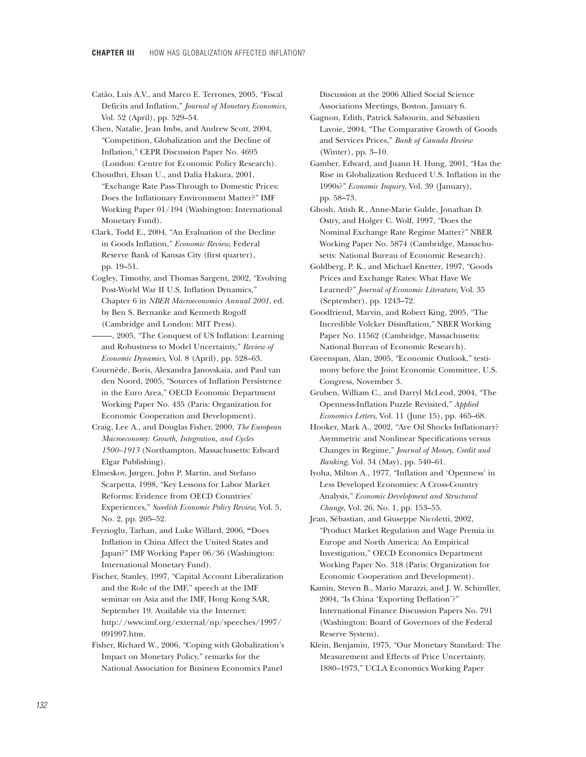Catão, Luis A.V., and Marco E. Terrones, 2005, "Fiscal Deficits and Inflation," *Journal of Monetary Economics*, Vol. 52 (April), pp. 529–54.

Chen, Natalie, Jean Imbs, and Andrew Scott, 2004, "Competition, Globalization and the Decline of Inflation," CEPR Discussion Paper No. 4695 (London: Centre for Economic Policy Research).

Choudhri, Ehsan U., and Dalia Hakura, 2001, "Exchange Rate Pass-Through to Domestic Prices: Does the Inflationary Environment Matter?" IMF Working Paper 01/194 (Washington: International Monetary Fund).

Clark, Todd E., 2004, "An Evaluation of the Decline in Goods Inflation," *Economic Review*, Federal Reserve Bank of Kansas City (first quarter), pp. 19–51.

Cogley, Timothy, and Thomas Sargent, 2002, "Evolving Post-World War II U.S. Inflation Dynamics," Chapter 6 in *NBER Macroeconomics Annual 2001*, ed. by Ben S. Bernanke and Kenneth Rogoff (Cambridge and London: MIT Press).

———, 2005, "The Conquest of US Inflation: Learning and Robustness to Model Uncertainty," *Review of Economic Dynamics*, Vol. 8 (April), pp. 528–63.

Cournède, Boris, Alexandra Janovskaia, and Paul van den Noord, 2005, "Sources of Inflation Persistence in the Euro Area," OECD Economic Department Working Paper No. 435 (Paris: Organization for Economic Cooperation and Development).

Craig, Lee A., and Douglas Fisher, 2000, *The European Macroeconomy: Growth, Integration, and Cycles 1500–1913* (Northampton, Massachusetts: Edward Elgar Publishing).

Elmeskov, Jørgen, John P. Martin, and Stefano Scarpetta, 1998, "Key Lessons for Labor Market Reforms: Evidence from OECD Countries' Experiences," *Swedish Economic Policy Review*, Vol. 5, No. 2, pp. 205–52.

Feyzioglu, Tarhan, and Luke Willard, 2006, "Does Inflation in China Affect the United States and Japan?" IMF Working Paper 06/36 (Washington: International Monetary Fund).

Fischer, Stanley, 1997, "Capital Account Liberalization and the Role of the IMF," speech at the IMF seminar on Asia and the IMF, Hong Kong SAR, September 19. Available via the Internet: http://www.imf.org/external/np/speeches/1997/091997.htm.

Fisher, Richard W., 2006, "Coping with Globalization's Impact on Monetary Policy," remarks for the National Association for Business Economics Panel Discussion at the 2006 Allied Social Science Associations Meetings, Boston, January 6.

Gagnon, Edith, Patrick Sabourin, and Sébastien Lavoie, 2004, "The Comparative Growth of Goods and Services Prices," *Bank of Canada Review* (Winter), pp. 3–10.

Gamber, Edward, and Juann H. Hung, 2001, "Has the Rise in Globalization Reduced U.S. Inflation in the 1990s?" *Economic Inquiry*, Vol. 39 (January), pp. 58–73.

Ghosh, Atish R., Anne-Marie Gulde, Jonathan D. Ostry, and Holger C. Wolf, 1997, "Does the Nominal Exchange Rate Regime Matter?" NBER Working Paper No. 5874 (Cambridge, Massachusetts: National Bureau of Economic Research).

Goldberg, P. K., and Michael Knetter, 1997, "Goods Prices and Exchange Rates: What Have We Learned?" *Journal of Economic Literature*, Vol. 35 (September), pp. 1243–72.

Goodfriend, Marvin, and Robert King, 2005, "The Incredible Volcker Disinflation," NBER Working Paper No. 11562 (Cambridge, Massachusetts: National Bureau of Economic Research).

Greenspan, Alan, 2005, "Economic Outlook," testimony before the Joint Economic Committee, U.S. Congress, November 3.

Gruben, William C., and Darryl McLeod, 2004, "The Openness-Inflation Puzzle Revisited," *Applied Economics Letters*, Vol. 11 (June 15), pp. 465–68.

Hooker, Mark A., 2002, "Are Oil Shocks Inflationary? Asymmetric and Nonlinear Specifications versus Changes in Regime," *Journal of Money, Credit and Banking*, Vol. 34 (May), pp. 540–61.

Iyoha, Milton A., 1977, "Inflation and 'Openness' in Less Developed Economies: A Cross-Country Analysis," *Economic Development and Structural Change*, Vol. 26, No. 1, pp. 153–55.

Jean, Sébastian, and Giuseppe Nicoletti, 2002, "Product Market Regulation and Wage Premia in Europe and North America: An Empirical Investigation," OECD Economics Department Working Paper No. 318 (Paris: Organization for Economic Cooperation and Development).

Kamin, Steven B., Mario Marazzi, and J. W. Schindler, 2004, "Is China 'Exporting Deflation'?" International Finance Discussion Papers No. 791 (Washington: Board of Governors of the Federal Reserve System).

Klein, Benjamin, 1975, "Our Monetary Standard: The Measurement and Effects of Price Uncertainty, 1880–1973," UCLA Economics Working Paper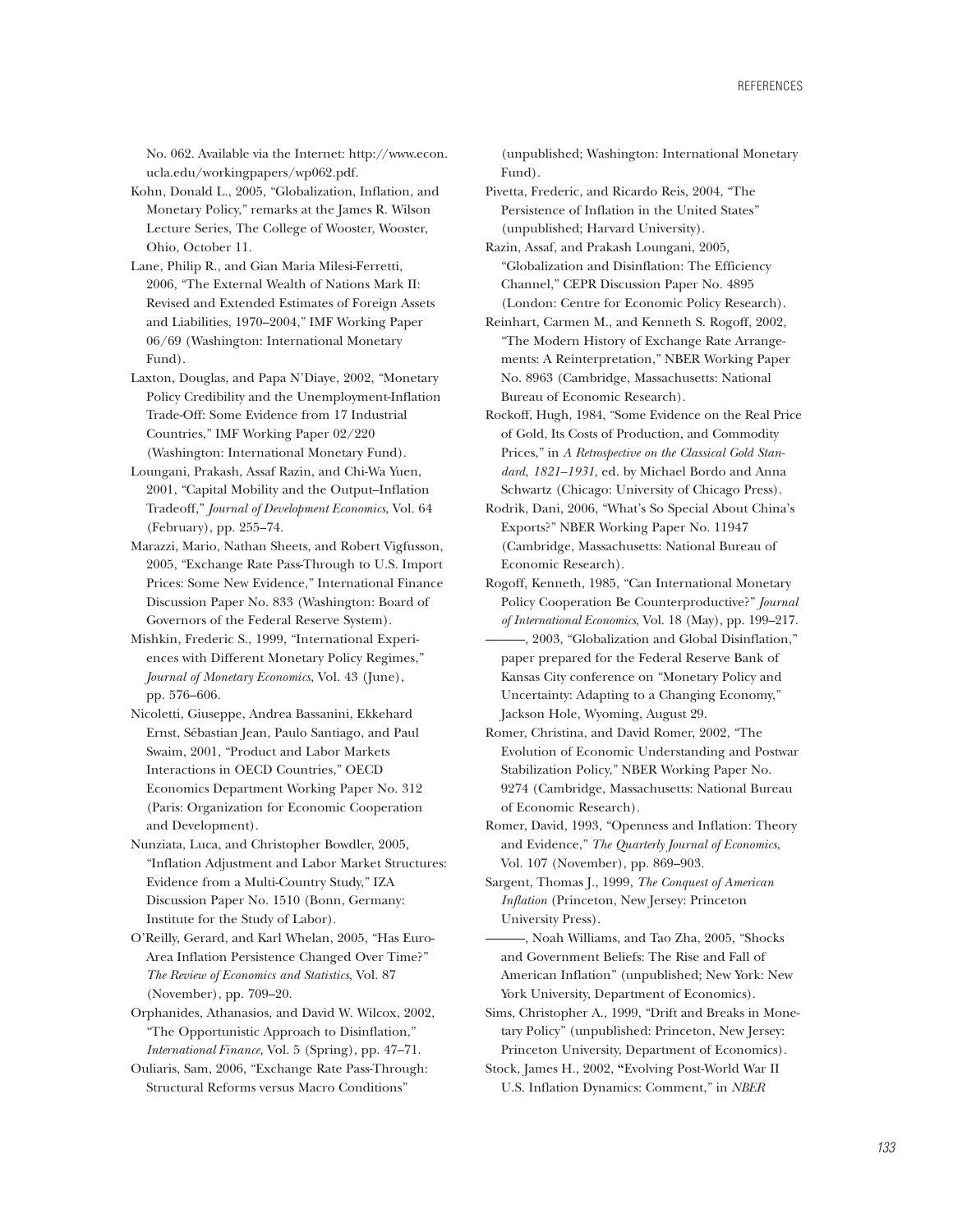No. 062. Available via the Internet: http://www.econ.ucla.edu/workingpapers/wp062.pdf.

Kohn, Donald L., 2005, "Globalization, Inflation, and Monetary Policy," remarks at the James R. Wilson Lecture Series, The College of Wooster, Wooster, Ohio, October 11.

Lane, Philip R., and Gian Maria Milesi-Ferretti, 2006, "The External Wealth of Nations Mark II: Revised and Extended Estimates of Foreign Assets and Liabilities, 1970–2004," IMF Working Paper 06/69 (Washington: International Monetary Fund).

Laxton, Douglas, and Papa N'Diaye, 2002, "Monetary Policy Credibility and the Unemployment-Inflation Trade-Off: Some Evidence from 17 Industrial Countries," IMF Working Paper 02/220 (Washington: International Monetary Fund).

Loungani, Prakash, Assaf Razin, and Chi-Wa Yuen, 2001, "Capital Mobility and the Output–Inflation Tradeoff," *Journal of Development Economics*, Vol. 64 (February), pp. 255–74.

Marazzi, Mario, Nathan Sheets, and Robert Vigfusson, 2005, "Exchange Rate Pass-Through to U.S. Import Prices: Some New Evidence," International Finance Discussion Paper No. 833 (Washington: Board of Governors of the Federal Reserve System).

Mishkin, Frederic S., 1999, "International Experiences with Different Monetary Policy Regimes," *Journal of Monetary Economics*, Vol. 43 (June), pp. 576–606.

Nicoletti, Giuseppe, Andrea Bassanini, Ekkehard Ernst, Sébastian Jean, Paulo Santiago, and Paul Swaim, 2001, "Product and Labor Markets Interactions in OECD Countries," OECD Economics Department Working Paper No. 312 (Paris: Organization for Economic Cooperation and Development).

Nunziata, Luca, and Christopher Bowdler, 2005, "Inflation Adjustment and Labor Market Structures: Evidence from a Multi-Country Study," IZA Discussion Paper No. 1510 (Bonn, Germany: Institute for the Study of Labor).

O'Reilly, Gerard, and Karl Whelan, 2005, "Has Euro-Area Inflation Persistence Changed Over Time?" *The Review of Economics and Statistics*, Vol. 87 (November), pp. 709–20.

Orphanides, Athanasios, and David W. Wilcox, 2002, "The Opportunistic Approach to Disinflation," *International Finance,* Vol. 5 (Spring), pp. 47–71.

Ouliaris, Sam, 2006, "Exchange Rate Pass-Through: Structural Reforms versus Macro Conditions" (unpublished; Washington: International Monetary Fund).

Pivetta, Frederic, and Ricardo Reis, 2004, "The Persistence of Inflation in the United States" (unpublished; Harvard University).

Razin, Assaf, and Prakash Loungani, 2005, "Globalization and Disinflation: The Efficiency Channel," CEPR Discussion Paper No. 4895 (London: Centre for Economic Policy Research).

Reinhart, Carmen M., and Kenneth S. Rogoff, 2002, "The Modern History of Exchange Rate Arrangements: A Reinterpretation," NBER Working Paper No. 8963 (Cambridge, Massachusetts: National Bureau of Economic Research).

Rockoff, Hugh, 1984, "Some Evidence on the Real Price of Gold, Its Costs of Production, and Commodity Prices," in *A Retrospective on the Classical Gold Standard, 1821–1931,* ed. by Michael Bordo and Anna Schwartz (Chicago: University of Chicago Press).

Rodrik, Dani, 2006, "What's So Special About China's Exports?" NBER Working Paper No. 11947 (Cambridge, Massachusetts: National Bureau of Economic Research).

Rogoff, Kenneth, 1985, "Can International Monetary Policy Cooperation Be Counterproductive?" *Journal of International Economics*, Vol. 18 (May), pp. 199–217.

———, 2003, "Globalization and Global Disinflation," paper prepared for the Federal Reserve Bank of Kansas City conference on "Monetary Policy and Uncertainty: Adapting to a Changing Economy," Jackson Hole, Wyoming, August 29.

Romer, Christina, and David Romer, 2002, "The Evolution of Economic Understanding and Postwar Stabilization Policy," NBER Working Paper No. 9274 (Cambridge, Massachusetts: National Bureau of Economic Research).

Romer, David, 1993, "Openness and Inflation: Theory and Evidence," *The Quarterly Journal of Economics*, Vol. 107 (November), pp. 869–903.

Sargent, Thomas J., 1999, *The Conquest of American Inflation* (Princeton, New Jersey: Princeton University Press).

———, Noah Williams, and Tao Zha, 2005, "Shocks and Government Beliefs: The Rise and Fall of American Inflation" (unpublished; New York: New York University, Department of Economics).

Sims, Christopher A., 1999, "Drift and Breaks in Monetary Policy" (unpublished: Princeton, New Jersey: Princeton University, Department of Economics).

Stock, James H., 2002, "Evolving Post-World War II U.S. Inflation Dynamics: Comment," in *NBER*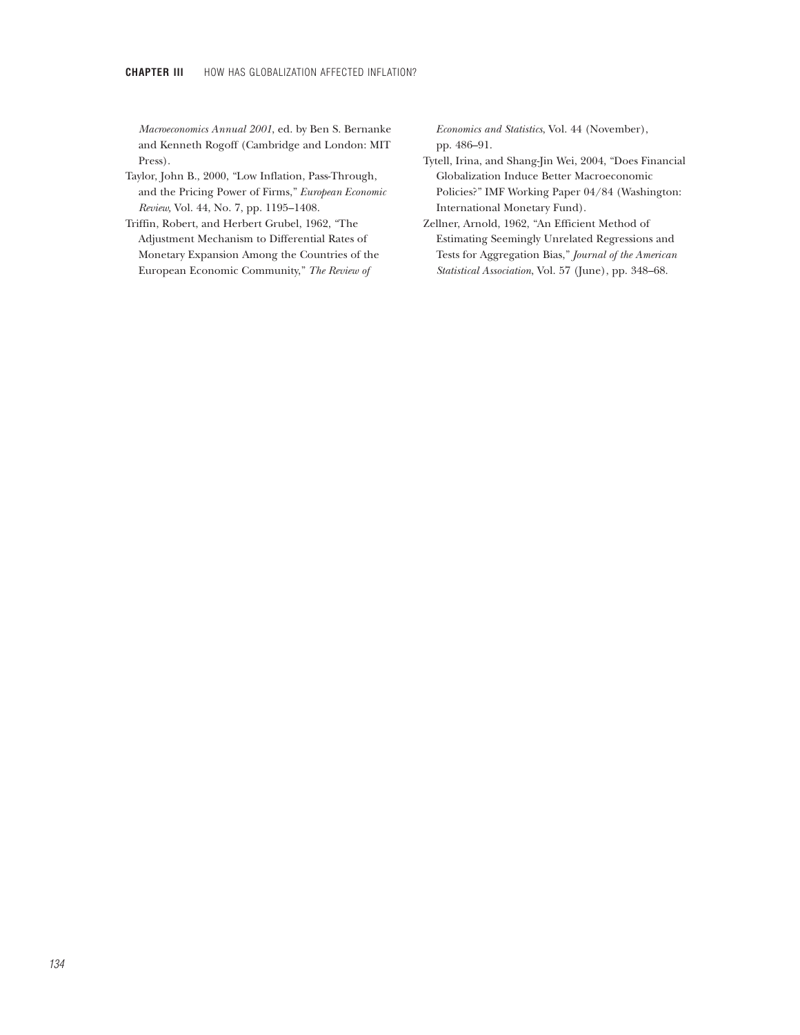*Macroeconomics Annual 2001*, ed. by Ben S. Bernanke and Kenneth Rogoff (Cambridge and London: MIT Press).

Taylor, John B., 2000, "Low Inflation, Pass-Through, and the Pricing Power of Firms," *European Economic Review,* Vol. 44, No. 7, pp. 1195–1408.

Triffin, Robert, and Herbert Grubel, 1962, "The Adjustment Mechanism to Differential Rates of Monetary Expansion Among the Countries of the European Economic Community," *The Review of Economics and Statistics*, Vol. 44 (November), pp. 486–91.

Tytell, Irina, and Shang-Jin Wei, 2004, "Does Financial Globalization Induce Better Macroeconomic Policies?" IMF Working Paper 04/84 (Washington: International Monetary Fund).

Zellner, Arnold, 1962, "An Efficient Method of Estimating Seemingly Unrelated Regressions and Tests for Aggregation Bias," *Journal of the American Statistical Association*, Vol. 57 (June), pp. 348–68.